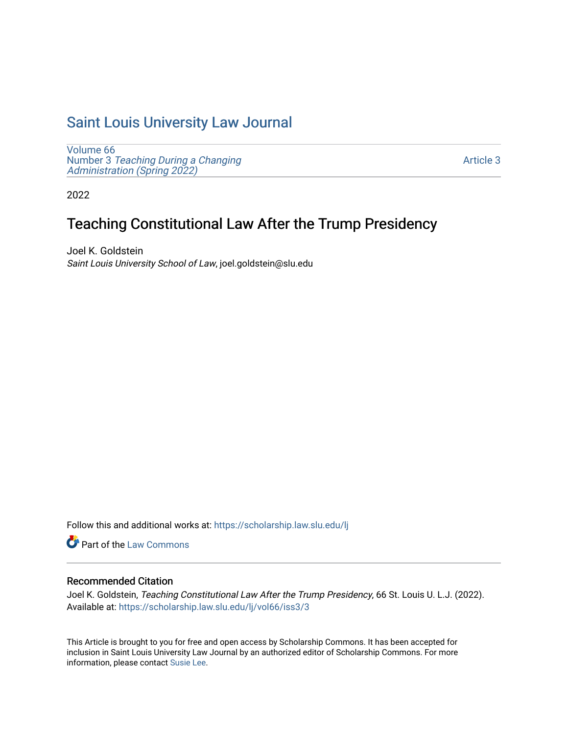# Saint Louis University Law Journal

Volume 66
Number 3 *Teaching During a Changing Administration (Spring 2022)*

Article 3

2022

## Teaching Constitutional Law After the Trump Presidency

Joel K. Goldstein
*Saint Louis University School of Law*, joel.goldstein@slu.edu

Follow this and additional works at: https://scholarship.law.slu.edu/lj

Part of the Law Commons

### Recommended Citation

Joel K. Goldstein, *Teaching Constitutional Law After the Trump Presidency*, 66 St. Louis U. L.J. (2022).
Available at: https://scholarship.law.slu.edu/lj/vol66/iss3/3

This Article is brought to you for free and open access by Scholarship Commons. It has been accepted for inclusion in Saint Louis University Law Journal by an authorized editor of Scholarship Commons. For more information, please contact Susie Lee.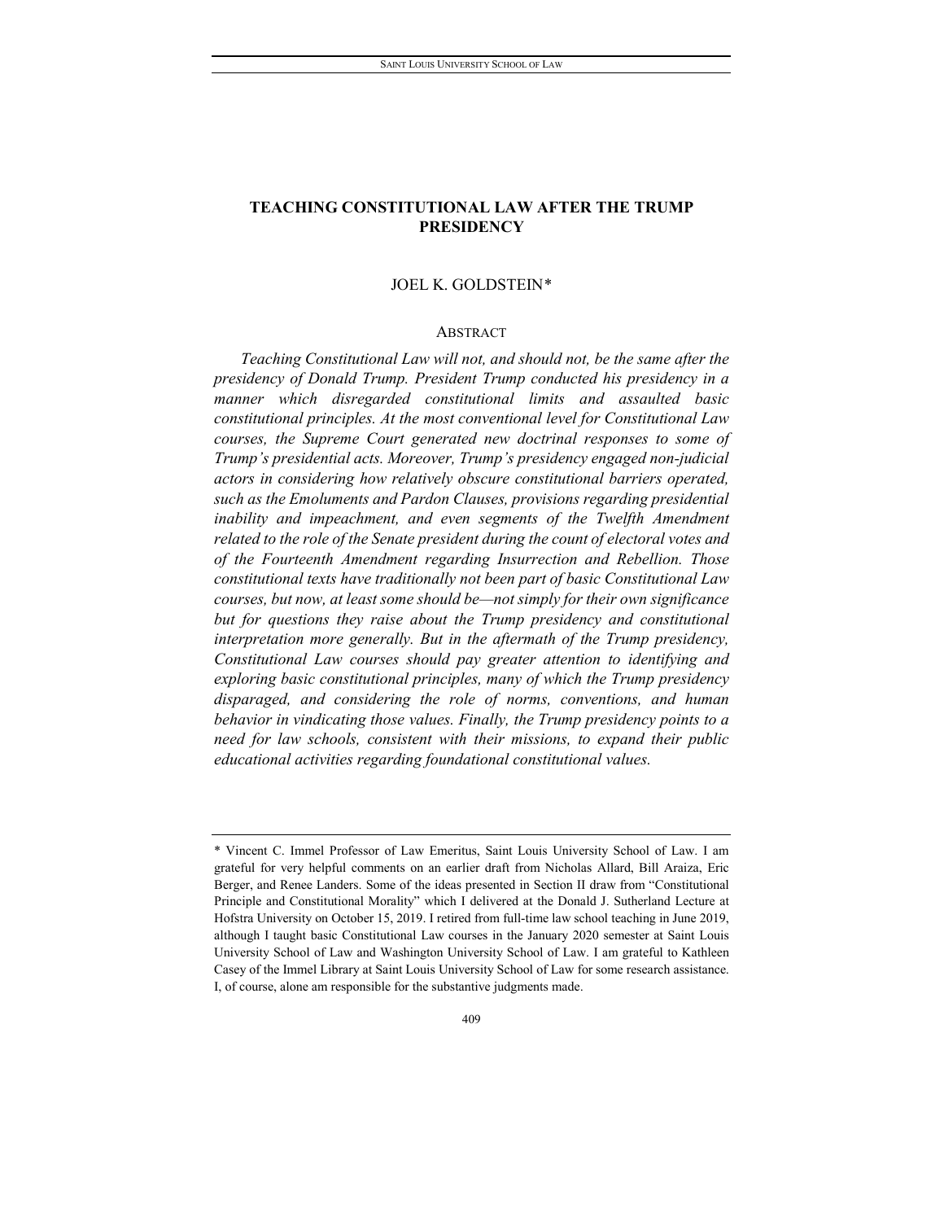# TEACHING CONSTITUTIONAL LAW AFTER THE TRUMP PRESIDENCY

JOEL K. GOLDSTEIN*

## ABSTRACT

*Teaching Constitutional Law will not, and should not, be the same after the presidency of Donald Trump. President Trump conducted his presidency in a manner which disregarded constitutional limits and assaulted basic constitutional principles. At the most conventional level for Constitutional Law courses, the Supreme Court generated new doctrinal responses to some of Trump's presidential acts. Moreover, Trump's presidency engaged non-judicial actors in considering how relatively obscure constitutional barriers operated, such as the Emoluments and Pardon Clauses, provisions regarding presidential inability and impeachment, and even segments of the Twelfth Amendment related to the role of the Senate president during the count of electoral votes and of the Fourteenth Amendment regarding Insurrection and Rebellion. Those constitutional texts have traditionally not been part of basic Constitutional Law courses, but now, at least some should be—not simply for their own significance but for questions they raise about the Trump presidency and constitutional interpretation more generally. But in the aftermath of the Trump presidency, Constitutional Law courses should pay greater attention to identifying and exploring basic constitutional principles, many of which the Trump presidency disparaged, and considering the role of norms, conventions, and human behavior in vindicating those values. Finally, the Trump presidency points to a need for law schools, consistent with their missions, to expand their public educational activities regarding foundational constitutional values.*

---

\* Vincent C. Immel Professor of Law Emeritus, Saint Louis University School of Law. I am grateful for very helpful comments on an earlier draft from Nicholas Allard, Bill Araiza, Eric Berger, and Renee Landers. Some of the ideas presented in Section II draw from "Constitutional Principle and Constitutional Morality" which I delivered at the Donald J. Sutherland Lecture at Hofstra University on October 15, 2019. I retired from full-time law school teaching in June 2019, although I taught basic Constitutional Law courses in the January 2020 semester at Saint Louis University School of Law and Washington University School of Law. I am grateful to Kathleen Casey of the Immel Library at Saint Louis University School of Law for some research assistance. I, of course, alone am responsible for the substantive judgments made.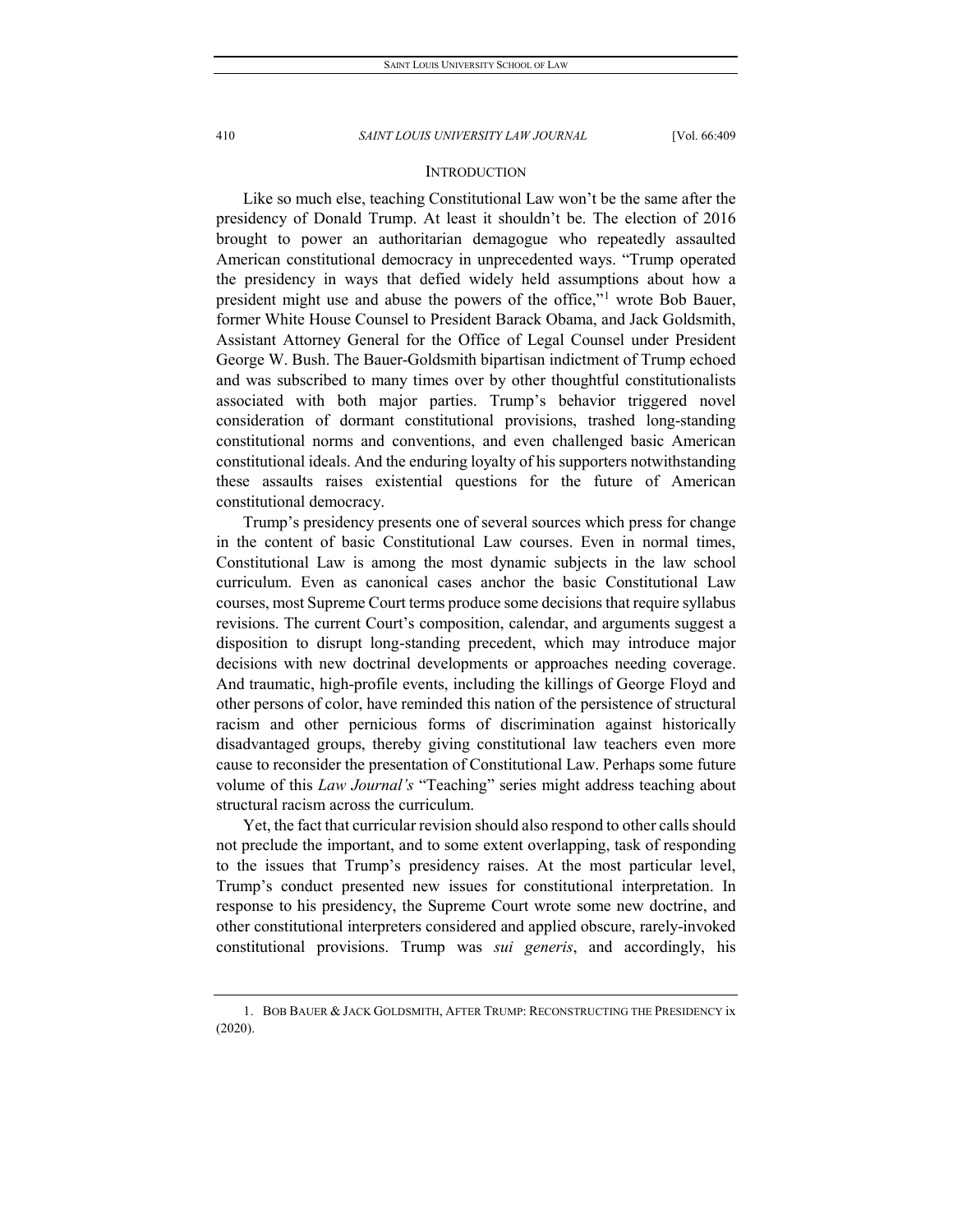## INTRODUCTION

Like so much else, teaching Constitutional Law won't be the same after the presidency of Donald Trump. At least it shouldn't be. The election of 2016 brought to power an authoritarian demagogue who repeatedly assaulted American constitutional democracy in unprecedented ways. "Trump operated the presidency in ways that defied widely held assumptions about how a president might use and abuse the powers of the office,"[1] wrote Bob Bauer, former White House Counsel to President Barack Obama, and Jack Goldsmith, Assistant Attorney General for the Office of Legal Counsel under President George W. Bush. The Bauer-Goldsmith bipartisan indictment of Trump echoed and was subscribed to many times over by other thoughtful constitutionalists associated with both major parties. Trump's behavior triggered novel consideration of dormant constitutional provisions, trashed long-standing constitutional norms and conventions, and even challenged basic American constitutional ideals. And the enduring loyalty of his supporters notwithstanding these assaults raises existential questions for the future of American constitutional democracy.

Trump's presidency presents one of several sources which press for change in the content of basic Constitutional Law courses. Even in normal times, Constitutional Law is among the most dynamic subjects in the law school curriculum. Even as canonical cases anchor the basic Constitutional Law courses, most Supreme Court terms produce some decisions that require syllabus revisions. The current Court's composition, calendar, and arguments suggest a disposition to disrupt long-standing precedent, which may introduce major decisions with new doctrinal developments or approaches needing coverage. And traumatic, high-profile events, including the killings of George Floyd and other persons of color, have reminded this nation of the persistence of structural racism and other pernicious forms of discrimination against historically disadvantaged groups, thereby giving constitutional law teachers even more cause to reconsider the presentation of Constitutional Law. Perhaps some future volume of this *Law Journal's* "Teaching" series might address teaching about structural racism across the curriculum.

Yet, the fact that curricular revision should also respond to other calls should not preclude the important, and to some extent overlapping, task of responding to the issues that Trump's presidency raises. At the most particular level, Trump's conduct presented new issues for constitutional interpretation. In response to his presidency, the Supreme Court wrote some new doctrine, and other constitutional interpreters considered and applied obscure, rarely-invoked constitutional provisions. Trump was *sui generis*, and accordingly, his

---

1. BOB BAUER & JACK GOLDSMITH, AFTER TRUMP: RECONSTRUCTING THE PRESIDENCY ix (2020).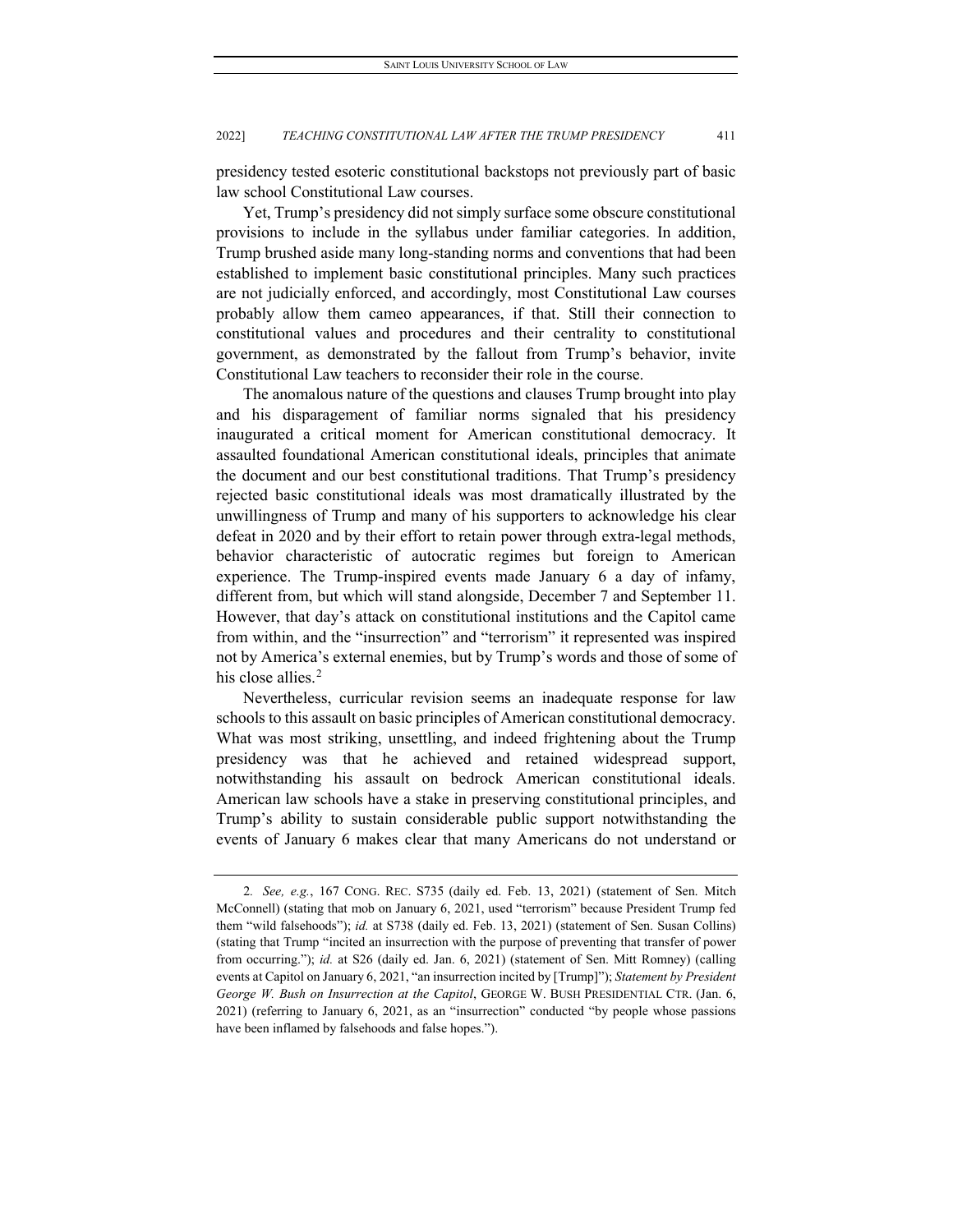presidency tested esoteric constitutional backstops not previously part of basic law school Constitutional Law courses.

Yet, Trump's presidency did not simply surface some obscure constitutional provisions to include in the syllabus under familiar categories. In addition, Trump brushed aside many long-standing norms and conventions that had been established to implement basic constitutional principles. Many such practices are not judicially enforced, and accordingly, most Constitutional Law courses probably allow them cameo appearances, if that. Still their connection to constitutional values and procedures and their centrality to constitutional government, as demonstrated by the fallout from Trump's behavior, invite Constitutional Law teachers to reconsider their role in the course.

The anomalous nature of the questions and clauses Trump brought into play and his disparagement of familiar norms signaled that his presidency inaugurated a critical moment for American constitutional democracy. It assaulted foundational American constitutional ideals, principles that animate the document and our best constitutional traditions. That Trump's presidency rejected basic constitutional ideals was most dramatically illustrated by the unwillingness of Trump and many of his supporters to acknowledge his clear defeat in 2020 and by their effort to retain power through extra-legal methods, behavior characteristic of autocratic regimes but foreign to American experience. The Trump-inspired events made January 6 a day of infamy, different from, but which will stand alongside, December 7 and September 11. However, that day's attack on constitutional institutions and the Capitol came from within, and the "insurrection" and "terrorism" it represented was inspired not by America's external enemies, but by Trump's words and those of some of his close allies.[2]

Nevertheless, curricular revision seems an inadequate response for law schools to this assault on basic principles of American constitutional democracy. What was most striking, unsettling, and indeed frightening about the Trump presidency was that he achieved and retained widespread support, notwithstanding his assault on bedrock American constitutional ideals. American law schools have a stake in preserving constitutional principles, and Trump's ability to sustain considerable public support notwithstanding the events of January 6 makes clear that many Americans do not understand or

---

2. *See, e.g.*, 167 CONG. REC. S735 (daily ed. Feb. 13, 2021) (statement of Sen. Mitch McConnell) (stating that mob on January 6, 2021, used "terrorism" because President Trump fed them "wild falsehoods"); *id.* at S738 (daily ed. Feb. 13, 2021) (statement of Sen. Susan Collins) (stating that Trump "incited an insurrection with the purpose of preventing that transfer of power from occurring."); *id.* at S26 (daily ed. Jan. 6, 2021) (statement of Sen. Mitt Romney) (calling events at Capitol on January 6, 2021, "an insurrection incited by [Trump]"); *Statement by President George W. Bush on Insurrection at the Capitol*, GEORGE W. BUSH PRESIDENTIAL CTR. (Jan. 6, 2021) (referring to January 6, 2021, as an "insurrection" conducted "by people whose passions have been inflamed by falsehoods and false hopes.").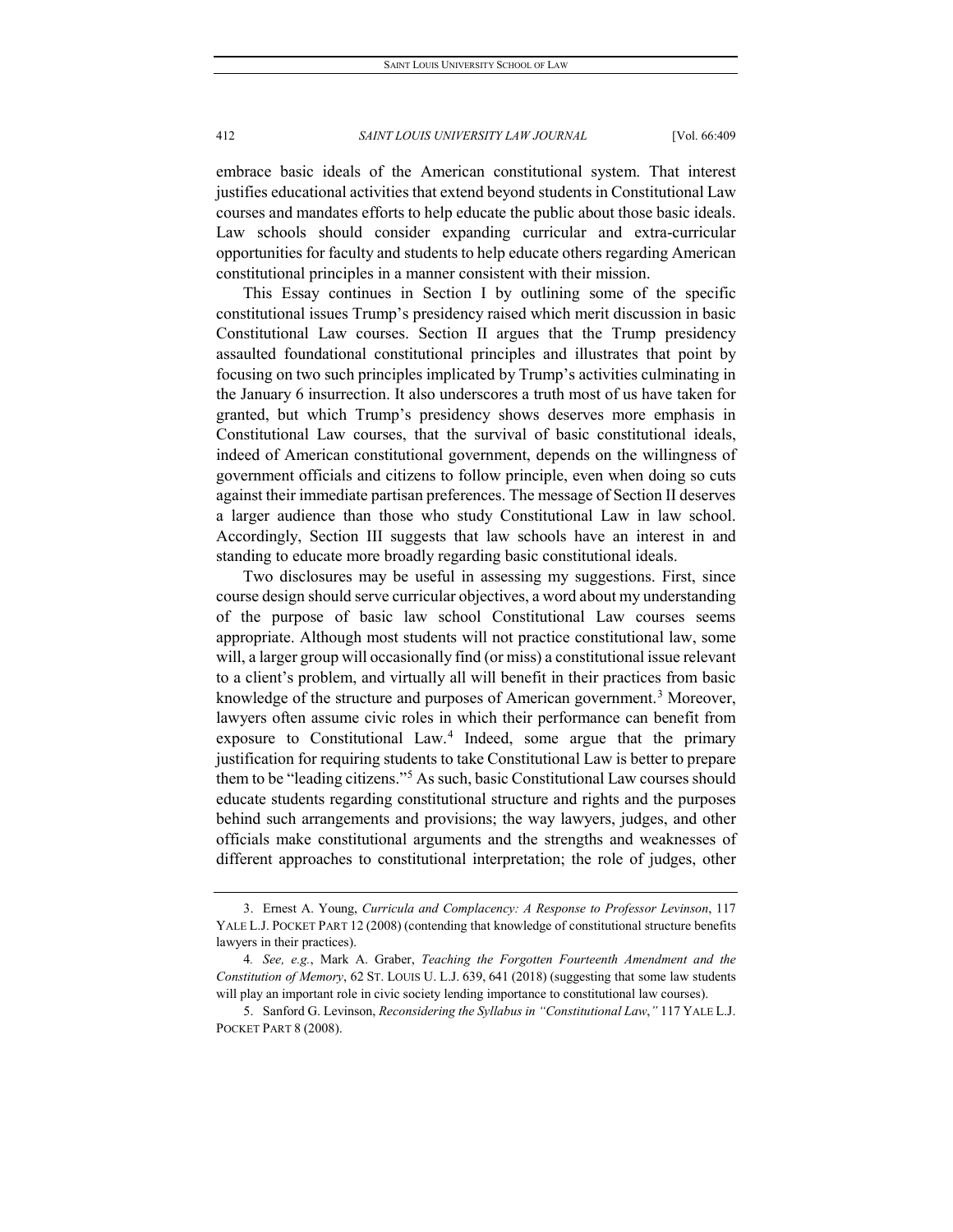embrace basic ideals of the American constitutional system. That interest justifies educational activities that extend beyond students in Constitutional Law courses and mandates efforts to help educate the public about those basic ideals. Law schools should consider expanding curricular and extra-curricular opportunities for faculty and students to help educate others regarding American constitutional principles in a manner consistent with their mission.

This Essay continues in Section I by outlining some of the specific constitutional issues Trump's presidency raised which merit discussion in basic Constitutional Law courses. Section II argues that the Trump presidency assaulted foundational constitutional principles and illustrates that point by focusing on two such principles implicated by Trump's activities culminating in the January 6 insurrection. It also underscores a truth most of us have taken for granted, but which Trump's presidency shows deserves more emphasis in Constitutional Law courses, that the survival of basic constitutional ideals, indeed of American constitutional government, depends on the willingness of government officials and citizens to follow principle, even when doing so cuts against their immediate partisan preferences. The message of Section II deserves a larger audience than those who study Constitutional Law in law school. Accordingly, Section III suggests that law schools have an interest in and standing to educate more broadly regarding basic constitutional ideals.

Two disclosures may be useful in assessing my suggestions. First, since course design should serve curricular objectives, a word about my understanding of the purpose of basic law school Constitutional Law courses seems appropriate. Although most students will not practice constitutional law, some will, a larger group will occasionally find (or miss) a constitutional issue relevant to a client's problem, and virtually all will benefit in their practices from basic knowledge of the structure and purposes of American government.[3] Moreover, lawyers often assume civic roles in which their performance can benefit from exposure to Constitutional Law.[4] Indeed, some argue that the primary justification for requiring students to take Constitutional Law is better to prepare them to be "leading citizens."[5] As such, basic Constitutional Law courses should educate students regarding constitutional structure and rights and the purposes behind such arrangements and provisions; the way lawyers, judges, and other officials make constitutional arguments and the strengths and weaknesses of different approaches to constitutional interpretation; the role of judges, other

---

3. Ernest A. Young, *Curricula and Complacency: A Response to Professor Levinson*, 117 YALE L.J. POCKET PART 12 (2008) (contending that knowledge of constitutional structure benefits lawyers in their practices).

4. *See, e.g.*, Mark A. Graber, *Teaching the Forgotten Fourteenth Amendment and the Constitution of Memory*, 62 ST. LOUIS U. L.J. 639, 641 (2018) (suggesting that some law students will play an important role in civic society lending importance to constitutional law courses).

5. Sanford G. Levinson, *Reconsidering the Syllabus in "Constitutional Law*,*"* 117 YALE L.J. POCKET PART 8 (2008).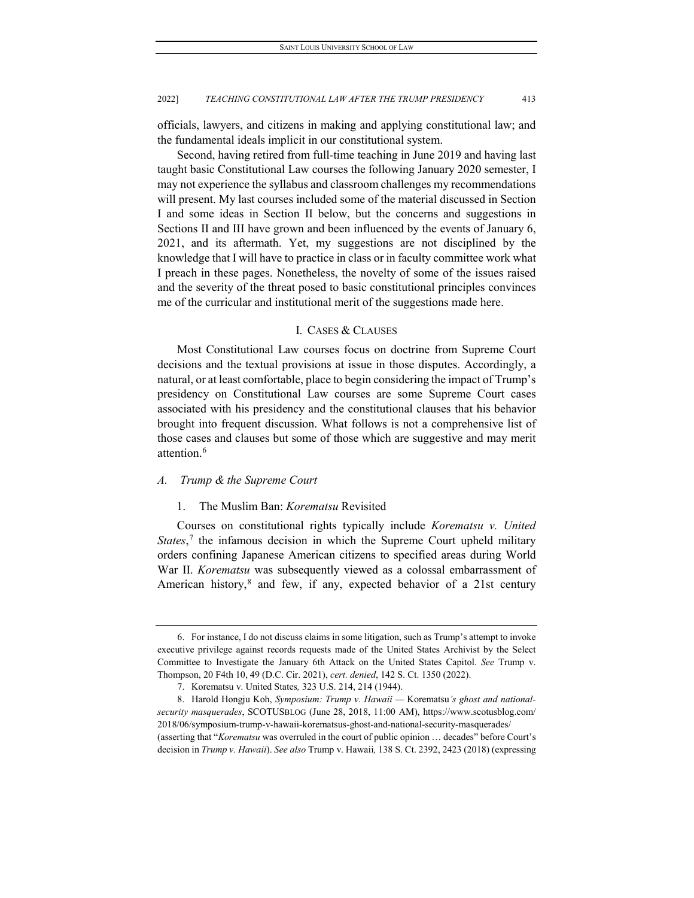officials, lawyers, and citizens in making and applying constitutional law; and the fundamental ideals implicit in our constitutional system.

Second, having retired from full-time teaching in June 2019 and having last taught basic Constitutional Law courses the following January 2020 semester, I may not experience the syllabus and classroom challenges my recommendations will present. My last courses included some of the material discussed in Section I and some ideas in Section II below, but the concerns and suggestions in Sections II and III have grown and been influenced by the events of January 6, 2021, and its aftermath. Yet, my suggestions are not disciplined by the knowledge that I will have to practice in class or in faculty committee work what I preach in these pages. Nonetheless, the novelty of some of the issues raised and the severity of the threat posed to basic constitutional principles convinces me of the curricular and institutional merit of the suggestions made here.

## I. CASES & CLAUSES

Most Constitutional Law courses focus on doctrine from Supreme Court decisions and the textual provisions at issue in those disputes. Accordingly, a natural, or at least comfortable, place to begin considering the impact of Trump's presidency on Constitutional Law courses are some Supreme Court cases associated with his presidency and the constitutional clauses that his behavior brought into frequent discussion. What follows is not a comprehensive list of those cases and clauses but some of those which are suggestive and may merit attention.[6]

### *A. Trump & the Supreme Court*

#### 1. The Muslim Ban: *Korematsu* Revisited

Courses on constitutional rights typically include *Korematsu v. United States*,[7] the infamous decision in which the Supreme Court upheld military orders confining Japanese American citizens to specified areas during World War II. *Korematsu* was subsequently viewed as a colossal embarrassment of American history,[8] and few, if any, expected behavior of a 21st century

---

6. For instance, I do not discuss claims in some litigation, such as Trump's attempt to invoke executive privilege against records requests made of the United States Archivist by the Select Committee to Investigate the January 6th Attack on the United States Capitol. *See* Trump v. Thompson, 20 F4th 10, 49 (D.C. Cir. 2021), *cert. denied*, 142 S. Ct. 1350 (2022).

7. Korematsu v. United States*,* 323 U.S. 214, 214 (1944).

8. Harold Hongju Koh, *Symposium: Trump v. Hawaii —* Korematsu*'s ghost and national-security masquerades*, SCOTUSBLOG (June 28, 2018, 11:00 AM), https://www.scotusblog.com/2018/06/symposium-trump-v-hawaii-korematsus-ghost-and-national-security-masquerades/ (asserting that "*Korematsu* was overruled in the court of public opinion … decades" before Court's decision in *Trump v. Hawaii*). *See also* Trump v. Hawaii*,* 138 S. Ct. 2392, 2423 (2018) (expressing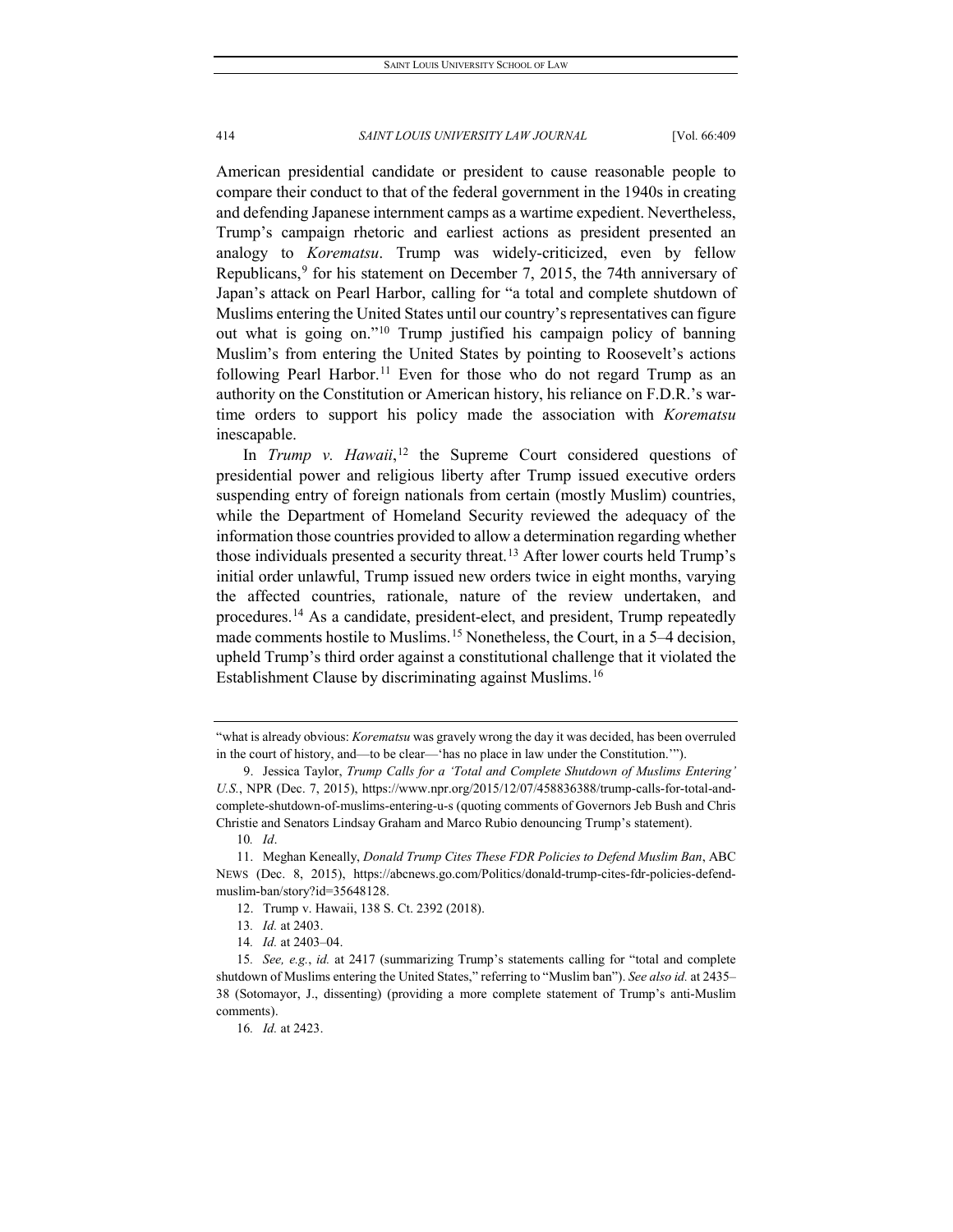American presidential candidate or president to cause reasonable people to compare their conduct to that of the federal government in the 1940s in creating and defending Japanese internment camps as a wartime expedient. Nevertheless, Trump's campaign rhetoric and earliest actions as president presented an analogy to *Korematsu*. Trump was widely-criticized, even by fellow Republicans,[9] for his statement on December 7, 2015, the 74th anniversary of Japan's attack on Pearl Harbor, calling for "a total and complete shutdown of Muslims entering the United States until our country's representatives can figure out what is going on."[10] Trump justified his campaign policy of banning Muslim's from entering the United States by pointing to Roosevelt's actions following Pearl Harbor.[11] Even for those who do not regard Trump as an authority on the Constitution or American history, his reliance on F.D.R.'s war-time orders to support his policy made the association with *Korematsu* inescapable.

In *Trump v. Hawaii*,[12] the Supreme Court considered questions of presidential power and religious liberty after Trump issued executive orders suspending entry of foreign nationals from certain (mostly Muslim) countries, while the Department of Homeland Security reviewed the adequacy of the information those countries provided to allow a determination regarding whether those individuals presented a security threat.[13] After lower courts held Trump's initial order unlawful, Trump issued new orders twice in eight months, varying the affected countries, rationale, nature of the review undertaken, and procedures.[14] As a candidate, president-elect, and president, Trump repeatedly made comments hostile to Muslims.[15] Nonetheless, the Court, in a 5–4 decision, upheld Trump's third order against a constitutional challenge that it violated the Establishment Clause by discriminating against Muslims.[16]

---

"what is already obvious: *Korematsu* was gravely wrong the day it was decided, has been overruled in the court of history, and—to be clear—'has no place in law under the Constitution.'").

9. Jessica Taylor, *Trump Calls for a 'Total and Complete Shutdown of Muslims Entering' U.S.*, NPR (Dec. 7, 2015), https://www.npr.org/2015/12/07/458836388/trump-calls-for-total-and-complete-shutdown-of-muslims-entering-u-s (quoting comments of Governors Jeb Bush and Chris Christie and Senators Lindsay Graham and Marco Rubio denouncing Trump's statement).

10. *Id*.

11. Meghan Keneally, *Donald Trump Cites These FDR Policies to Defend Muslim Ban*, ABC NEWS (Dec. 8, 2015), https://abcnews.go.com/Politics/donald-trump-cites-fdr-policies-defend-muslim-ban/story?id=35648128.

12. Trump v. Hawaii, 138 S. Ct. 2392 (2018).

13. *Id.* at 2403.

14. *Id.* at 2403–04.

15. *See, e.g.*, *id.* at 2417 (summarizing Trump's statements calling for "total and complete shutdown of Muslims entering the United States," referring to "Muslim ban"). *See also id.* at 2435–38 (Sotomayor, J., dissenting) (providing a more complete statement of Trump's anti-Muslim comments).

16. *Id.* at 2423.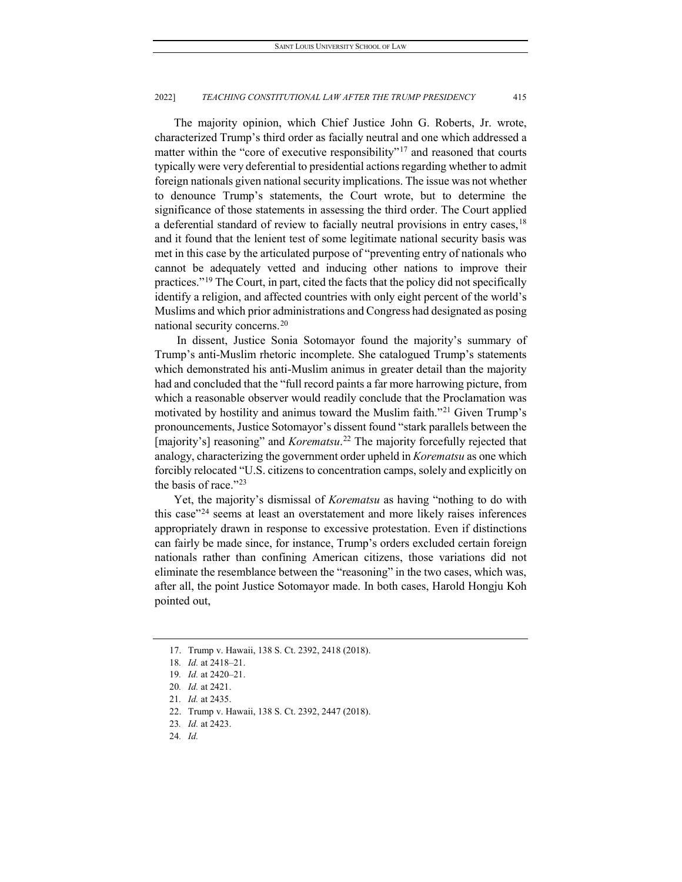The majority opinion, which Chief Justice John G. Roberts, Jr. wrote, characterized Trump's third order as facially neutral and one which addressed a matter within the "core of executive responsibility"[17] and reasoned that courts typically were very deferential to presidential actions regarding whether to admit foreign nationals given national security implications. The issue was not whether to denounce Trump's statements, the Court wrote, but to determine the significance of those statements in assessing the third order. The Court applied a deferential standard of review to facially neutral provisions in entry cases,[18] and it found that the lenient test of some legitimate national security basis was met in this case by the articulated purpose of "preventing entry of nationals who cannot be adequately vetted and inducing other nations to improve their practices."[19] The Court, in part, cited the facts that the policy did not specifically identify a religion, and affected countries with only eight percent of the world's Muslims and which prior administrations and Congress had designated as posing national security concerns.[20]

In dissent, Justice Sonia Sotomayor found the majority's summary of Trump's anti-Muslim rhetoric incomplete. She catalogued Trump's statements which demonstrated his anti-Muslim animus in greater detail than the majority had and concluded that the "full record paints a far more harrowing picture, from which a reasonable observer would readily conclude that the Proclamation was motivated by hostility and animus toward the Muslim faith."[21] Given Trump's pronouncements, Justice Sotomayor's dissent found "stark parallels between the [majority's] reasoning" and *Korematsu*.[22] The majority forcefully rejected that analogy, characterizing the government order upheld in *Korematsu* as one which forcibly relocated "U.S. citizens to concentration camps, solely and explicitly on the basis of race."[23]

Yet, the majority's dismissal of *Korematsu* as having "nothing to do with this case"[24] seems at least an overstatement and more likely raises inferences appropriately drawn in response to excessive protestation. Even if distinctions can fairly be made since, for instance, Trump's orders excluded certain foreign nationals rather than confining American citizens, those variations did not eliminate the resemblance between the "reasoning" in the two cases, which was, after all, the point Justice Sotomayor made. In both cases, Harold Hongju Koh pointed out,

17. Trump v. Hawaii, 138 S. Ct. 2392, 2418 (2018).

18. *Id.* at 2418–21.

19. *Id.* at 2420–21.

20. *Id.* at 2421.

21. *Id.* at 2435.

22. Trump v. Hawaii, 138 S. Ct. 2392, 2447 (2018).

23. *Id.* at 2423.

24. *Id.*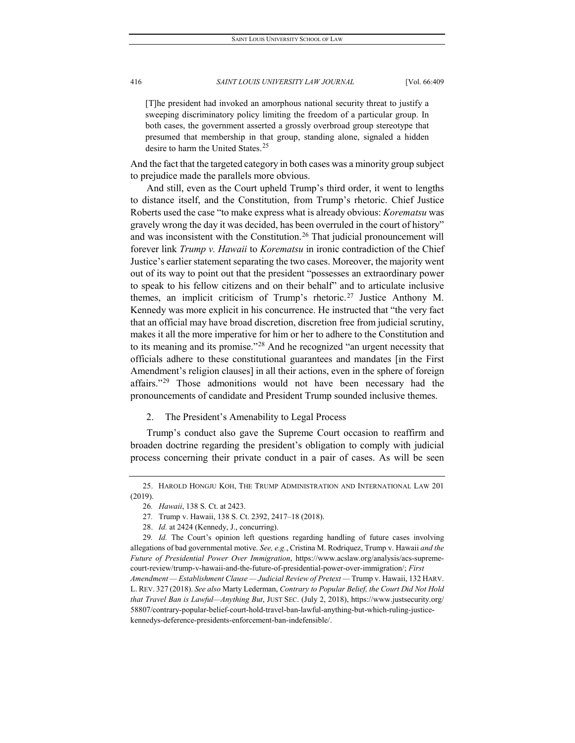> [T]he president had invoked an amorphous national security threat to justify a sweeping discriminatory policy limiting the freedom of a particular group. In both cases, the government asserted a grossly overbroad group stereotype that presumed that membership in that group, standing alone, signaled a hidden desire to harm the United States.[25]

And the fact that the targeted category in both cases was a minority group subject to prejudice made the parallels more obvious.

And still, even as the Court upheld Trump's third order, it went to lengths to distance itself, and the Constitution, from Trump's rhetoric. Chief Justice Roberts used the case "to make express what is already obvious: *Korematsu* was gravely wrong the day it was decided, has been overruled in the court of history" and was inconsistent with the Constitution.[26] That judicial pronouncement will forever link *Trump v. Hawaii* to *Korematsu* in ironic contradiction of the Chief Justice's earlier statement separating the two cases. Moreover, the majority went out of its way to point out that the president "possesses an extraordinary power to speak to his fellow citizens and on their behalf" and to articulate inclusive themes, an implicit criticism of Trump's rhetoric.[27] Justice Anthony M. Kennedy was more explicit in his concurrence. He instructed that "the very fact that an official may have broad discretion, discretion free from judicial scrutiny, makes it all the more imperative for him or her to adhere to the Constitution and to its meaning and its promise."[28] And he recognized "an urgent necessity that officials adhere to these constitutional guarantees and mandates [in the First Amendment's religion clauses] in all their actions, even in the sphere of foreign affairs."[29] Those admonitions would not have been necessary had the pronouncements of candidate and President Trump sounded inclusive themes.

### 2. The President's Amenability to Legal Process

Trump's conduct also gave the Supreme Court occasion to reaffirm and broaden doctrine regarding the president's obligation to comply with judicial process concerning their private conduct in a pair of cases. As will be seen

---

25. HAROLD HONGJU KOH, THE TRUMP ADMINISTRATION AND INTERNATIONAL LAW 201 (2019).

26. *Hawaii*, 138 S. Ct. at 2423.

27. Trump v. Hawaii, 138 S. Ct. 2392, 2417–18 (2018).

28. *Id.* at 2424 (Kennedy, J., concurring).

29. *Id.* The Court's opinion left questions regarding handling of future cases involving allegations of bad governmental motive. *See, e.g.*, Cristina M. Rodriquez, Trump v. Hawaii *and the Future of Presidential Power Over Immigration*, https://www.acslaw.org/analysis/acs-supreme-court-review/trump-v-hawaii-and-the-future-of-presidential-power-over-immigration/; *First Amendment — Establishment Clause — Judicial Review of Pretext —* Trump v. Hawaii, 132 HARV. L. REV. 327 (2018). *See also* Marty Lederman, *Contrary to Popular Belief, the Court Did Not Hold that Travel Ban is Lawful—Anything But*, JUST SEC. (July 2, 2018), https://www.justsecurity.org/58807/contrary-popular-belief-court-hold-travel-ban-lawful-anything-but-which-ruling-justice-kennedys-deference-presidents-enforcement-ban-indefensible/.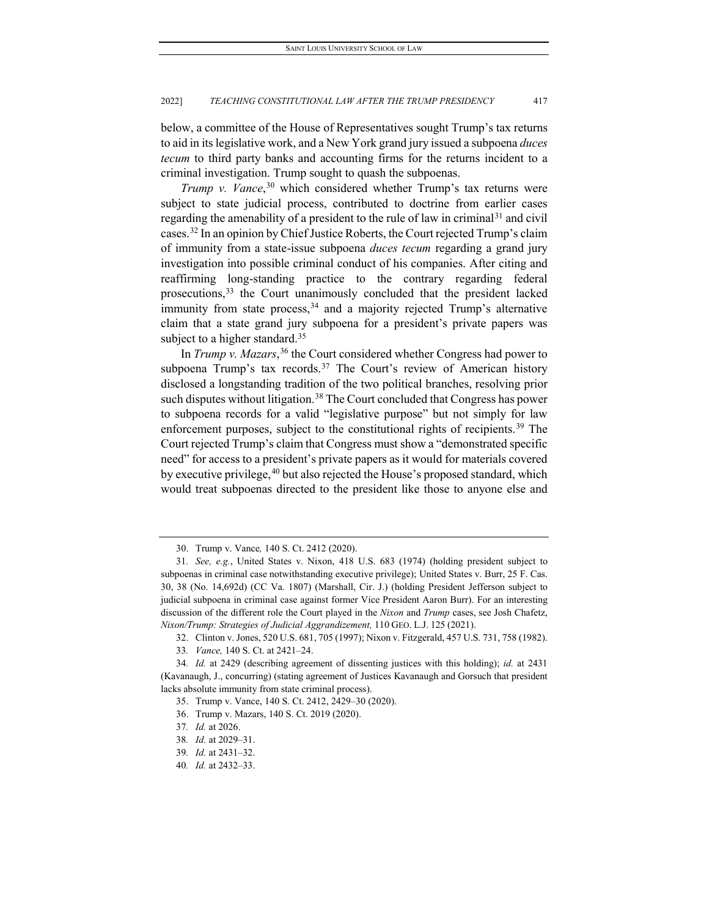below, a committee of the House of Representatives sought Trump's tax returns to aid in its legislative work, and a New York grand jury issued a subpoena *duces tecum* to third party banks and accounting firms for the returns incident to a criminal investigation. Trump sought to quash the subpoenas.

*Trump v. Vance*,[30] which considered whether Trump's tax returns were subject to state judicial process, contributed to doctrine from earlier cases regarding the amenability of a president to the rule of law in criminal[31] and civil cases.[32] In an opinion by Chief Justice Roberts, the Court rejected Trump's claim of immunity from a state-issue subpoena *duces tecum* regarding a grand jury investigation into possible criminal conduct of his companies. After citing and reaffirming long-standing practice to the contrary regarding federal prosecutions,[33] the Court unanimously concluded that the president lacked immunity from state process,[34] and a majority rejected Trump's alternative claim that a state grand jury subpoena for a president's private papers was subject to a higher standard.[35]

In *Trump v. Mazars*,[36] the Court considered whether Congress had power to subpoena Trump's tax records.[37] The Court's review of American history disclosed a longstanding tradition of the two political branches, resolving prior such disputes without litigation.[38] The Court concluded that Congress has power to subpoena records for a valid "legislative purpose" but not simply for law enforcement purposes, subject to the constitutional rights of recipients.[39] The Court rejected Trump's claim that Congress must show a "demonstrated specific need" for access to a president's private papers as it would for materials covered by executive privilege,[40] but also rejected the House's proposed standard, which would treat subpoenas directed to the president like those to anyone else and

---

30. Trump v. Vance*,* 140 S. Ct. 2412 (2020).

31. *See, e.g.*, United States v. Nixon, 418 U.S. 683 (1974) (holding president subject to subpoenas in criminal case notwithstanding executive privilege); United States v. Burr, 25 F. Cas. 30, 38 (No. 14,692d) (CC Va. 1807) (Marshall, Cir. J.) (holding President Jefferson subject to judicial subpoena in criminal case against former Vice President Aaron Burr). For an interesting discussion of the different role the Court played in the *Nixon* and *Trump* cases, see Josh Chafetz, *Nixon/Trump: Strategies of Judicial Aggrandizement,* 110 GEO. L.J. 125 (2021).

32. Clinton v. Jones, 520 U.S. 681, 705 (1997); Nixon v. Fitzgerald, 457 U.S. 731, 758 (1982).

33. *Vance,* 140 S. Ct. at 2421–24.

34. *Id.* at 2429 (describing agreement of dissenting justices with this holding); *id.* at 2431 (Kavanaugh, J., concurring) (stating agreement of Justices Kavanaugh and Gorsuch that president lacks absolute immunity from state criminal process).

35. Trump v. Vance, 140 S. Ct. 2412, 2429–30 (2020).

36. Trump v. Mazars, 140 S. Ct. 2019 (2020).

37. *Id.* at 2026.

38. *Id.* at 2029–31.

39. *Id.* at 2431–32.

40. *Id.* at 2432–33.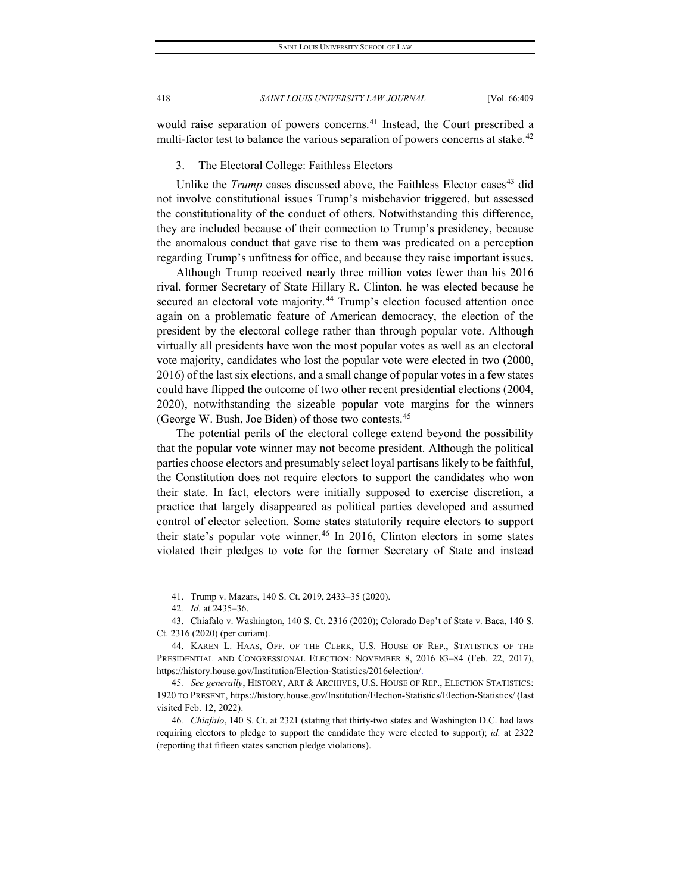would raise separation of powers concerns.[41] Instead, the Court prescribed a multi-factor test to balance the various separation of powers concerns at stake.[42]

### 3. The Electoral College: Faithless Electors

Unlike the *Trump* cases discussed above, the Faithless Elector cases[43] did not involve constitutional issues Trump's misbehavior triggered, but assessed the constitutionality of the conduct of others. Notwithstanding this difference, they are included because of their connection to Trump's presidency, because the anomalous conduct that gave rise to them was predicated on a perception regarding Trump's unfitness for office, and because they raise important issues.

Although Trump received nearly three million votes fewer than his 2016 rival, former Secretary of State Hillary R. Clinton, he was elected because he secured an electoral vote majority.[44] Trump's election focused attention once again on a problematic feature of American democracy, the election of the president by the electoral college rather than through popular vote. Although virtually all presidents have won the most popular votes as well as an electoral vote majority, candidates who lost the popular vote were elected in two (2000, 2016) of the last six elections, and a small change of popular votes in a few states could have flipped the outcome of two other recent presidential elections (2004, 2020), notwithstanding the sizeable popular vote margins for the winners (George W. Bush, Joe Biden) of those two contests.[45]

The potential perils of the electoral college extend beyond the possibility that the popular vote winner may not become president. Although the political parties choose electors and presumably select loyal partisans likely to be faithful, the Constitution does not require electors to support the candidates who won their state. In fact, electors were initially supposed to exercise discretion, a practice that largely disappeared as political parties developed and assumed control of elector selection. Some states statutorily require electors to support their state's popular vote winner.[46] In 2016, Clinton electors in some states violated their pledges to vote for the former Secretary of State and instead

---

41. Trump v. Mazars, 140 S. Ct. 2019, 2433–35 (2020).

42. *Id.* at 2435–36.

43. Chiafalo v. Washington, 140 S. Ct. 2316 (2020); Colorado Dep't of State v. Baca, 140 S. Ct. 2316 (2020) (per curiam).

44. KAREN L. HAAS, OFF. OF THE CLERK, U.S. HOUSE OF REP., STATISTICS OF THE PRESIDENTIAL AND CONGRESSIONAL ELECTION: NOVEMBER 8, 2016 83–84 (Feb. 22, 2017), https://history.house.gov/Institution/Election-Statistics/2016election/.

45. *See generally*, HISTORY, ART & ARCHIVES, U.S. HOUSE OF REP., ELECTION STATISTICS: 1920 TO PRESENT, https://history.house.gov/Institution/Election-Statistics/Election-Statistics/ (last visited Feb. 12, 2022).

46. *Chiafalo*, 140 S. Ct. at 2321 (stating that thirty-two states and Washington D.C. had laws requiring electors to pledge to support the candidate they were elected to support); *id.* at 2322 (reporting that fifteen states sanction pledge violations).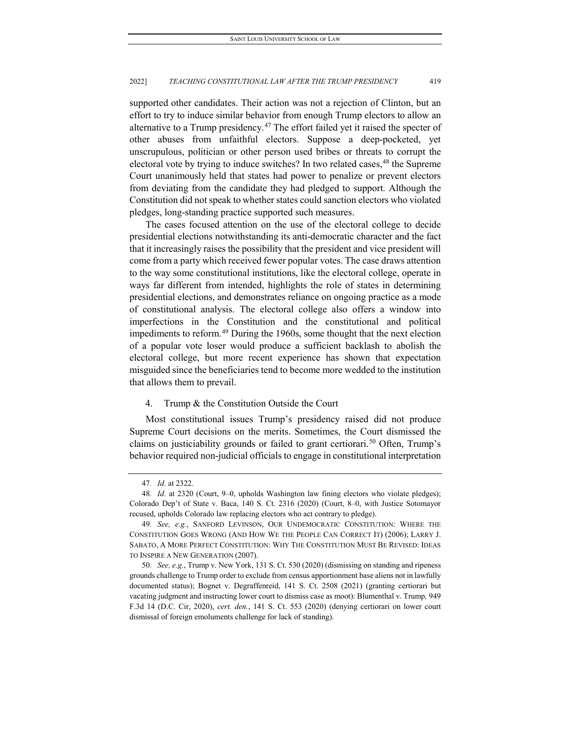supported other candidates. Their action was not a rejection of Clinton, but an effort to try to induce similar behavior from enough Trump electors to allow an alternative to a Trump presidency.[47] The effort failed yet it raised the specter of other abuses from unfaithful electors. Suppose a deep-pocketed, yet unscrupulous, politician or other person used bribes or threats to corrupt the electoral vote by trying to induce switches? In two related cases,[48] the Supreme Court unanimously held that states had power to penalize or prevent electors from deviating from the candidate they had pledged to support. Although the Constitution did not speak to whether states could sanction electors who violated pledges, long-standing practice supported such measures.

The cases focused attention on the use of the electoral college to decide presidential elections notwithstanding its anti-democratic character and the fact that it increasingly raises the possibility that the president and vice president will come from a party which received fewer popular votes. The case draws attention to the way some constitutional institutions, like the electoral college, operate in ways far different from intended, highlights the role of states in determining presidential elections, and demonstrates reliance on ongoing practice as a mode of constitutional analysis. The electoral college also offers a window into imperfections in the Constitution and the constitutional and political impediments to reform.[49] During the 1960s, some thought that the next election of a popular vote loser would produce a sufficient backlash to abolish the electoral college, but more recent experience has shown that expectation misguided since the beneficiaries tend to become more wedded to the institution that allows them to prevail.

4. Trump & the Constitution Outside the Court

Most constitutional issues Trump's presidency raised did not produce Supreme Court decisions on the merits. Sometimes, the Court dismissed the claims on justiciability grounds or failed to grant certiorari.[50] Often, Trump's behavior required non-judicial officials to engage in constitutional interpretation

---

47. *Id.* at 2322.

48. *Id.* at 2320 (Court, 9–0, upholds Washington law fining electors who violate pledges); Colorado Dep't of State v. Baca, 140 S. Ct. 2316 (2020) (Court, 8–0, with Justice Sotomayor recused, upholds Colorado law replacing electors who act contrary to pledge).

49. *See, e.g.*, SANFORD LEVINSON, OUR UNDEMOCRATIC CONSTITUTION: WHERE THE CONSTITUTION GOES WRONG (AND HOW WE THE PEOPLE CAN CORRECT IT) (2006); LARRY J. SABATO, A MORE PERFECT CONSTITUTION: WHY THE CONSTITUTION MUST BE REVISED: IDEAS TO INSPIRE A NEW GENERATION (2007).

50. *See, e.g.*, Trump v. New York, 131 S. Ct. 530 (2020) (dismissing on standing and ripeness grounds challenge to Trump order to exclude from census apportionment base aliens not in lawfully documented status); Bognet v. Degraffenreid, 141 S. Ct. 2508 (2021) (granting certiorari but vacating judgment and instructing lower court to dismiss case as moot): Blumenthal v. Trump*,* 949 F.3d 14 (D.C. Cir, 2020), *cert. den.*, 141 S. Ct. 553 (2020) (denying certiorari on lower court dismissal of foreign emoluments challenge for lack of standing).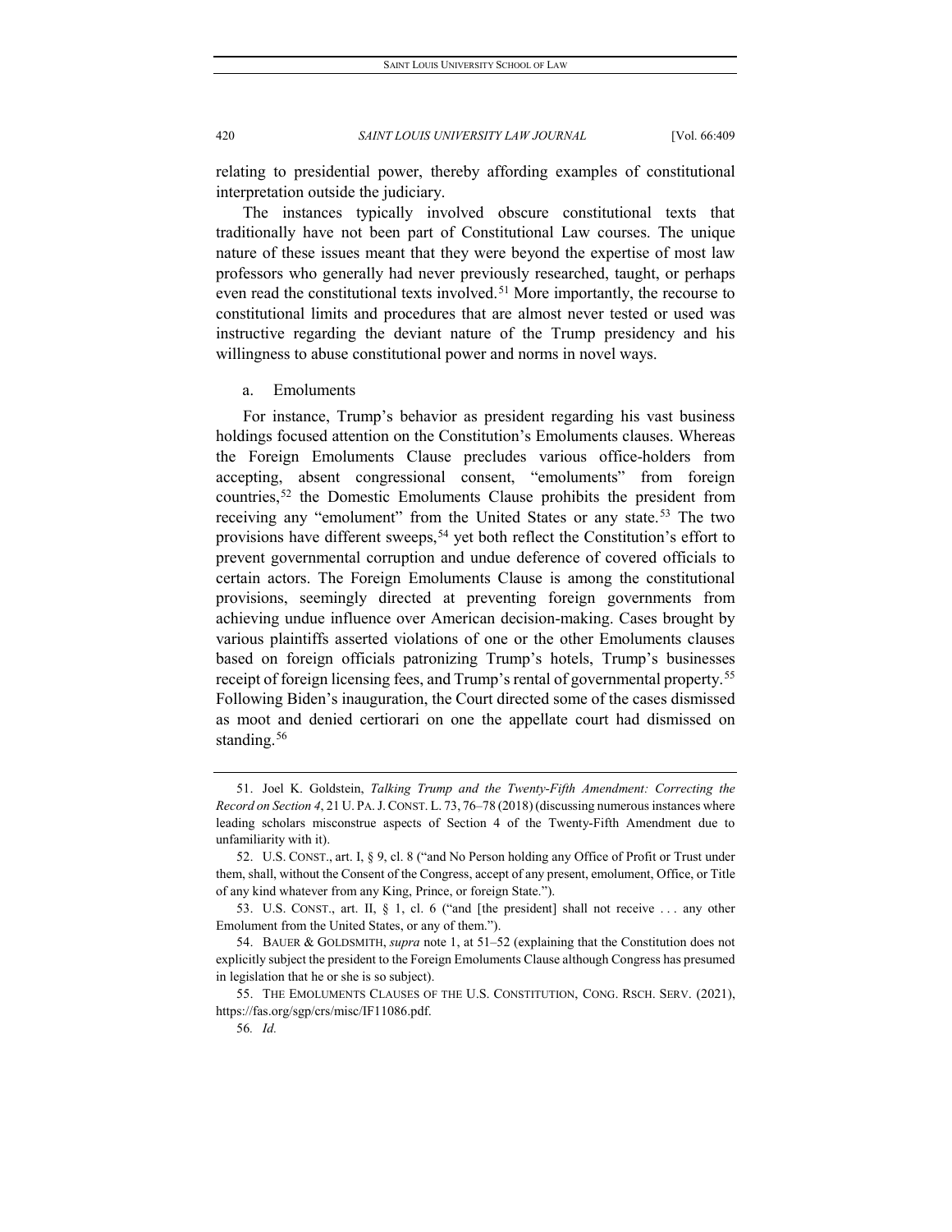relating to presidential power, thereby affording examples of constitutional interpretation outside the judiciary.

The instances typically involved obscure constitutional texts that traditionally have not been part of Constitutional Law courses. The unique nature of these issues meant that they were beyond the expertise of most law professors who generally had never previously researched, taught, or perhaps even read the constitutional texts involved.[51] More importantly, the recourse to constitutional limits and procedures that are almost never tested or used was instructive regarding the deviant nature of the Trump presidency and his willingness to abuse constitutional power and norms in novel ways.

a. Emoluments

For instance, Trump's behavior as president regarding his vast business holdings focused attention on the Constitution's Emoluments clauses. Whereas the Foreign Emoluments Clause precludes various office-holders from accepting, absent congressional consent, "emoluments" from foreign countries,[52] the Domestic Emoluments Clause prohibits the president from receiving any "emolument" from the United States or any state.[53] The two provisions have different sweeps,[54] yet both reflect the Constitution's effort to prevent governmental corruption and undue deference of covered officials to certain actors. The Foreign Emoluments Clause is among the constitutional provisions, seemingly directed at preventing foreign governments from achieving undue influence over American decision-making. Cases brought by various plaintiffs asserted violations of one or the other Emoluments clauses based on foreign officials patronizing Trump's hotels, Trump's businesses receipt of foreign licensing fees, and Trump's rental of governmental property.[55] Following Biden's inauguration, the Court directed some of the cases dismissed as moot and denied certiorari on one the appellate court had dismissed on standing.[56]

---

51. Joel K. Goldstein, *Talking Trump and the Twenty-Fifth Amendment: Correcting the Record on Section 4*, 21 U. PA. J. CONST. L. 73, 76–78 (2018) (discussing numerous instances where leading scholars misconstrue aspects of Section 4 of the Twenty-Fifth Amendment due to unfamiliarity with it).

52. U.S. CONST., art. I, § 9, cl. 8 ("and No Person holding any Office of Profit or Trust under them, shall, without the Consent of the Congress, accept of any present, emolument, Office, or Title of any kind whatever from any King, Prince, or foreign State.").

53. U.S. CONST., art. II, § 1, cl. 6 ("and [the president] shall not receive . . . any other Emolument from the United States, or any of them.").

54. BAUER & GOLDSMITH, *supra* note 1, at 51–52 (explaining that the Constitution does not explicitly subject the president to the Foreign Emoluments Clause although Congress has presumed in legislation that he or she is so subject).

55. THE EMOLUMENTS CLAUSES OF THE U.S. CONSTITUTION, CONG. RSCH. SERV. (2021), https://fas.org/sgp/crs/misc/IF11086.pdf.

56. *Id.*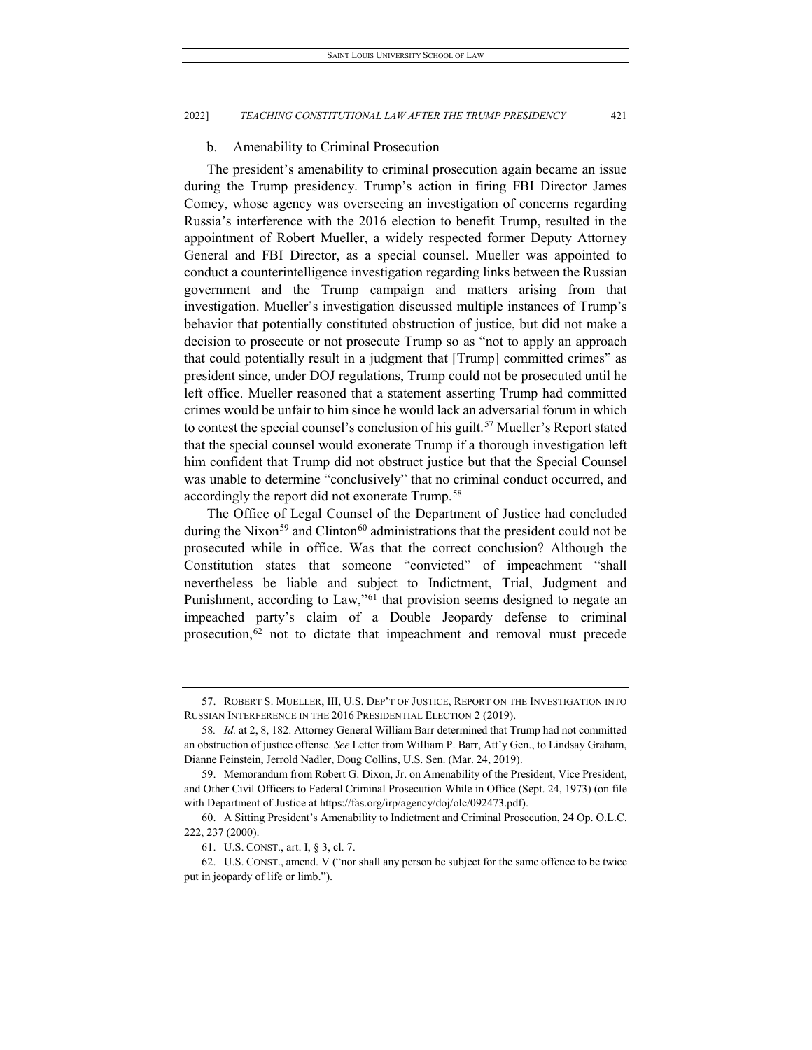#### b. Amenability to Criminal Prosecution

The president's amenability to criminal prosecution again became an issue during the Trump presidency. Trump's action in firing FBI Director James Comey, whose agency was overseeing an investigation of concerns regarding Russia's interference with the 2016 election to benefit Trump, resulted in the appointment of Robert Mueller, a widely respected former Deputy Attorney General and FBI Director, as a special counsel. Mueller was appointed to conduct a counterintelligence investigation regarding links between the Russian government and the Trump campaign and matters arising from that investigation. Mueller's investigation discussed multiple instances of Trump's behavior that potentially constituted obstruction of justice, but did not make a decision to prosecute or not prosecute Trump so as "not to apply an approach that could potentially result in a judgment that [Trump] committed crimes" as president since, under DOJ regulations, Trump could not be prosecuted until he left office. Mueller reasoned that a statement asserting Trump had committed crimes would be unfair to him since he would lack an adversarial forum in which to contest the special counsel's conclusion of his guilt.[57] Mueller's Report stated that the special counsel would exonerate Trump if a thorough investigation left him confident that Trump did not obstruct justice but that the Special Counsel was unable to determine "conclusively" that no criminal conduct occurred, and accordingly the report did not exonerate Trump.[58]

The Office of Legal Counsel of the Department of Justice had concluded during the Nixon[59] and Clinton[60] administrations that the president could not be prosecuted while in office. Was that the correct conclusion? Although the Constitution states that someone "convicted" of impeachment "shall nevertheless be liable and subject to Indictment, Trial, Judgment and Punishment, according to Law,"[61] that provision seems designed to negate an impeached party's claim of a Double Jeopardy defense to criminal prosecution,[62] not to dictate that impeachment and removal must precede

57. ROBERT S. MUELLER, III, U.S. DEP'T OF JUSTICE, REPORT ON THE INVESTIGATION INTO RUSSIAN INTERFERENCE IN THE 2016 PRESIDENTIAL ELECTION 2 (2019).

58. *Id.* at 2, 8, 182. Attorney General William Barr determined that Trump had not committed an obstruction of justice offense. *See* Letter from William P. Barr, Att'y Gen., to Lindsay Graham, Dianne Feinstein, Jerrold Nadler, Doug Collins, U.S. Sen. (Mar. 24, 2019).

59. Memorandum from Robert G. Dixon, Jr. on Amenability of the President, Vice President, and Other Civil Officers to Federal Criminal Prosecution While in Office (Sept. 24, 1973) (on file with Department of Justice at https://fas.org/irp/agency/doj/olc/092473.pdf).

60. A Sitting President's Amenability to Indictment and Criminal Prosecution, 24 Op. O.L.C. 222, 237 (2000).

61. U.S. CONST., art. I, § 3, cl. 7.

62. U.S. CONST., amend. V ("nor shall any person be subject for the same offence to be twice put in jeopardy of life or limb.").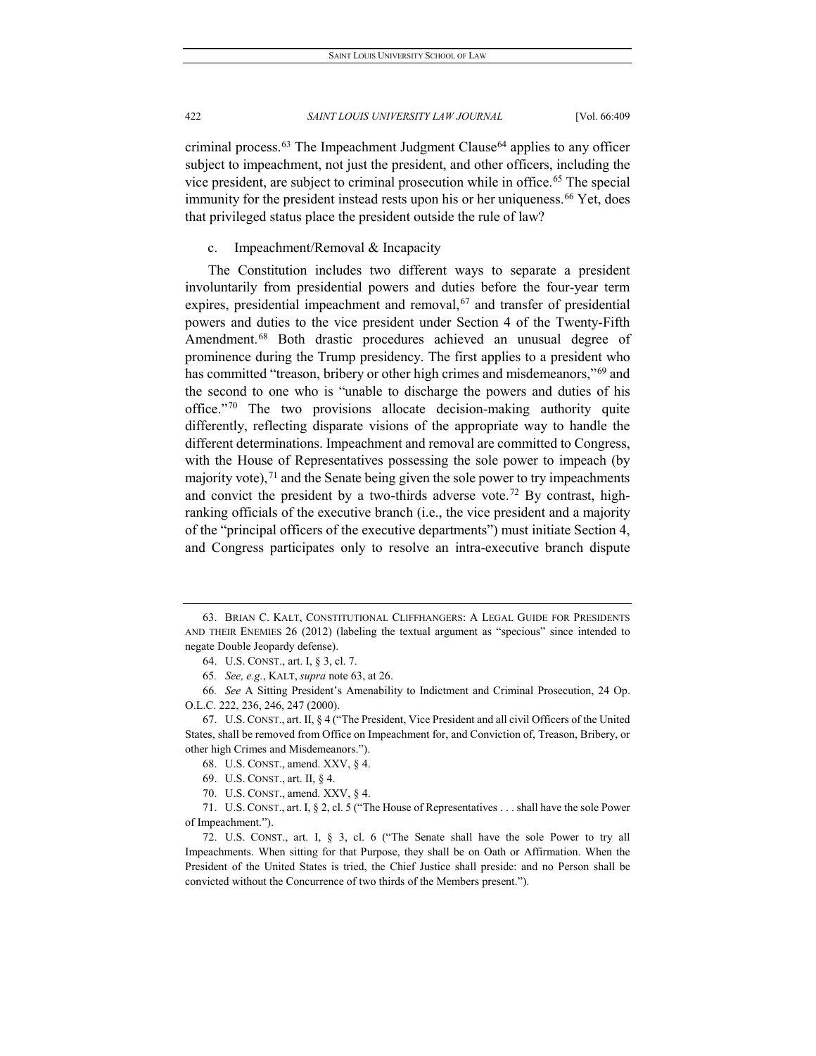criminal process.[63] The Impeachment Judgment Clause[64] applies to any officer subject to impeachment, not just the president, and other officers, including the vice president, are subject to criminal prosecution while in office.[65] The special immunity for the president instead rests upon his or her uniqueness.[66] Yet, does that privileged status place the president outside the rule of law?

c. Impeachment/Removal & Incapacity

The Constitution includes two different ways to separate a president involuntarily from presidential powers and duties before the four-year term expires, presidential impeachment and removal,[67] and transfer of presidential powers and duties to the vice president under Section 4 of the Twenty-Fifth Amendment.[68] Both drastic procedures achieved an unusual degree of prominence during the Trump presidency. The first applies to a president who has committed "treason, bribery or other high crimes and misdemeanors,"[69] and the second to one who is "unable to discharge the powers and duties of his office."[70] The two provisions allocate decision-making authority quite differently, reflecting disparate visions of the appropriate way to handle the different determinations. Impeachment and removal are committed to Congress, with the House of Representatives possessing the sole power to impeach (by majority vote),[71] and the Senate being given the sole power to try impeachments and convict the president by a two-thirds adverse vote.[72] By contrast, high-ranking officials of the executive branch (i.e., the vice president and a majority of the "principal officers of the executive departments") must initiate Section 4, and Congress participates only to resolve an intra-executive branch dispute

---

63. BRIAN C. KALT, CONSTITUTIONAL CLIFFHANGERS: A LEGAL GUIDE FOR PRESIDENTS AND THEIR ENEMIES 26 (2012) (labeling the textual argument as "specious" since intended to negate Double Jeopardy defense).

64. U.S. CONST., art. I, § 3, cl. 7.

65. *See, e.g.*, KALT, *supra* note 63, at 26.

66. *See* A Sitting President's Amenability to Indictment and Criminal Prosecution, 24 Op. O.L.C. 222, 236, 246, 247 (2000).

67. U.S. CONST., art. II, § 4 ("The President, Vice President and all civil Officers of the United States, shall be removed from Office on Impeachment for, and Conviction of, Treason, Bribery, or other high Crimes and Misdemeanors.").

68. U.S. CONST., amend. XXV, § 4.

69. U.S. CONST., art. II, § 4.

70. U.S. CONST., amend. XXV, § 4.

71. U.S. CONST., art. I, § 2, cl. 5 ("The House of Representatives . . . shall have the sole Power of Impeachment.").

72. U.S. CONST., art. I, § 3, cl. 6 ("The Senate shall have the sole Power to try all Impeachments. When sitting for that Purpose, they shall be on Oath or Affirmation. When the President of the United States is tried, the Chief Justice shall preside: and no Person shall be convicted without the Concurrence of two thirds of the Members present.").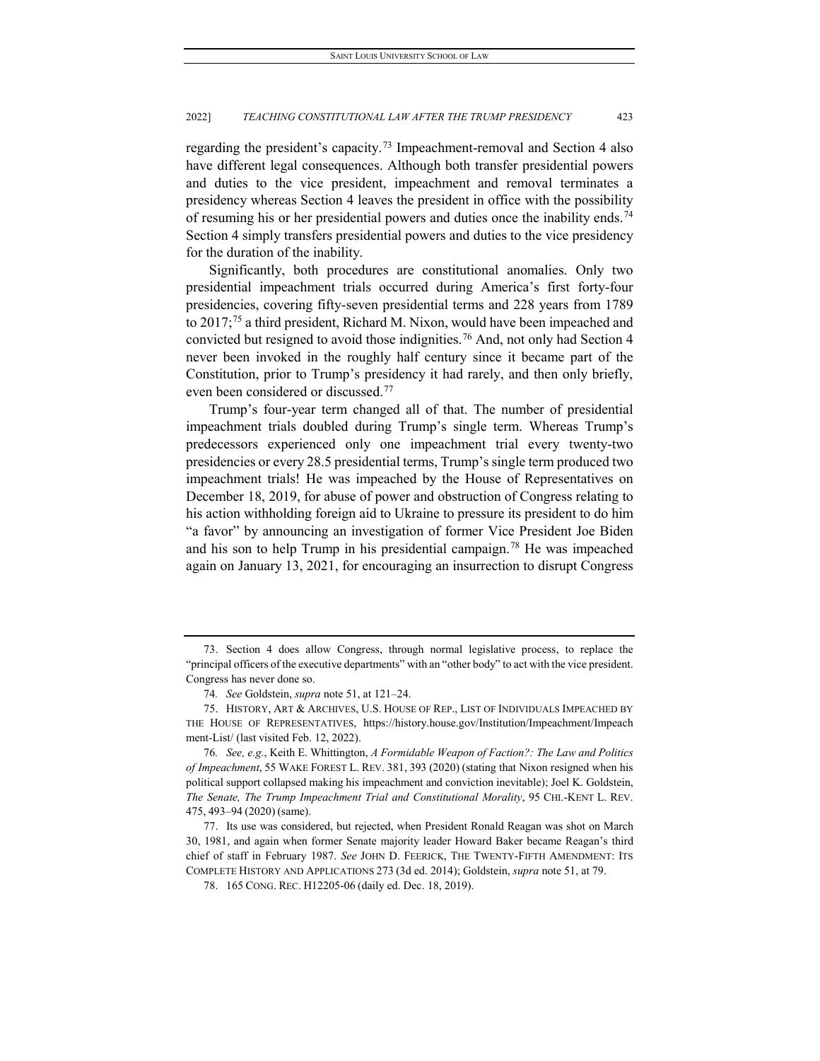regarding the president's capacity.[73] Impeachment-removal and Section 4 also have different legal consequences. Although both transfer presidential powers and duties to the vice president, impeachment and removal terminates a presidency whereas Section 4 leaves the president in office with the possibility of resuming his or her presidential powers and duties once the inability ends.[74] Section 4 simply transfers presidential powers and duties to the vice presidency for the duration of the inability.

Significantly, both procedures are constitutional anomalies. Only two presidential impeachment trials occurred during America's first forty-four presidencies, covering fifty-seven presidential terms and 228 years from 1789 to 2017;[75] a third president, Richard M. Nixon, would have been impeached and convicted but resigned to avoid those indignities.[76] And, not only had Section 4 never been invoked in the roughly half century since it became part of the Constitution, prior to Trump's presidency it had rarely, and then only briefly, even been considered or discussed.[77]

Trump's four-year term changed all of that. The number of presidential impeachment trials doubled during Trump's single term. Whereas Trump's predecessors experienced only one impeachment trial every twenty-two presidencies or every 28.5 presidential terms, Trump's single term produced two impeachment trials! He was impeached by the House of Representatives on December 18, 2019, for abuse of power and obstruction of Congress relating to his action withholding foreign aid to Ukraine to pressure its president to do him "a favor" by announcing an investigation of former Vice President Joe Biden and his son to help Trump in his presidential campaign.[78] He was impeached again on January 13, 2021, for encouraging an insurrection to disrupt Congress

---

73. Section 4 does allow Congress, through normal legislative process, to replace the "principal officers of the executive departments" with an "other body" to act with the vice president. Congress has never done so.

74. *See* Goldstein, *supra* note 51, at 121–24.

75. HISTORY, ART & ARCHIVES, U.S. HOUSE OF REP., LIST OF INDIVIDUALS IMPEACHED BY THE HOUSE OF REPRESENTATIVES, https://history.house.gov/Institution/Impeachment/Impeachment-List/ (last visited Feb. 12, 2022).

76. *See, e.g.*, Keith E. Whittington, *A Formidable Weapon of Faction?: The Law and Politics of Impeachment*, 55 WAKE FOREST L. REV. 381, 393 (2020) (stating that Nixon resigned when his political support collapsed making his impeachment and conviction inevitable); Joel K. Goldstein, *The Senate, The Trump Impeachment Trial and Constitutional Morality*, 95 CHI.-KENT L. REV. 475, 493–94 (2020) (same).

77. Its use was considered, but rejected, when President Ronald Reagan was shot on March 30, 1981, and again when former Senate majority leader Howard Baker became Reagan's third chief of staff in February 1987. *See* JOHN D. FEERICK, THE TWENTY-FIFTH AMENDMENT: ITS COMPLETE HISTORY AND APPLICATIONS 273 (3d ed. 2014); Goldstein, *supra* note 51, at 79.

78. 165 CONG. REC. H12205-06 (daily ed. Dec. 18, 2019).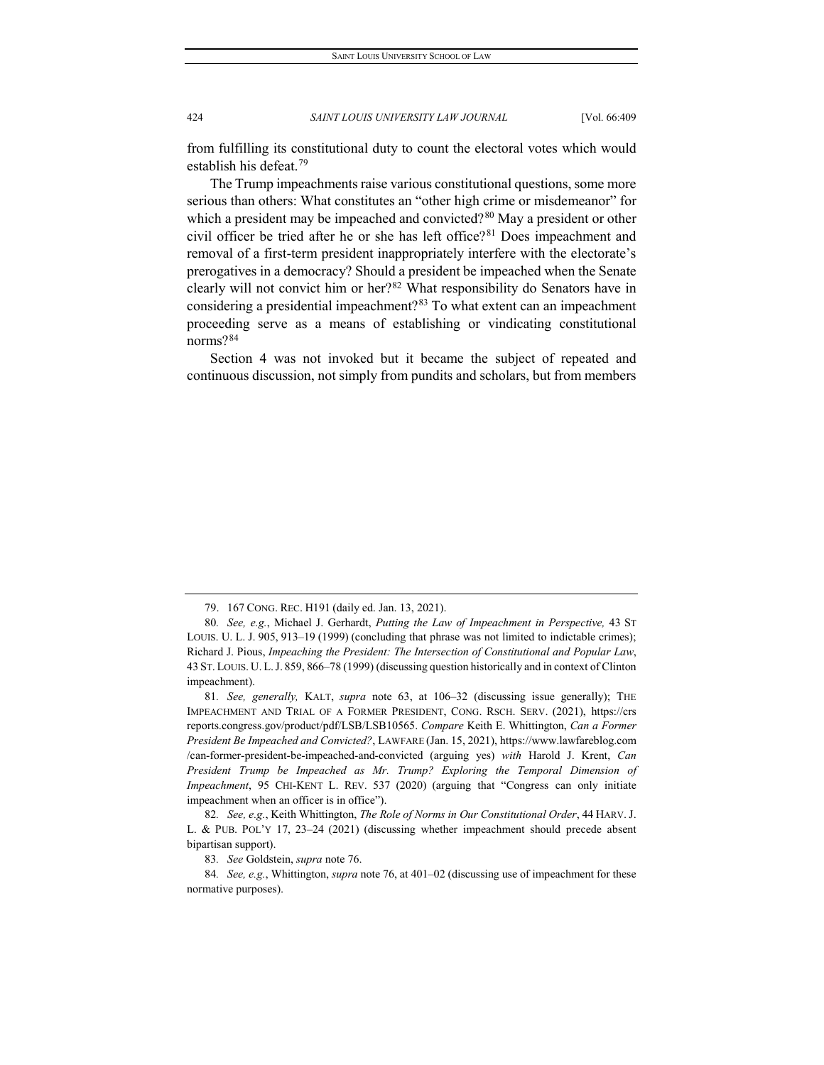from fulfilling its constitutional duty to count the electoral votes which would establish his defeat.[79]

The Trump impeachments raise various constitutional questions, some more serious than others: What constitutes an "other high crime or misdemeanor" for which a president may be impeached and convicted?[80] May a president or other civil officer be tried after he or she has left office?[81] Does impeachment and removal of a first-term president inappropriately interfere with the electorate's prerogatives in a democracy? Should a president be impeached when the Senate clearly will not convict him or her?[82] What responsibility do Senators have in considering a presidential impeachment?[83] To what extent can an impeachment proceeding serve as a means of establishing or vindicating constitutional norms?[84]

Section 4 was not invoked but it became the subject of repeated and continuous discussion, not simply from pundits and scholars, but from members

---

79. 167 CONG. REC. H191 (daily ed. Jan. 13, 2021).

80. *See, e.g.*, Michael J. Gerhardt, *Putting the Law of Impeachment in Perspective,* 43 ST LOUIS. U. L. J. 905, 913–19 (1999) (concluding that phrase was not limited to indictable crimes); Richard J. Pious, *Impeaching the President: The Intersection of Constitutional and Popular Law*, 43 ST. LOUIS. U. L. J. 859, 866–78 (1999) (discussing question historically and in context of Clinton impeachment).

81. *See, generally,* KALT, *supra* note 63, at 106–32 (discussing issue generally); THE IMPEACHMENT AND TRIAL OF A FORMER PRESIDENT, CONG. RSCH. SERV. (2021), https://crsreports.congress.gov/product/pdf/LSB/LSB10565. *Compare* Keith E. Whittington, *Can a Former President Be Impeached and Convicted?*, LAWFARE (Jan. 15, 2021), https://www.lawfareblog.com/can-former-president-be-impeached-and-convicted (arguing yes) *with* Harold J. Krent, *Can President Trump be Impeached as Mr. Trump? Exploring the Temporal Dimension of Impeachment*, 95 CHI-KENT L. REV. 537 (2020) (arguing that "Congress can only initiate impeachment when an officer is in office").

82. *See, e.g.*, Keith Whittington, *The Role of Norms in Our Constitutional Order*, 44 HARV. J. L. & PUB. POL'Y 17, 23–24 (2021) (discussing whether impeachment should precede absent bipartisan support).

83. *See* Goldstein, *supra* note 76.

84. *See, e.g.*, Whittington, *supra* note 76, at 401–02 (discussing use of impeachment for these normative purposes).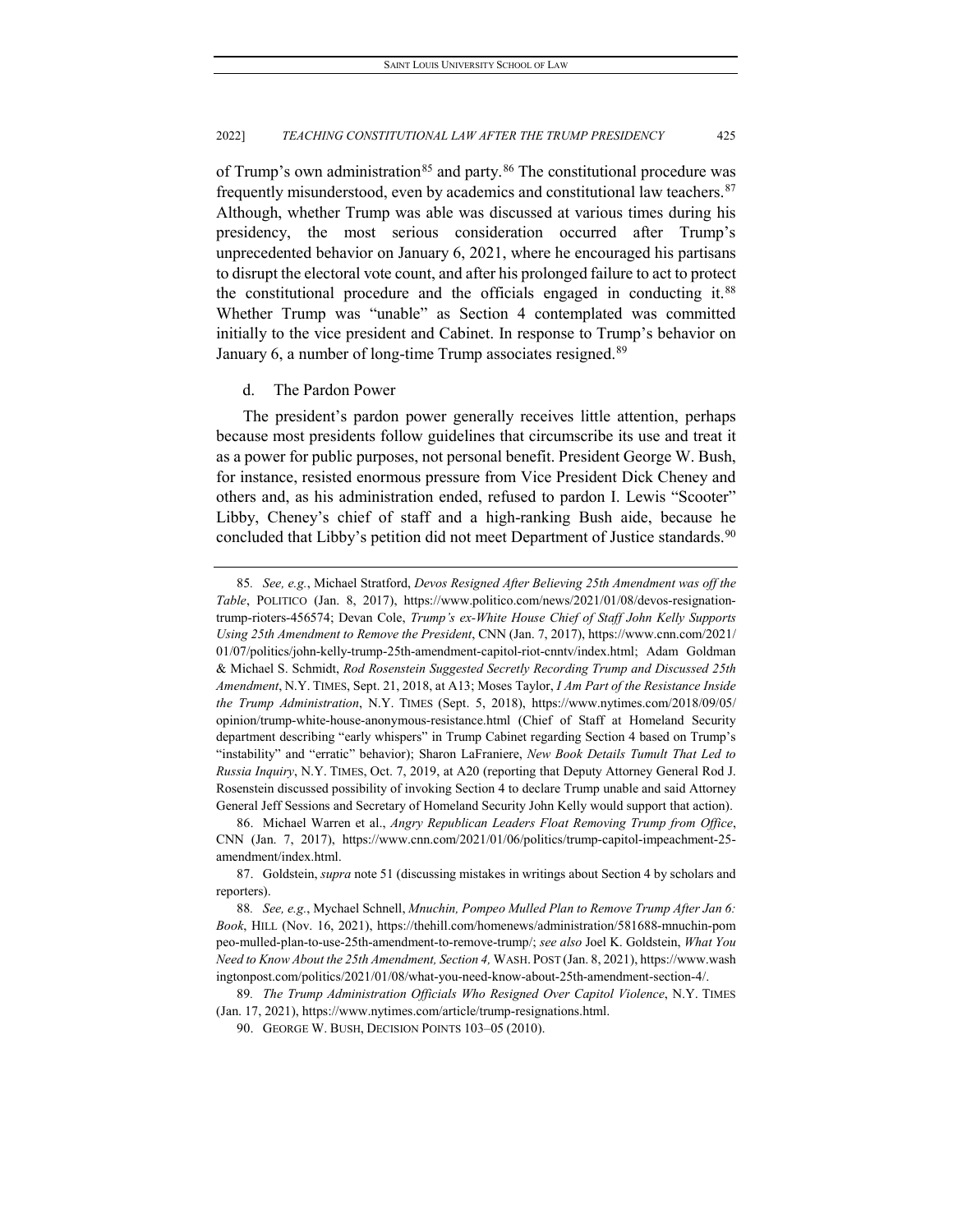of Trump's own administration[85] and party.[86] The constitutional procedure was frequently misunderstood, even by academics and constitutional law teachers.[87] Although, whether Trump was able was discussed at various times during his presidency, the most serious consideration occurred after Trump's unprecedented behavior on January 6, 2021, where he encouraged his partisans to disrupt the electoral vote count, and after his prolonged failure to act to protect the constitutional procedure and the officials engaged in conducting it.[88] Whether Trump was "unable" as Section 4 contemplated was committed initially to the vice president and Cabinet. In response to Trump's behavior on January 6, a number of long-time Trump associates resigned.[89]

d. The Pardon Power

The president's pardon power generally receives little attention, perhaps because most presidents follow guidelines that circumscribe its use and treat it as a power for public purposes, not personal benefit. President George W. Bush, for instance, resisted enormous pressure from Vice President Dick Cheney and others and, as his administration ended, refused to pardon I. Lewis "Scooter" Libby, Cheney's chief of staff and a high-ranking Bush aide, because he concluded that Libby's petition did not meet Department of Justice standards.[90]

---

85. *See, e.g.*, Michael Stratford, *Devos Resigned After Believing 25th Amendment was off the Table*, POLITICO (Jan. 8, 2017), https://www.politico.com/news/2021/01/08/devos-resignation-trump-rioters-456574; Devan Cole, *Trump's ex-White House Chief of Staff John Kelly Supports Using 25th Amendment to Remove the President*, CNN (Jan. 7, 2017), https://www.cnn.com/2021/01/07/politics/john-kelly-trump-25th-amendment-capitol-riot-cnntv/index.html; Adam Goldman & Michael S. Schmidt, *Rod Rosenstein Suggested Secretly Recording Trump and Discussed 25th Amendment*, N.Y. TIMES, Sept. 21, 2018, at A13; Moses Taylor, *I Am Part of the Resistance Inside the Trump Administration*, N.Y. TIMES (Sept. 5, 2018), https://www.nytimes.com/2018/09/05/opinion/trump-white-house-anonymous-resistance.html (Chief of Staff at Homeland Security department describing "early whispers" in Trump Cabinet regarding Section 4 based on Trump's "instability" and "erratic" behavior); Sharon LaFraniere, *New Book Details Tumult That Led to Russia Inquiry*, N.Y. TIMES, Oct. 7, 2019, at A20 (reporting that Deputy Attorney General Rod J. Rosenstein discussed possibility of invoking Section 4 to declare Trump unable and said Attorney General Jeff Sessions and Secretary of Homeland Security John Kelly would support that action).

86. Michael Warren et al., *Angry Republican Leaders Float Removing Trump from Office*, CNN (Jan. 7, 2017), https://www.cnn.com/2021/01/06/politics/trump-capitol-impeachment-25-amendment/index.html.

87. Goldstein, *supra* note 51 (discussing mistakes in writings about Section 4 by scholars and reporters).

88. *See, e.g.*, Mychael Schnell, *Mnuchin, Pompeo Mulled Plan to Remove Trump After Jan 6: Book*, HILL (Nov. 16, 2021), https://thehill.com/homenews/administration/581688-mnuchin-pompeo-mulled-plan-to-use-25th-amendment-to-remove-trump/; *see also* Joel K. Goldstein, *What You Need to Know About the 25th Amendment, Section 4,* WASH. POST (Jan. 8, 2021), https://www.washingtonpost.com/politics/2021/01/08/what-you-need-know-about-25th-amendment-section-4/.

89. *The Trump Administration Officials Who Resigned Over Capitol Violence*, N.Y. TIMES (Jan. 17, 2021), https://www.nytimes.com/article/trump-resignations.html.

90. GEORGE W. BUSH, DECISION POINTS 103–05 (2010).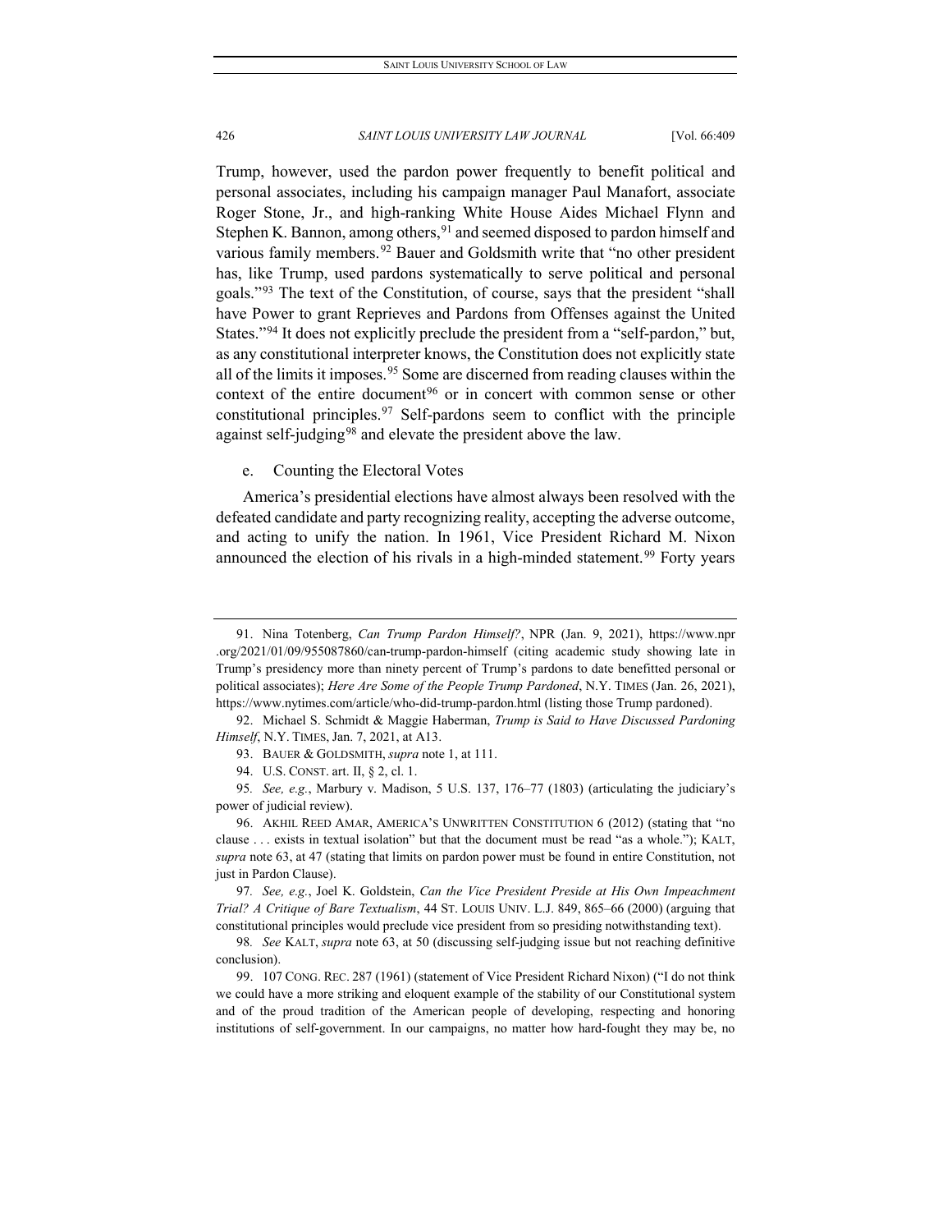Trump, however, used the pardon power frequently to benefit political and personal associates, including his campaign manager Paul Manafort, associate Roger Stone, Jr., and high-ranking White House Aides Michael Flynn and Stephen K. Bannon, among others,[91] and seemed disposed to pardon himself and various family members.[92] Bauer and Goldsmith write that "no other president has, like Trump, used pardons systematically to serve political and personal goals."[93] The text of the Constitution, of course, says that the president "shall have Power to grant Reprieves and Pardons from Offenses against the United States."[94] It does not explicitly preclude the president from a "self-pardon," but, as any constitutional interpreter knows, the Constitution does not explicitly state all of the limits it imposes.[95] Some are discerned from reading clauses within the context of the entire document[96] or in concert with common sense or other constitutional principles.[97] Self-pardons seem to conflict with the principle against self-judging[98] and elevate the president above the law.

e. Counting the Electoral Votes

America's presidential elections have almost always been resolved with the defeated candidate and party recognizing reality, accepting the adverse outcome, and acting to unify the nation. In 1961, Vice President Richard M. Nixon announced the election of his rivals in a high-minded statement.[99] Forty years

---

91. Nina Totenberg, *Can Trump Pardon Himself?*, NPR (Jan. 9, 2021), https://www.npr.org/2021/01/09/955087860/can-trump-pardon-himself (citing academic study showing late in Trump's presidency more than ninety percent of Trump's pardons to date benefitted personal or political associates); *Here Are Some of the People Trump Pardoned*, N.Y. TIMES (Jan. 26, 2021), https://www.nytimes.com/article/who-did-trump-pardon.html (listing those Trump pardoned).

92. Michael S. Schmidt & Maggie Haberman, *Trump is Said to Have Discussed Pardoning Himself*, N.Y. TIMES, Jan. 7, 2021, at A13.

93. BAUER & GOLDSMITH, *supra* note 1, at 111.

94. U.S. CONST. art. II, § 2, cl. 1.

95. *See, e.g.*, Marbury v. Madison, 5 U.S. 137, 176–77 (1803) (articulating the judiciary's power of judicial review).

96. AKHIL REED AMAR, AMERICA'S UNWRITTEN CONSTITUTION 6 (2012) (stating that "no clause . . . exists in textual isolation" but that the document must be read "as a whole."); KALT, *supra* note 63, at 47 (stating that limits on pardon power must be found in entire Constitution, not just in Pardon Clause).

97. *See, e.g.*, Joel K. Goldstein, *Can the Vice President Preside at His Own Impeachment Trial? A Critique of Bare Textualism*, 44 ST. LOUIS UNIV. L.J. 849, 865–66 (2000) (arguing that constitutional principles would preclude vice president from so presiding notwithstanding text).

98. *See* KALT, *supra* note 63, at 50 (discussing self-judging issue but not reaching definitive conclusion).

99. 107 CONG. REC. 287 (1961) (statement of Vice President Richard Nixon) ("I do not think we could have a more striking and eloquent example of the stability of our Constitutional system and of the proud tradition of the American people of developing, respecting and honoring institutions of self-government. In our campaigns, no matter how hard-fought they may be, no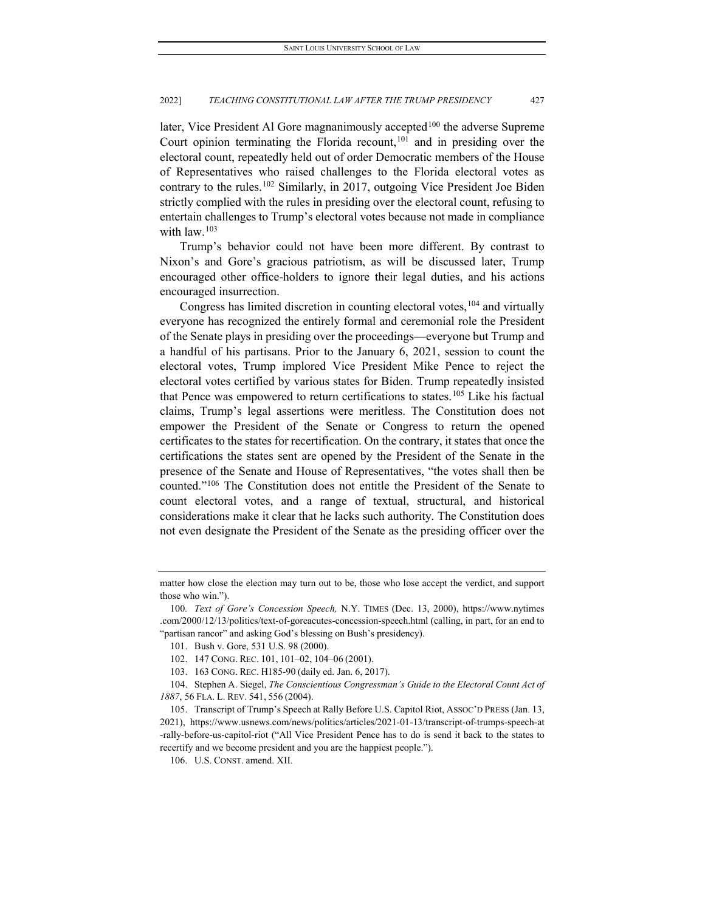later, Vice President Al Gore magnanimously accepted[100] the adverse Supreme Court opinion terminating the Florida recount,[101] and in presiding over the electoral count, repeatedly held out of order Democratic members of the House of Representatives who raised challenges to the Florida electoral votes as contrary to the rules.[102] Similarly, in 2017, outgoing Vice President Joe Biden strictly complied with the rules in presiding over the electoral count, refusing to entertain challenges to Trump's electoral votes because not made in compliance with law.[103]

Trump's behavior could not have been more different. By contrast to Nixon's and Gore's gracious patriotism, as will be discussed later, Trump encouraged other office-holders to ignore their legal duties, and his actions encouraged insurrection.

Congress has limited discretion in counting electoral votes,[104] and virtually everyone has recognized the entirely formal and ceremonial role the President of the Senate plays in presiding over the proceedings—everyone but Trump and a handful of his partisans. Prior to the January 6, 2021, session to count the electoral votes, Trump implored Vice President Mike Pence to reject the electoral votes certified by various states for Biden. Trump repeatedly insisted that Pence was empowered to return certifications to states.[105] Like his factual claims, Trump's legal assertions were meritless. The Constitution does not empower the President of the Senate or Congress to return the opened certificates to the states for recertification. On the contrary, it states that once the certifications the states sent are opened by the President of the Senate in the presence of the Senate and House of Representatives, "the votes shall then be counted."[106] The Constitution does not entitle the President of the Senate to count electoral votes, and a range of textual, structural, and historical considerations make it clear that he lacks such authority. The Constitution does not even designate the President of the Senate as the presiding officer over the

---

matter how close the election may turn out to be, those who lose accept the verdict, and support those who win.").

100. *Text of Gore's Concession Speech,* N.Y. TIMES (Dec. 13, 2000), https://www.nytimes.com/2000/12/13/politics/text-of-goreacutes-concession-speech.html (calling, in part, for an end to "partisan rancor" and asking God's blessing on Bush's presidency).

101. Bush v. Gore, 531 U.S. 98 (2000).

102. 147 CONG. REC. 101, 101–02, 104–06 (2001).

103. 163 CONG. REC. H185-90 (daily ed. Jan. 6, 2017).

104. Stephen A. Siegel, *The Conscientious Congressman's Guide to the Electoral Count Act of 1887*, 56 FLA. L. REV. 541, 556 (2004).

105. Transcript of Trump's Speech at Rally Before U.S. Capitol Riot, ASSOC'D PRESS (Jan. 13, 2021), https://www.usnews.com/news/politics/articles/2021-01-13/transcript-of-trumps-speech-at-rally-before-us-capitol-riot ("All Vice President Pence has to do is send it back to the states to recertify and we become president and you are the happiest people.").

106. U.S. CONST. amend. XII.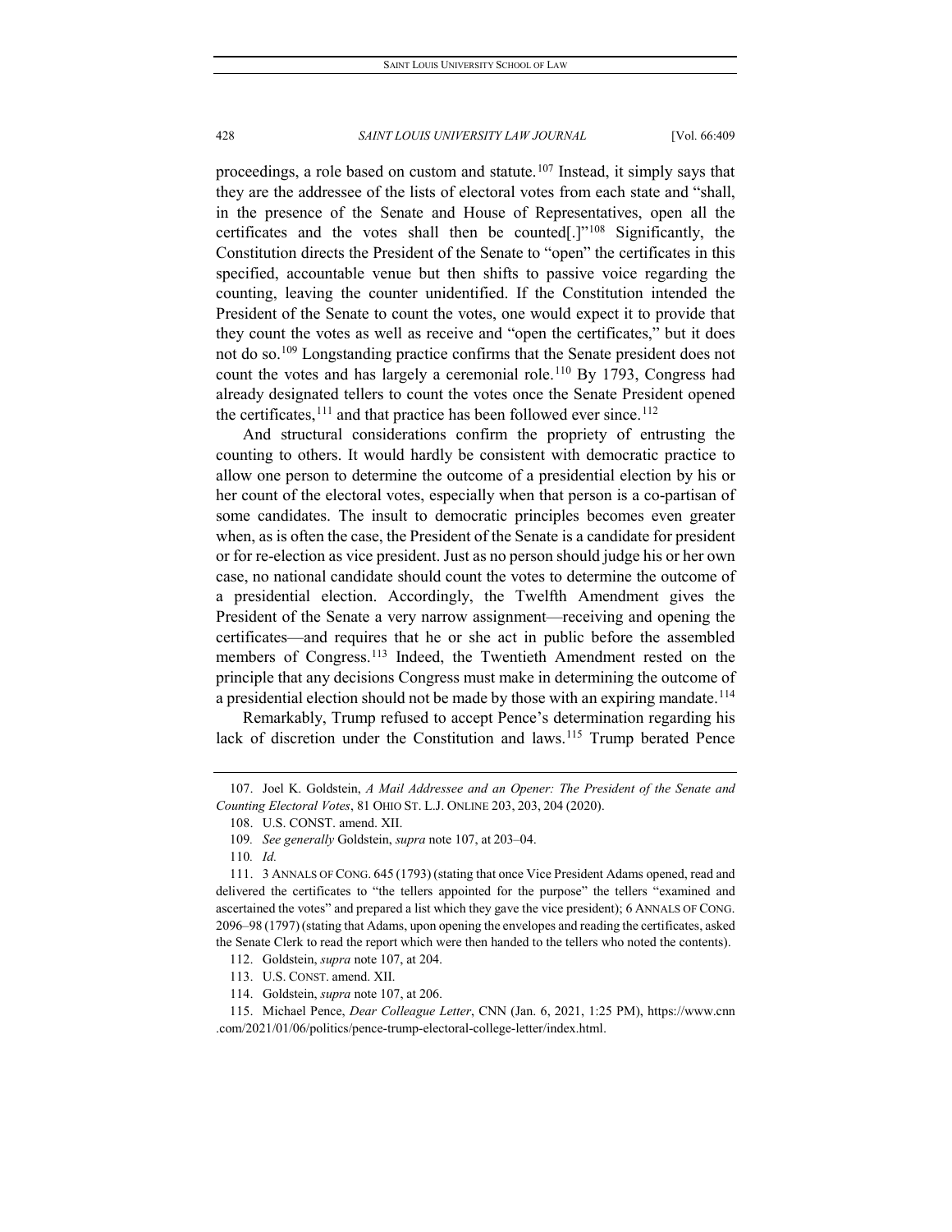proceedings, a role based on custom and statute.[107] Instead, it simply says that they are the addressee of the lists of electoral votes from each state and "shall, in the presence of the Senate and House of Representatives, open all the certificates and the votes shall then be counted[.]"[108] Significantly, the Constitution directs the President of the Senate to "open" the certificates in this specified, accountable venue but then shifts to passive voice regarding the counting, leaving the counter unidentified. If the Constitution intended the President of the Senate to count the votes, one would expect it to provide that they count the votes as well as receive and "open the certificates," but it does not do so.[109] Longstanding practice confirms that the Senate president does not count the votes and has largely a ceremonial role.[110] By 1793, Congress had already designated tellers to count the votes once the Senate President opened the certificates,[111] and that practice has been followed ever since.[112]

And structural considerations confirm the propriety of entrusting the counting to others. It would hardly be consistent with democratic practice to allow one person to determine the outcome of a presidential election by his or her count of the electoral votes, especially when that person is a co-partisan of some candidates. The insult to democratic principles becomes even greater when, as is often the case, the President of the Senate is a candidate for president or for re-election as vice president. Just as no person should judge his or her own case, no national candidate should count the votes to determine the outcome of a presidential election. Accordingly, the Twelfth Amendment gives the President of the Senate a very narrow assignment—receiving and opening the certificates—and requires that he or she act in public before the assembled members of Congress.[113] Indeed, the Twentieth Amendment rested on the principle that any decisions Congress must make in determining the outcome of a presidential election should not be made by those with an expiring mandate.[114]

Remarkably, Trump refused to accept Pence's determination regarding his lack of discretion under the Constitution and laws.[115] Trump berated Pence

---

107. Joel K. Goldstein, *A Mail Addressee and an Opener: The President of the Senate and Counting Electoral Votes*, 81 OHIO ST. L.J. ONLINE 203, 203, 204 (2020).

108. U.S. CONST. amend. XII.

109. *See generally* Goldstein, *supra* note 107, at 203–04.

110. *Id.*

111. 3 ANNALS OF CONG. 645 (1793) (stating that once Vice President Adams opened, read and delivered the certificates to "the tellers appointed for the purpose" the tellers "examined and ascertained the votes" and prepared a list which they gave the vice president); 6 ANNALS OF CONG. 2096–98 (1797) (stating that Adams, upon opening the envelopes and reading the certificates, asked the Senate Clerk to read the report which were then handed to the tellers who noted the contents).

112. Goldstein, *supra* note 107, at 204.

113. U.S. CONST. amend. XII.

114. Goldstein, *supra* note 107, at 206.

115. Michael Pence, *Dear Colleague Letter*, CNN (Jan. 6, 2021, 1:25 PM), https://www.cnn.com/2021/01/06/politics/pence-trump-electoral-college-letter/index.html.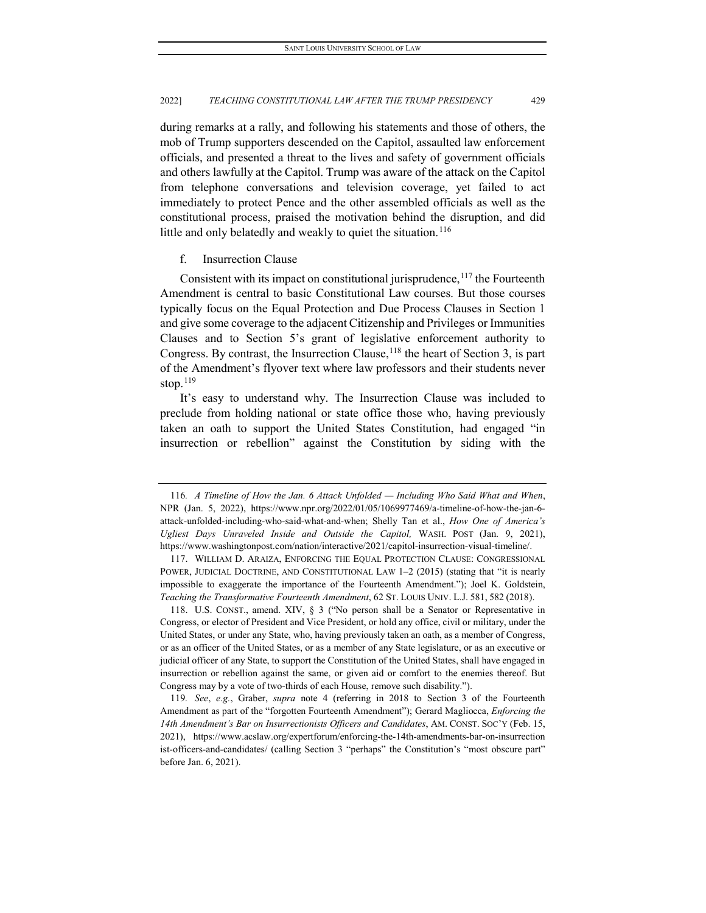during remarks at a rally, and following his statements and those of others, the mob of Trump supporters descended on the Capitol, assaulted law enforcement officials, and presented a threat to the lives and safety of government officials and others lawfully at the Capitol. Trump was aware of the attack on the Capitol from telephone conversations and television coverage, yet failed to act immediately to protect Pence and the other assembled officials as well as the constitutional process, praised the motivation behind the disruption, and did little and only belatedly and weakly to quiet the situation.[116]

f. Insurrection Clause

Consistent with its impact on constitutional jurisprudence,[117] the Fourteenth Amendment is central to basic Constitutional Law courses. But those courses typically focus on the Equal Protection and Due Process Clauses in Section 1 and give some coverage to the adjacent Citizenship and Privileges or Immunities Clauses and to Section 5's grant of legislative enforcement authority to Congress. By contrast, the Insurrection Clause,[118] the heart of Section 3, is part of the Amendment's flyover text where law professors and their students never stop.[119]

It's easy to understand why. The Insurrection Clause was included to preclude from holding national or state office those who, having previously taken an oath to support the United States Constitution, had engaged "in insurrection or rebellion" against the Constitution by siding with the

---

116. *A Timeline of How the Jan. 6 Attack Unfolded — Including Who Said What and When*, NPR (Jan. 5, 2022), https://www.npr.org/2022/01/05/1069977469/a-timeline-of-how-the-jan-6-attack-unfolded-including-who-said-what-and-when; Shelly Tan et al., *How One of America's Ugliest Days Unraveled Inside and Outside the Capitol,* WASH. POST (Jan. 9, 2021), https://www.washingtonpost.com/nation/interactive/2021/capitol-insurrection-visual-timeline/.

117. WILLIAM D. ARAIZA, ENFORCING THE EQUAL PROTECTION CLAUSE: CONGRESSIONAL POWER, JUDICIAL DOCTRINE, AND CONSTITUTIONAL LAW 1–2 (2015) (stating that "it is nearly impossible to exaggerate the importance of the Fourteenth Amendment."); Joel K. Goldstein, *Teaching the Transformative Fourteenth Amendment*, 62 ST. LOUIS UNIV. L.J. 581, 582 (2018).

118. U.S. CONST., amend. XIV, § 3 ("No person shall be a Senator or Representative in Congress, or elector of President and Vice President, or hold any office, civil or military, under the United States, or under any State, who, having previously taken an oath, as a member of Congress, or as an officer of the United States, or as a member of any State legislature, or as an executive or judicial officer of any State, to support the Constitution of the United States, shall have engaged in insurrection or rebellion against the same, or given aid or comfort to the enemies thereof. But Congress may by a vote of two-thirds of each House, remove such disability.").

119. *See*, *e.g.*, Graber, *supra* note 4 (referring in 2018 to Section 3 of the Fourteenth Amendment as part of the "forgotten Fourteenth Amendment"); Gerard Magliocca, *Enforcing the 14th Amendment's Bar on Insurrectionists Officers and Candidates*, AM. CONST. SOC'Y (Feb. 15, 2021), https://www.acslaw.org/expertforum/enforcing-the-14th-amendments-bar-on-insurrectionist-officers-and-candidates/ (calling Section 3 "perhaps" the Constitution's "most obscure part" before Jan. 6, 2021).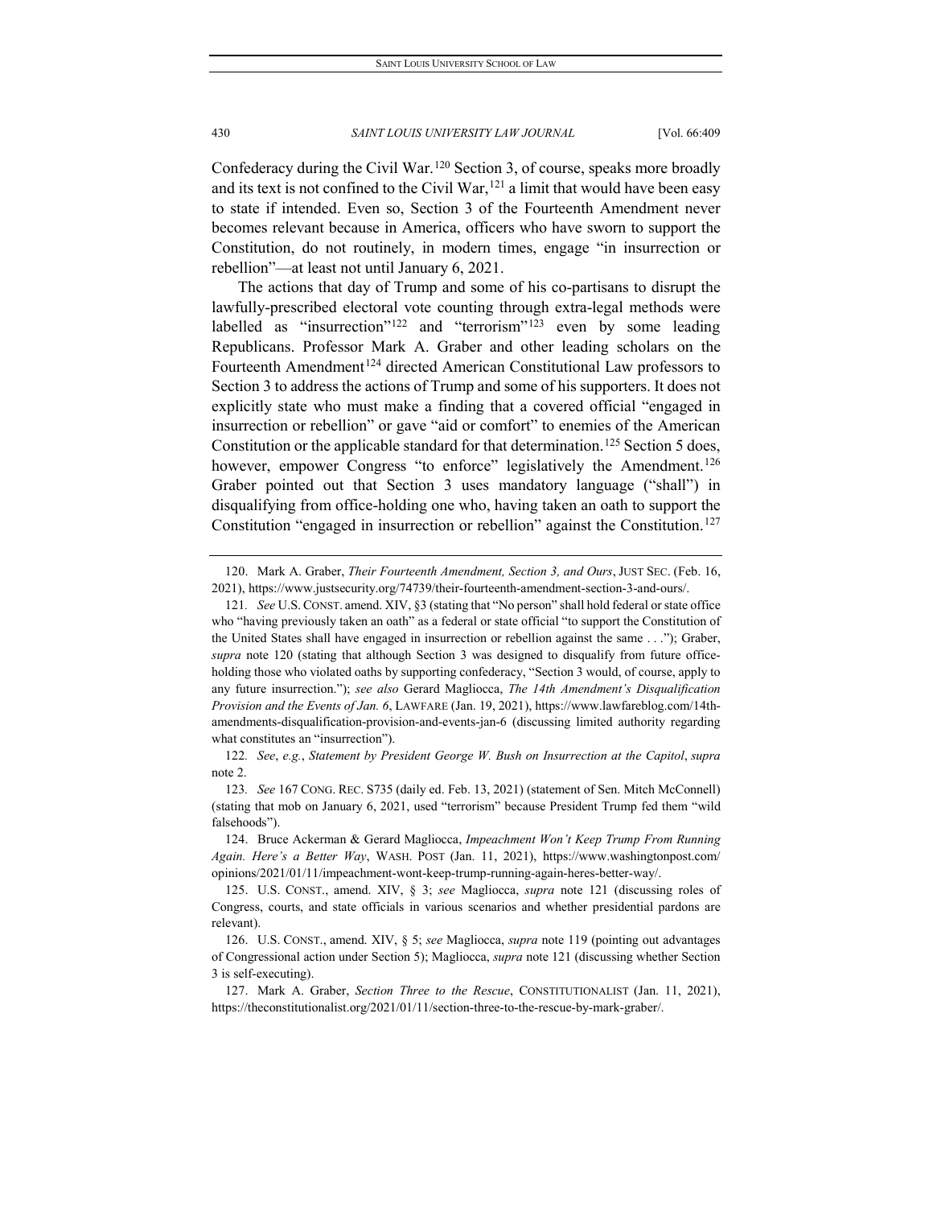Confederacy during the Civil War.[120] Section 3, of course, speaks more broadly and its text is not confined to the Civil War,[121] a limit that would have been easy to state if intended. Even so, Section 3 of the Fourteenth Amendment never becomes relevant because in America, officers who have sworn to support the Constitution, do not routinely, in modern times, engage "in insurrection or rebellion"—at least not until January 6, 2021.

The actions that day of Trump and some of his co-partisans to disrupt the lawfully-prescribed electoral vote counting through extra-legal methods were labelled as "insurrection"[122] and "terrorism"[123] even by some leading Republicans. Professor Mark A. Graber and other leading scholars on the Fourteenth Amendment[124] directed American Constitutional Law professors to Section 3 to address the actions of Trump and some of his supporters. It does not explicitly state who must make a finding that a covered official "engaged in insurrection or rebellion" or gave "aid or comfort" to enemies of the American Constitution or the applicable standard for that determination.[125] Section 5 does, however, empower Congress "to enforce" legislatively the Amendment.[126] Graber pointed out that Section 3 uses mandatory language ("shall") in disqualifying from office-holding one who, having taken an oath to support the Constitution "engaged in insurrection or rebellion" against the Constitution.[127]

---

120. Mark A. Graber, *Their Fourteenth Amendment, Section 3, and Ours*, JUST SEC. (Feb. 16, 2021), https://www.justsecurity.org/74739/their-fourteenth-amendment-section-3-and-ours/.

121. *See* U.S. CONST. amend. XIV, §3 (stating that "No person" shall hold federal or state office who "having previously taken an oath" as a federal or state official "to support the Constitution of the United States shall have engaged in insurrection or rebellion against the same . . ."); Graber, *supra* note 120 (stating that although Section 3 was designed to disqualify from future office-holding those who violated oaths by supporting confederacy, "Section 3 would, of course, apply to any future insurrection."); *see also* Gerard Magliocca, *The 14th Amendment's Disqualification Provision and the Events of Jan. 6*, LAWFARE (Jan. 19, 2021), https://www.lawfareblog.com/14th-amendments-disqualification-provision-and-events-jan-6 (discussing limited authority regarding what constitutes an "insurrection").

122. *See*, *e.g.*, *Statement by President George W. Bush on Insurrection at the Capitol*, *supra* note 2.

123. *See* 167 CONG. REC. S735 (daily ed. Feb. 13, 2021) (statement of Sen. Mitch McConnell) (stating that mob on January 6, 2021, used "terrorism" because President Trump fed them "wild falsehoods").

124. Bruce Ackerman & Gerard Magliocca, *Impeachment Won't Keep Trump From Running Again. Here's a Better Way*, WASH. POST (Jan. 11, 2021), https://www.washingtonpost.com/opinions/2021/01/11/impeachment-wont-keep-trump-running-again-heres-better-way/.

125. U.S. CONST., amend. XIV, § 3; *see* Magliocca, *supra* note 121 (discussing roles of Congress, courts, and state officials in various scenarios and whether presidential pardons are relevant).

126. U.S. CONST., amend. XIV, § 5; *see* Magliocca, *supra* note 119 (pointing out advantages of Congressional action under Section 5); Magliocca, *supra* note 121 (discussing whether Section 3 is self-executing).

127. Mark A. Graber, *Section Three to the Rescue*, CONSTITUTIONALIST (Jan. 11, 2021), https://theconstitutionalist.org/2021/01/11/section-three-to-the-rescue-by-mark-graber/.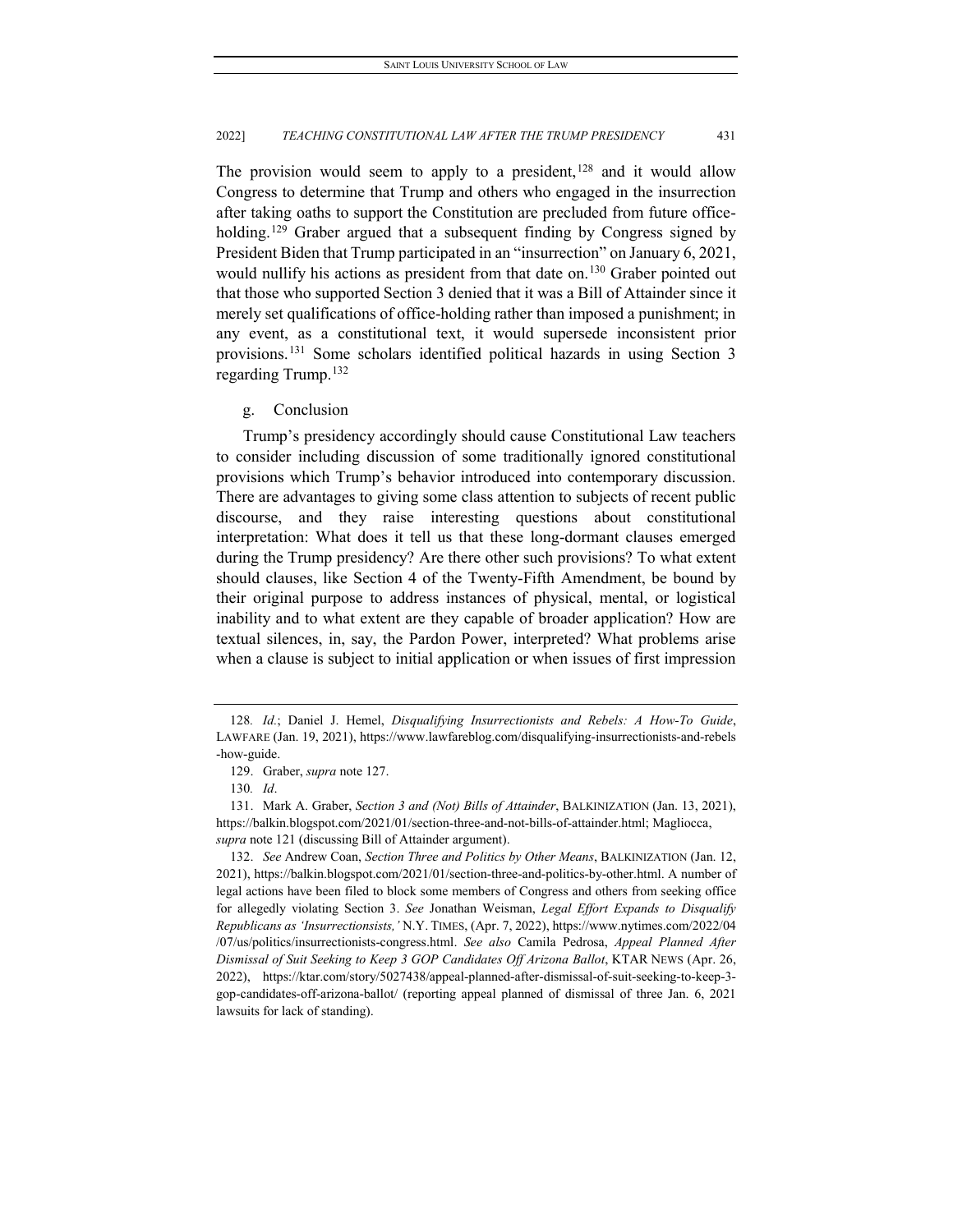The provision would seem to apply to a president,[128] and it would allow Congress to determine that Trump and others who engaged in the insurrection after taking oaths to support the Constitution are precluded from future office-holding.[129] Graber argued that a subsequent finding by Congress signed by President Biden that Trump participated in an "insurrection" on January 6, 2021, would nullify his actions as president from that date on.[130] Graber pointed out that those who supported Section 3 denied that it was a Bill of Attainder since it merely set qualifications of office-holding rather than imposed a punishment; in any event, as a constitutional text, it would supersede inconsistent prior provisions.[131] Some scholars identified political hazards in using Section 3 regarding Trump.[132]

g. Conclusion

Trump's presidency accordingly should cause Constitutional Law teachers to consider including discussion of some traditionally ignored constitutional provisions which Trump's behavior introduced into contemporary discussion. There are advantages to giving some class attention to subjects of recent public discourse, and they raise interesting questions about constitutional interpretation: What does it tell us that these long-dormant clauses emerged during the Trump presidency? Are there other such provisions? To what extent should clauses, like Section 4 of the Twenty-Fifth Amendment, be bound by their original purpose to address instances of physical, mental, or logistical inability and to what extent are they capable of broader application? How are textual silences, in, say, the Pardon Power, interpreted? What problems arise when a clause is subject to initial application or when issues of first impression

---

128. *Id.*; Daniel J. Hemel, *Disqualifying Insurrectionists and Rebels: A How-To Guide*, LAWFARE (Jan. 19, 2021), https://www.lawfareblog.com/disqualifying-insurrectionists-and-rebels-how-guide.

129. Graber, *supra* note 127.

130. *Id*.

131. Mark A. Graber, *Section 3 and (Not) Bills of Attainder*, BALKINIZATION (Jan. 13, 2021), https://balkin.blogspot.com/2021/01/section-three-and-not-bills-of-attainder.html; Magliocca, *supra* note 121 (discussing Bill of Attainder argument).

132. *See* Andrew Coan, *Section Three and Politics by Other Means*, BALKINIZATION (Jan. 12, 2021), https://balkin.blogspot.com/2021/01/section-three-and-politics-by-other.html. A number of legal actions have been filed to block some members of Congress and others from seeking office for allegedly violating Section 3. *See* Jonathan Weisman, *Legal Effort Expands to Disqualify Republicans as 'Insurrectionsists,'* N.Y. TIMES, (Apr. 7, 2022), https://www.nytimes.com/2022/04/07/us/politics/insurrectionists-congress.html. *See also* Camila Pedrosa, *Appeal Planned After Dismissal of Suit Seeking to Keep 3 GOP Candidates Off Arizona Ballot*, KTAR NEWS (Apr. 26, 2022), https://ktar.com/story/5027438/appeal-planned-after-dismissal-of-suit-seeking-to-keep-3-gop-candidates-off-arizona-ballot/ (reporting appeal planned of dismissal of three Jan. 6, 2021 lawsuits for lack of standing).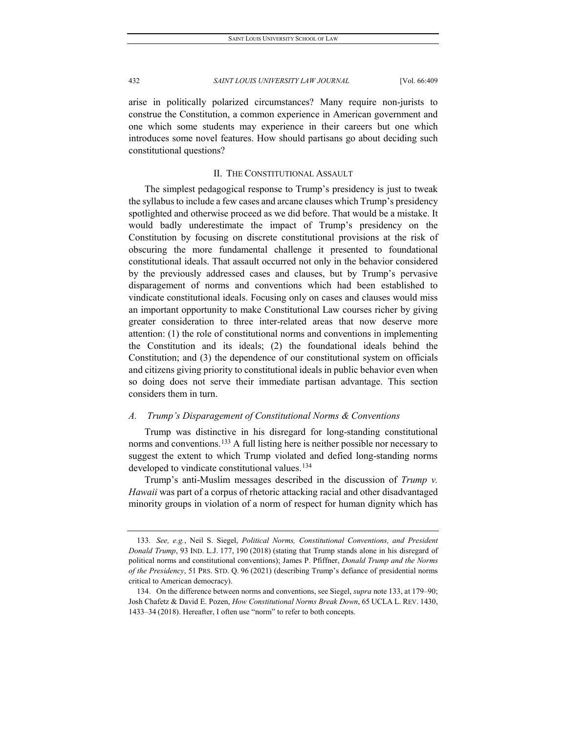arise in politically polarized circumstances? Many require non-jurists to construe the Constitution, a common experience in American government and one which some students may experience in their careers but one which introduces some novel features. How should partisans go about deciding such constitutional questions?

## II. The Constitutional Assault

The simplest pedagogical response to Trump's presidency is just to tweak the syllabus to include a few cases and arcane clauses which Trump's presidency spotlighted and otherwise proceed as we did before. That would be a mistake. It would badly underestimate the impact of Trump's presidency on the Constitution by focusing on discrete constitutional provisions at the risk of obscuring the more fundamental challenge it presented to foundational constitutional ideals. That assault occurred not only in the behavior considered by the previously addressed cases and clauses, but by Trump's pervasive disparagement of norms and conventions which had been established to vindicate constitutional ideals. Focusing only on cases and clauses would miss an important opportunity to make Constitutional Law courses richer by giving greater consideration to three inter-related areas that now deserve more attention: (1) the role of constitutional norms and conventions in implementing the Constitution and its ideals; (2) the foundational ideals behind the Constitution; and (3) the dependence of our constitutional system on officials and citizens giving priority to constitutional ideals in public behavior even when so doing does not serve their immediate partisan advantage. This section considers them in turn.

### *A. Trump's Disparagement of Constitutional Norms & Conventions*

Trump was distinctive in his disregard for long-standing constitutional norms and conventions.[133] A full listing here is neither possible nor necessary to suggest the extent to which Trump violated and defied long-standing norms developed to vindicate constitutional values.[134]

Trump's anti-Muslim messages described in the discussion of *Trump v. Hawaii* was part of a corpus of rhetoric attacking racial and other disadvantaged minority groups in violation of a norm of respect for human dignity which has

---

133. *See, e.g.*, Neil S. Siegel, *Political Norms, Constitutional Conventions, and President Donald Trump*, 93 IND. L.J. 177, 190 (2018) (stating that Trump stands alone in his disregard of political norms and constitutional conventions); James P. Pfiffner, *Donald Trump and the Norms of the Presidency*, 51 PRS. STD. Q. 96 (2021) (describing Trump's defiance of presidential norms critical to American democracy).

134. On the difference between norms and conventions, see Siegel, *supra* note 133, at 179–90; Josh Chafetz & David E. Pozen, *How Constitutional Norms Break Down*, 65 UCLA L. REV. 1430, 1433–34 (2018). Hereafter, I often use "norm" to refer to both concepts.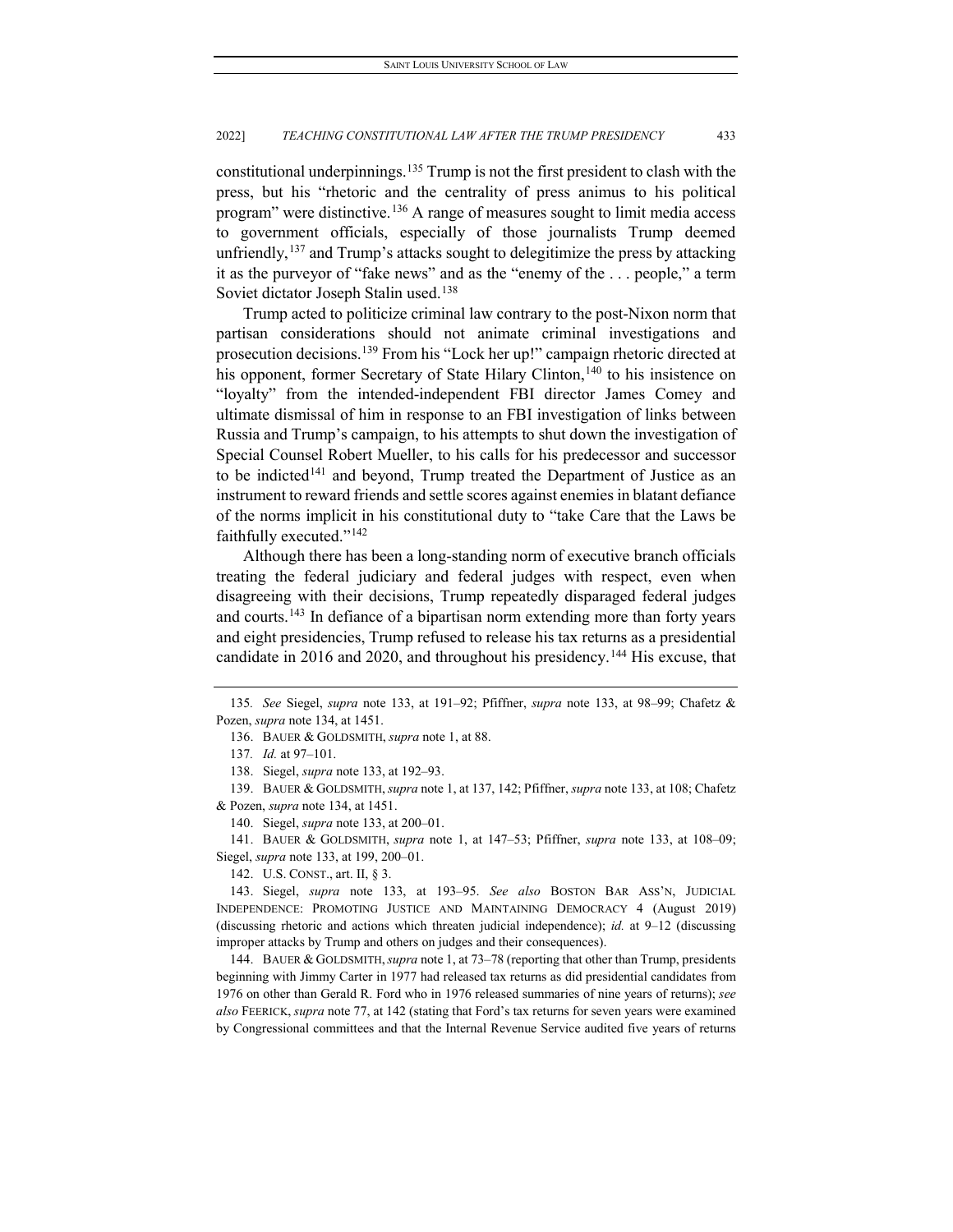constitutional underpinnings.[135] Trump is not the first president to clash with the press, but his "rhetoric and the centrality of press animus to his political program" were distinctive.[136] A range of measures sought to limit media access to government officials, especially of those journalists Trump deemed unfriendly,[137] and Trump's attacks sought to delegitimize the press by attacking it as the purveyor of "fake news" and as the "enemy of the . . . people," a term Soviet dictator Joseph Stalin used.[138]

Trump acted to politicize criminal law contrary to the post-Nixon norm that partisan considerations should not animate criminal investigations and prosecution decisions.[139] From his "Lock her up!" campaign rhetoric directed at his opponent, former Secretary of State Hilary Clinton,[140] to his insistence on "loyalty" from the intended-independent FBI director James Comey and ultimate dismissal of him in response to an FBI investigation of links between Russia and Trump's campaign, to his attempts to shut down the investigation of Special Counsel Robert Mueller, to his calls for his predecessor and successor to be indicted[141] and beyond, Trump treated the Department of Justice as an instrument to reward friends and settle scores against enemies in blatant defiance of the norms implicit in his constitutional duty to "take Care that the Laws be faithfully executed."[142]

Although there has been a long-standing norm of executive branch officials treating the federal judiciary and federal judges with respect, even when disagreeing with their decisions, Trump repeatedly disparaged federal judges and courts.[143] In defiance of a bipartisan norm extending more than forty years and eight presidencies, Trump refused to release his tax returns as a presidential candidate in 2016 and 2020, and throughout his presidency.[144] His excuse, that

---

135. *See* Siegel, *supra* note 133, at 191–92; Pfiffner, *supra* note 133, at 98–99; Chafetz & Pozen, *supra* note 134, at 1451.

136. BAUER & GOLDSMITH, *supra* note 1, at 88.

137. *Id.* at 97–101.

138. Siegel, *supra* note 133, at 192–93.

139. BAUER & GOLDSMITH, *supra* note 1, at 137, 142; Pfiffner, *supra* note 133, at 108; Chafetz & Pozen, *supra* note 134, at 1451.

140. Siegel, *supra* note 133, at 200–01.

141. BAUER & GOLDSMITH, *supra* note 1, at 147–53; Pfiffner, *supra* note 133, at 108–09; Siegel, *supra* note 133, at 199, 200–01.

142. U.S. CONST., art. II, § 3.

143. Siegel, *supra* note 133, at 193–95. *See also* BOSTON BAR ASS'N, JUDICIAL INDEPENDENCE: PROMOTING JUSTICE AND MAINTAINING DEMOCRACY 4 (August 2019) (discussing rhetoric and actions which threaten judicial independence); *id.* at 9–12 (discussing improper attacks by Trump and others on judges and their consequences).

144. BAUER & GOLDSMITH, *supra* note 1, at 73–78 (reporting that other than Trump, presidents beginning with Jimmy Carter in 1977 had released tax returns as did presidential candidates from 1976 on other than Gerald R. Ford who in 1976 released summaries of nine years of returns); *see also* FEERICK, *supra* note 77, at 142 (stating that Ford's tax returns for seven years were examined by Congressional committees and that the Internal Revenue Service audited five years of returns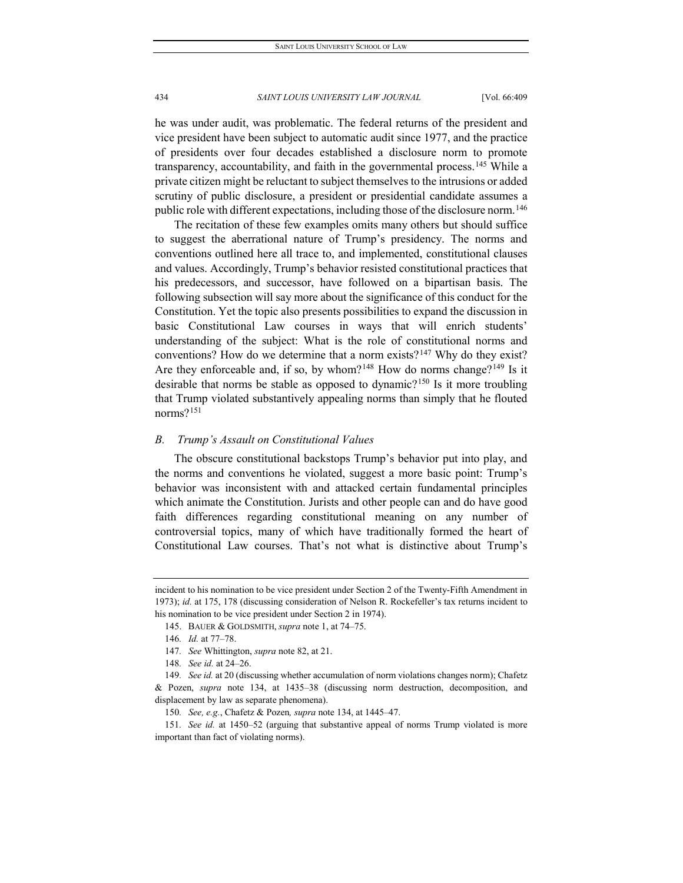he was under audit, was problematic. The federal returns of the president and vice president have been subject to automatic audit since 1977, and the practice of presidents over four decades established a disclosure norm to promote transparency, accountability, and faith in the governmental process.[145] While a private citizen might be reluctant to subject themselves to the intrusions or added scrutiny of public disclosure, a president or presidential candidate assumes a public role with different expectations, including those of the disclosure norm.[146]

The recitation of these few examples omits many others but should suffice to suggest the aberrational nature of Trump's presidency. The norms and conventions outlined here all trace to, and implemented, constitutional clauses and values. Accordingly, Trump's behavior resisted constitutional practices that his predecessors, and successor, have followed on a bipartisan basis. The following subsection will say more about the significance of this conduct for the Constitution. Yet the topic also presents possibilities to expand the discussion in basic Constitutional Law courses in ways that will enrich students' understanding of the subject: What is the role of constitutional norms and conventions? How do we determine that a norm exists?[147] Why do they exist? Are they enforceable and, if so, by whom?[148] How do norms change?[149] Is it desirable that norms be stable as opposed to dynamic?[150] Is it more troubling that Trump violated substantively appealing norms than simply that he flouted norms?[151]

### *B. Trump's Assault on Constitutional Values*

The obscure constitutional backstops Trump's behavior put into play, and the norms and conventions he violated, suggest a more basic point: Trump's behavior was inconsistent with and attacked certain fundamental principles which animate the Constitution. Jurists and other people can and do have good faith differences regarding constitutional meaning on any number of controversial topics, many of which have traditionally formed the heart of Constitutional Law courses. That's not what is distinctive about Trump's

---

incident to his nomination to be vice president under Section 2 of the Twenty-Fifth Amendment in 1973); *id.* at 175, 178 (discussing consideration of Nelson R. Rockefeller's tax returns incident to his nomination to be vice president under Section 2 in 1974).

145. BAUER & GOLDSMITH, *supra* note 1, at 74–75.

146. *Id.* at 77–78.

147. *See* Whittington, *supra* note 82, at 21.

148. *See id.* at 24–26.

149. *See id.* at 20 (discussing whether accumulation of norm violations changes norm); Chafetz & Pozen, *supra* note 134, at 1435–38 (discussing norm destruction, decomposition, and displacement by law as separate phenomena).

150. *See, e.g.*, Chafetz & Pozen, *supra* note 134, at 1445–47.

151. *See id.* at 1450–52 (arguing that substantive appeal of norms Trump violated is more important than fact of violating norms).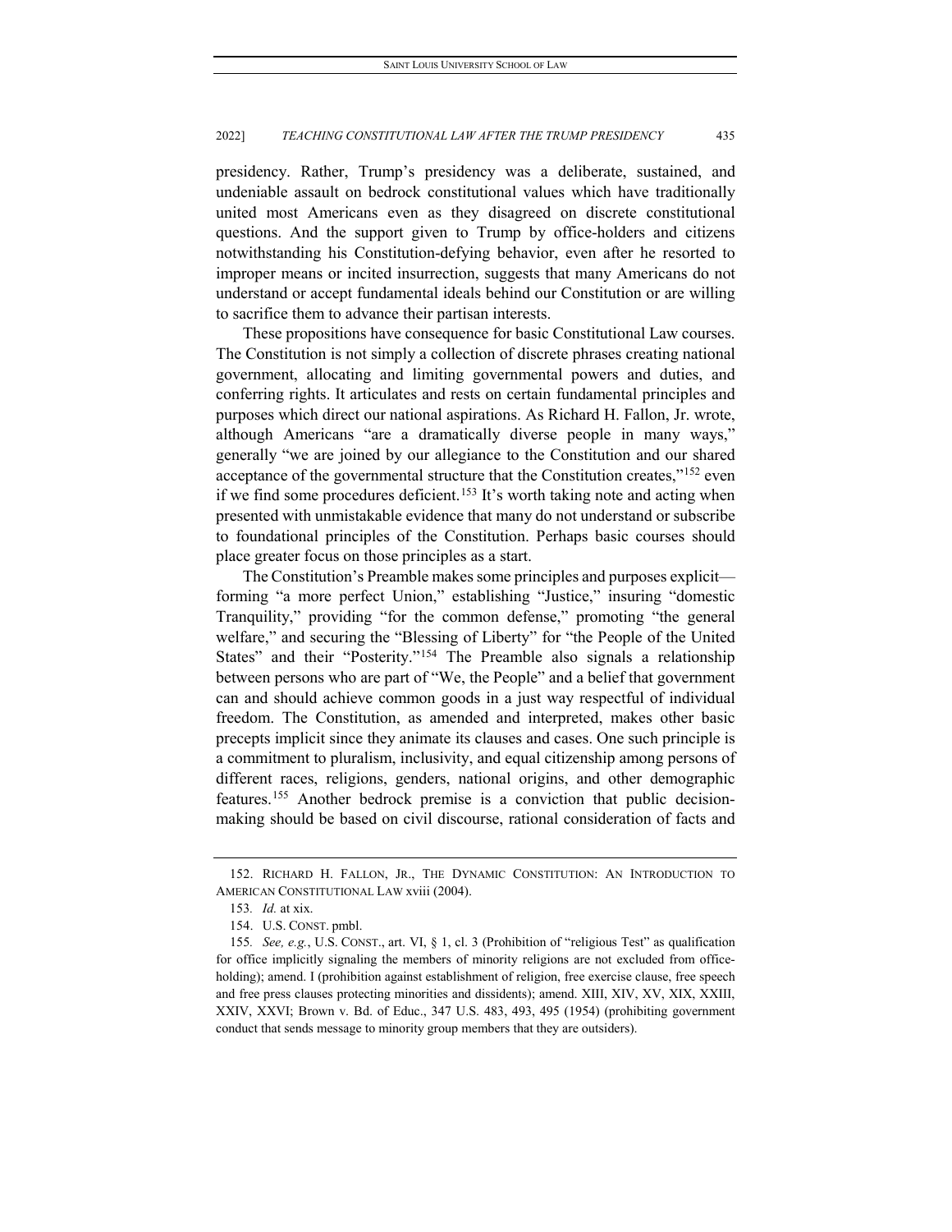presidency. Rather, Trump's presidency was a deliberate, sustained, and undeniable assault on bedrock constitutional values which have traditionally united most Americans even as they disagreed on discrete constitutional questions. And the support given to Trump by office-holders and citizens notwithstanding his Constitution-defying behavior, even after he resorted to improper means or incited insurrection, suggests that many Americans do not understand or accept fundamental ideals behind our Constitution or are willing to sacrifice them to advance their partisan interests.

These propositions have consequence for basic Constitutional Law courses. The Constitution is not simply a collection of discrete phrases creating national government, allocating and limiting governmental powers and duties, and conferring rights. It articulates and rests on certain fundamental principles and purposes which direct our national aspirations. As Richard H. Fallon, Jr. wrote, although Americans "are a dramatically diverse people in many ways," generally "we are joined by our allegiance to the Constitution and our shared acceptance of the governmental structure that the Constitution creates,"[152] even if we find some procedures deficient.[153] It's worth taking note and acting when presented with unmistakable evidence that many do not understand or subscribe to foundational principles of the Constitution. Perhaps basic courses should place greater focus on those principles as a start.

The Constitution's Preamble makes some principles and purposes explicit—forming "a more perfect Union," establishing "Justice," insuring "domestic Tranquility," providing "for the common defense," promoting "the general welfare," and securing the "Blessing of Liberty" for "the People of the United States" and their "Posterity."[154] The Preamble also signals a relationship between persons who are part of "We, the People" and a belief that government can and should achieve common goods in a just way respectful of individual freedom. The Constitution, as amended and interpreted, makes other basic precepts implicit since they animate its clauses and cases. One such principle is a commitment to pluralism, inclusivity, and equal citizenship among persons of different races, religions, genders, national origins, and other demographic features.[155] Another bedrock premise is a conviction that public decision-making should be based on civil discourse, rational consideration of facts and

---

152. RICHARD H. FALLON, JR., THE DYNAMIC CONSTITUTION: AN INTRODUCTION TO AMERICAN CONSTITUTIONAL LAW xviii (2004).

153. *Id.* at xix.

154. U.S. CONST. pmbl.

155. *See, e.g.*, U.S. CONST., art. VI, § 1, cl. 3 (Prohibition of "religious Test" as qualification for office implicitly signaling the members of minority religions are not excluded from office-holding); amend. I (prohibition against establishment of religion, free exercise clause, free speech and free press clauses protecting minorities and dissidents); amend. XIII, XIV, XV, XIX, XXIII, XXIV, XXVI; Brown v. Bd. of Educ., 347 U.S. 483, 493, 495 (1954) (prohibiting government conduct that sends message to minority group members that they are outsiders).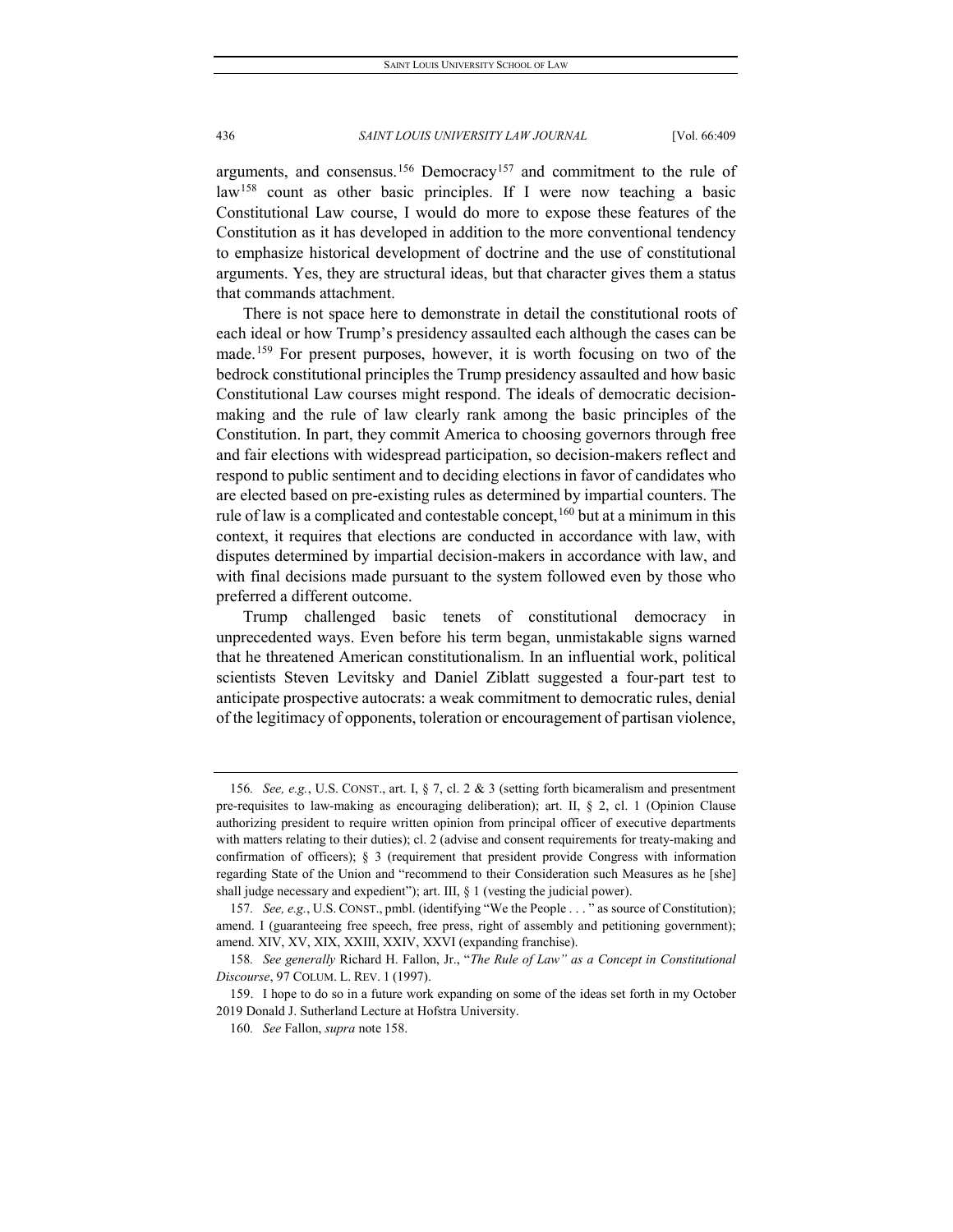arguments, and consensus.[156] Democracy[157] and commitment to the rule of law[158] count as other basic principles. If I were now teaching a basic Constitutional Law course, I would do more to expose these features of the Constitution as it has developed in addition to the more conventional tendency to emphasize historical development of doctrine and the use of constitutional arguments. Yes, they are structural ideas, but that character gives them a status that commands attachment.

There is not space here to demonstrate in detail the constitutional roots of each ideal or how Trump's presidency assaulted each although the cases can be made.[159] For present purposes, however, it is worth focusing on two of the bedrock constitutional principles the Trump presidency assaulted and how basic Constitutional Law courses might respond. The ideals of democratic decision-making and the rule of law clearly rank among the basic principles of the Constitution. In part, they commit America to choosing governors through free and fair elections with widespread participation, so decision-makers reflect and respond to public sentiment and to deciding elections in favor of candidates who are elected based on pre-existing rules as determined by impartial counters. The rule of law is a complicated and contestable concept,[160] but at a minimum in this context, it requires that elections are conducted in accordance with law, with disputes determined by impartial decision-makers in accordance with law, and with final decisions made pursuant to the system followed even by those who preferred a different outcome.

Trump challenged basic tenets of constitutional democracy in unprecedented ways. Even before his term began, unmistakable signs warned that he threatened American constitutionalism. In an influential work, political scientists Steven Levitsky and Daniel Ziblatt suggested a four-part test to anticipate prospective autocrats: a weak commitment to democratic rules, denial of the legitimacy of opponents, toleration or encouragement of partisan violence,

---

156. *See, e.g.*, U.S. CONST., art. I, § 7, cl. 2 & 3 (setting forth bicameralism and presentment pre-requisites to law-making as encouraging deliberation); art. II, § 2, cl. 1 (Opinion Clause authorizing president to require written opinion from principal officer of executive departments with matters relating to their duties); cl. 2 (advise and consent requirements for treaty-making and confirmation of officers); § 3 (requirement that president provide Congress with information regarding State of the Union and "recommend to their Consideration such Measures as he [she] shall judge necessary and expedient"); art. III, § 1 (vesting the judicial power).

157. *See, e.g.*, U.S. CONST., pmbl. (identifying "We the People . . . " as source of Constitution); amend. I (guaranteeing free speech, free press, right of assembly and petitioning government); amend. XIV, XV, XIX, XXIII, XXIV, XXVI (expanding franchise).

158. *See generally* Richard H. Fallon, Jr., "*The Rule of Law" as a Concept in Constitutional Discourse*, 97 COLUM. L. REV. 1 (1997).

159. I hope to do so in a future work expanding on some of the ideas set forth in my October 2019 Donald J. Sutherland Lecture at Hofstra University.

160. *See* Fallon, *supra* note 158.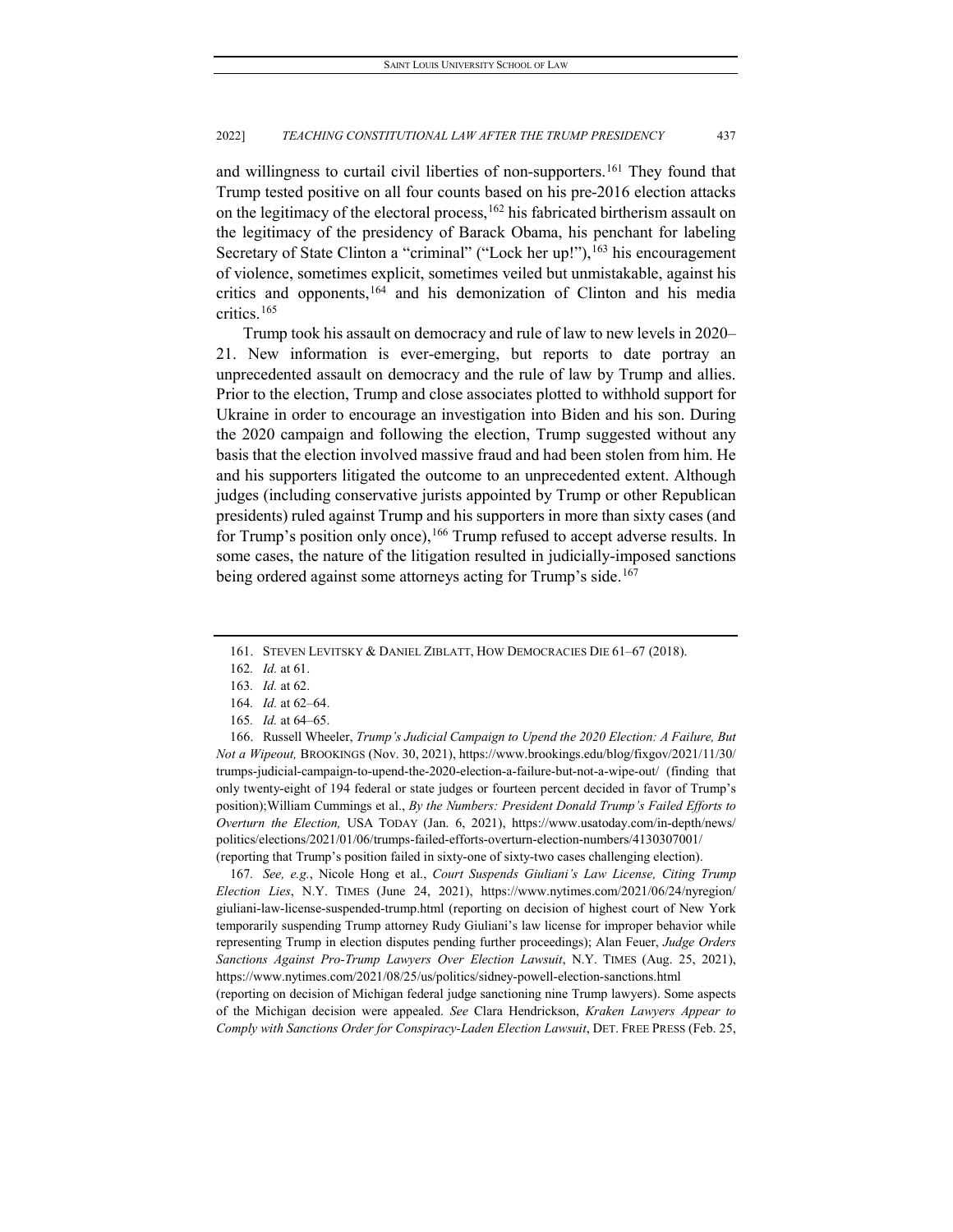and willingness to curtail civil liberties of non-supporters.[161] They found that Trump tested positive on all four counts based on his pre-2016 election attacks on the legitimacy of the electoral process,[162] his fabricated birtherism assault on the legitimacy of the presidency of Barack Obama, his penchant for labeling Secretary of State Clinton a "criminal" ("Lock her up!"),[163] his encouragement of violence, sometimes explicit, sometimes veiled but unmistakable, against his critics and opponents,[164] and his demonization of Clinton and his media critics.[165]

Trump took his assault on democracy and rule of law to new levels in 2020–21. New information is ever-emerging, but reports to date portray an unprecedented assault on democracy and the rule of law by Trump and allies. Prior to the election, Trump and close associates plotted to withhold support for Ukraine in order to encourage an investigation into Biden and his son. During the 2020 campaign and following the election, Trump suggested without any basis that the election involved massive fraud and had been stolen from him. He and his supporters litigated the outcome to an unprecedented extent. Although judges (including conservative jurists appointed by Trump or other Republican presidents) ruled against Trump and his supporters in more than sixty cases (and for Trump's position only once),[166] Trump refused to accept adverse results. In some cases, the nature of the litigation resulted in judicially-imposed sanctions being ordered against some attorneys acting for Trump's side.[167]

---

161. STEVEN LEVITSKY & DANIEL ZIBLATT, HOW DEMOCRACIES DIE 61–67 (2018).

162. *Id.* at 61.

163. *Id.* at 62.

164. *Id.* at 62–64.

165. *Id.* at 64–65.

166. Russell Wheeler, *Trump's Judicial Campaign to Upend the 2020 Election: A Failure, But Not a Wipeout,* BROOKINGS (Nov. 30, 2021), https://www.brookings.edu/blog/fixgov/2021/11/30/trumps-judicial-campaign-to-upend-the-2020-election-a-failure-but-not-a-wipe-out/ (finding that only twenty-eight of 194 federal or state judges or fourteen percent decided in favor of Trump's position); William Cummings et al., *By the Numbers: President Donald Trump's Failed Efforts to Overturn the Election,* USA TODAY (Jan. 6, 2021), https://www.usatoday.com/in-depth/news/politics/elections/2021/01/06/trumps-failed-efforts-overturn-election-numbers/4130307001/ (reporting that Trump's position failed in sixty-one of sixty-two cases challenging election).

167. *See, e.g.*, Nicole Hong et al., *Court Suspends Giuliani's Law License, Citing Trump Election Lies*, N.Y. TIMES (June 24, 2021), https://www.nytimes.com/2021/06/24/nyregion/giuliani-law-license-suspended-trump.html (reporting on decision of highest court of New York temporarily suspending Trump attorney Rudy Giuliani's law license for improper behavior while representing Trump in election disputes pending further proceedings); Alan Feuer, *Judge Orders Sanctions Against Pro-Trump Lawyers Over Election Lawsuit*, N.Y. TIMES (Aug. 25, 2021), https://www.nytimes.com/2021/08/25/us/politics/sidney-powell-election-sanctions.html (reporting on decision of Michigan federal judge sanctioning nine Trump lawyers). Some aspects of the Michigan decision were appealed. *See* Clara Hendrickson, *Kraken Lawyers Appear to Comply with Sanctions Order for Conspiracy-Laden Election Lawsuit*, DET. FREE PRESS (Feb. 25,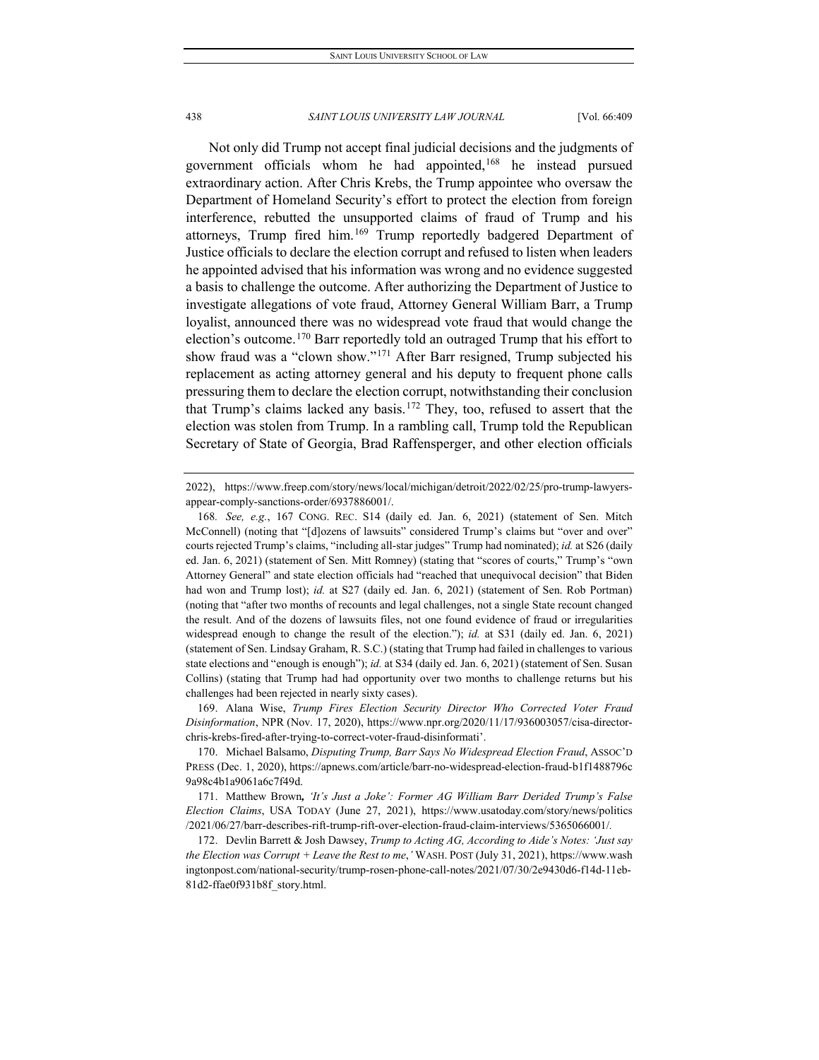Not only did Trump not accept final judicial decisions and the judgments of government officials whom he had appointed,[168] he instead pursued extraordinary action. After Chris Krebs, the Trump appointee who oversaw the Department of Homeland Security's effort to protect the election from foreign interference, rebutted the unsupported claims of fraud of Trump and his attorneys, Trump fired him.[169] Trump reportedly badgered Department of Justice officials to declare the election corrupt and refused to listen when leaders he appointed advised that his information was wrong and no evidence suggested a basis to challenge the outcome. After authorizing the Department of Justice to investigate allegations of vote fraud, Attorney General William Barr, a Trump loyalist, announced there was no widespread vote fraud that would change the election's outcome.[170] Barr reportedly told an outraged Trump that his effort to show fraud was a "clown show."[171] After Barr resigned, Trump subjected his replacement as acting attorney general and his deputy to frequent phone calls pressuring them to declare the election corrupt, notwithstanding their conclusion that Trump's claims lacked any basis.[172] They, too, refused to assert that the election was stolen from Trump. In a rambling call, Trump told the Republican Secretary of State of Georgia, Brad Raffensperger, and other election officials

---

2022), https://www.freep.com/story/news/local/michigan/detroit/2022/02/25/pro-trump-lawyers-appear-comply-sanctions-order/6937886001/.

168. *See, e.g.*, 167 CONG. REC. S14 (daily ed. Jan. 6, 2021) (statement of Sen. Mitch McConnell) (noting that "[d]ozens of lawsuits" considered Trump's claims but "over and over" courts rejected Trump's claims, "including all-star judges" Trump had nominated); *id.* at S26 (daily ed. Jan. 6, 2021) (statement of Sen. Mitt Romney) (stating that "scores of courts," Trump's "own Attorney General" and state election officials had "reached that unequivocal decision" that Biden had won and Trump lost); *id.* at S27 (daily ed. Jan. 6, 2021) (statement of Sen. Rob Portman) (noting that "after two months of recounts and legal challenges, not a single State recount changed the result. And of the dozens of lawsuits files, not one found evidence of fraud or irregularities widespread enough to change the result of the election."); *id.* at S31 (daily ed. Jan. 6, 2021) (statement of Sen. Lindsay Graham, R. S.C.) (stating that Trump had failed in challenges to various state elections and "enough is enough"); *id.* at S34 (daily ed. Jan. 6, 2021) (statement of Sen. Susan Collins) (stating that Trump had had opportunity over two months to challenge returns but his challenges had been rejected in nearly sixty cases).

169. Alana Wise, *Trump Fires Election Security Director Who Corrected Voter Fraud Disinformation*, NPR (Nov. 17, 2020), https://www.npr.org/2020/11/17/936003057/cisa-director-chris-krebs-fired-after-trying-to-correct-voter-fraud-disinformati'.

170. Michael Balsamo, *Disputing Trump, Barr Says No Widespread Election Fraud*, ASSOC'D PRESS (Dec. 1, 2020), https://apnews.com/article/barr-no-widespread-election-fraud-b1f1488796c9a98c4b1a9061a6c7f49d.

171. Matthew Brown, *'It's Just a Joke': Former AG William Barr Derided Trump's False Election Claims*, USA TODAY (June 27, 2021), https://www.usatoday.com/story/news/politics/2021/06/27/barr-describes-rift-trump-rift-over-election-fraud-claim-interviews/5365066001/.

172. Devlin Barrett & Josh Dawsey, *Trump to Acting AG, According to Aide's Notes: 'Just say the Election was Corrupt + Leave the Rest to me*,*'* WASH. POST (July 31, 2021), https://www.washingtonpost.com/national-security/trump-rosen-phone-call-notes/2021/07/30/2e9430d6-f14d-11eb-81d2-ffae0f931b8f_story.html.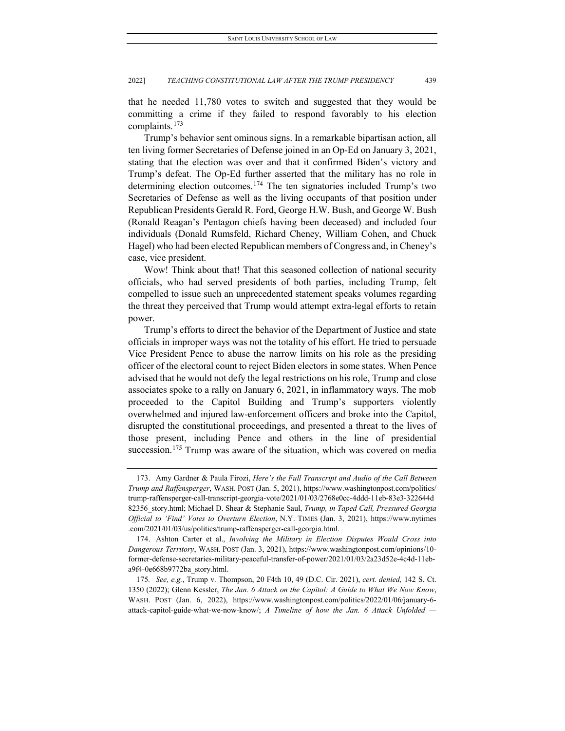that he needed 11,780 votes to switch and suggested that they would be committing a crime if they failed to respond favorably to his election complaints.[173]

Trump's behavior sent ominous signs. In a remarkable bipartisan action, all ten living former Secretaries of Defense joined in an Op-Ed on January 3, 2021, stating that the election was over and that it confirmed Biden's victory and Trump's defeat. The Op-Ed further asserted that the military has no role in determining election outcomes.[174] The ten signatories included Trump's two Secretaries of Defense as well as the living occupants of that position under Republican Presidents Gerald R. Ford, George H.W. Bush, and George W. Bush (Ronald Reagan's Pentagon chiefs having been deceased) and included four individuals (Donald Rumsfeld, Richard Cheney, William Cohen, and Chuck Hagel) who had been elected Republican members of Congress and, in Cheney's case, vice president.

Wow! Think about that! That this seasoned collection of national security officials, who had served presidents of both parties, including Trump, felt compelled to issue such an unprecedented statement speaks volumes regarding the threat they perceived that Trump would attempt extra-legal efforts to retain power.

Trump's efforts to direct the behavior of the Department of Justice and state officials in improper ways was not the totality of his effort. He tried to persuade Vice President Pence to abuse the narrow limits on his role as the presiding officer of the electoral count to reject Biden electors in some states. When Pence advised that he would not defy the legal restrictions on his role, Trump and close associates spoke to a rally on January 6, 2021, in inflammatory ways. The mob proceeded to the Capitol Building and Trump's supporters violently overwhelmed and injured law-enforcement officers and broke into the Capitol, disrupted the constitutional proceedings, and presented a threat to the lives of those present, including Pence and others in the line of presidential succession.[175] Trump was aware of the situation, which was covered on media

173. Amy Gardner & Paula Firozi, *Here's the Full Transcript and Audio of the Call Between Trump and Raffensperger*, WASH. POST (Jan. 5, 2021), https://www.washingtonpost.com/politics/trump-raffensperger-call-transcript-georgia-vote/2021/01/03/2768e0cc-4ddd-11eb-83e3-322644d82356_story.html; Michael D. Shear & Stephanie Saul, *Trump, in Taped Call, Pressured Georgia Official to 'Find' Votes to Overturn Election*, N.Y. TIMES (Jan. 3, 2021), https://www.nytimes.com/2021/01/03/us/politics/trump-raffensperger-call-georgia.html.

174. Ashton Carter et al., *Involving the Military in Election Disputes Would Cross into Dangerous Territory*, WASH. POST (Jan. 3, 2021), https://www.washingtonpost.com/opinions/10-former-defense-secretaries-military-peaceful-transfer-of-power/2021/01/03/2a23d52e-4c4d-11eb-a9f4-0e668b9772ba_story.html.

175. *See, e.g.*, Trump v. Thompson, 20 F4th 10, 49 (D.C. Cir. 2021), *cert. denied,* 142 S. Ct. 1350 (2022); Glenn Kessler, *The Jan. 6 Attack on the Capitol: A Guide to What We Now Know*, WASH. POST (Jan. 6, 2022), https://www.washingtonpost.com/politics/2022/01/06/january-6-attack-capitol-guide-what-we-now-know/; *A Timeline of how the Jan. 6 Attack Unfolded —*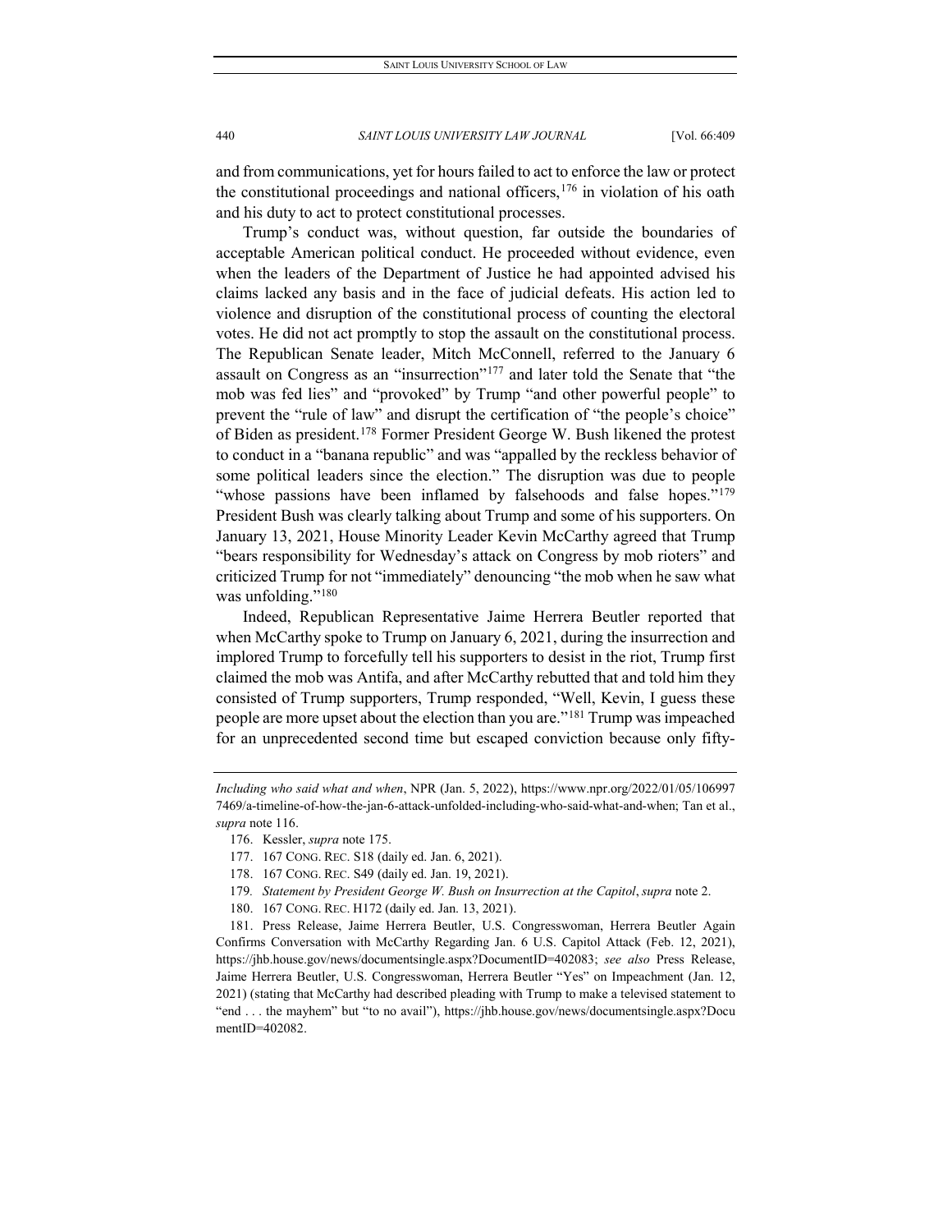and from communications, yet for hours failed to act to enforce the law or protect the constitutional proceedings and national officers,[176] in violation of his oath and his duty to act to protect constitutional processes.

Trump's conduct was, without question, far outside the boundaries of acceptable American political conduct. He proceeded without evidence, even when the leaders of the Department of Justice he had appointed advised his claims lacked any basis and in the face of judicial defeats. His action led to violence and disruption of the constitutional process of counting the electoral votes. He did not act promptly to stop the assault on the constitutional process. The Republican Senate leader, Mitch McConnell, referred to the January 6 assault on Congress as an "insurrection"[177] and later told the Senate that "the mob was fed lies" and "provoked" by Trump "and other powerful people" to prevent the "rule of law" and disrupt the certification of "the people's choice" of Biden as president.[178] Former President George W. Bush likened the protest to conduct in a "banana republic" and was "appalled by the reckless behavior of some political leaders since the election." The disruption was due to people "whose passions have been inflamed by falsehoods and false hopes."[179] President Bush was clearly talking about Trump and some of his supporters. On January 13, 2021, House Minority Leader Kevin McCarthy agreed that Trump "bears responsibility for Wednesday's attack on Congress by mob rioters" and criticized Trump for not "immediately" denouncing "the mob when he saw what was unfolding."[180]

Indeed, Republican Representative Jaime Herrera Beutler reported that when McCarthy spoke to Trump on January 6, 2021, during the insurrection and implored Trump to forcefully tell his supporters to desist in the riot, Trump first claimed the mob was Antifa, and after McCarthy rebutted that and told him they consisted of Trump supporters, Trump responded, "Well, Kevin, I guess these people are more upset about the election than you are."[181] Trump was impeached for an unprecedented second time but escaped conviction because only fifty-

---

*Including who said what and when*, NPR (Jan. 5, 2022), https://www.npr.org/2022/01/05/1069977469/a-timeline-of-how-the-jan-6-attack-unfolded-including-who-said-what-and-when; Tan et al., *supra* note 116.

176. Kessler, *supra* note 175.

177. 167 CONG. REC. S18 (daily ed. Jan. 6, 2021).

178. 167 CONG. REC. S49 (daily ed. Jan. 19, 2021).

179. *Statement by President George W. Bush on Insurrection at the Capitol*, *supra* note 2.

180. 167 CONG. REC. H172 (daily ed. Jan. 13, 2021).

181. Press Release, Jaime Herrera Beutler, U.S. Congresswoman, Herrera Beutler Again Confirms Conversation with McCarthy Regarding Jan. 6 U.S. Capitol Attack (Feb. 12, 2021), https://jhb.house.gov/news/documentsingle.aspx?DocumentID=402083; *see also* Press Release, Jaime Herrera Beutler, U.S. Congresswoman, Herrera Beutler "Yes" on Impeachment (Jan. 12, 2021) (stating that McCarthy had described pleading with Trump to make a televised statement to "end . . . the mayhem" but "to no avail"), https://jhb.house.gov/news/documentsingle.aspx?DocumentID=402082.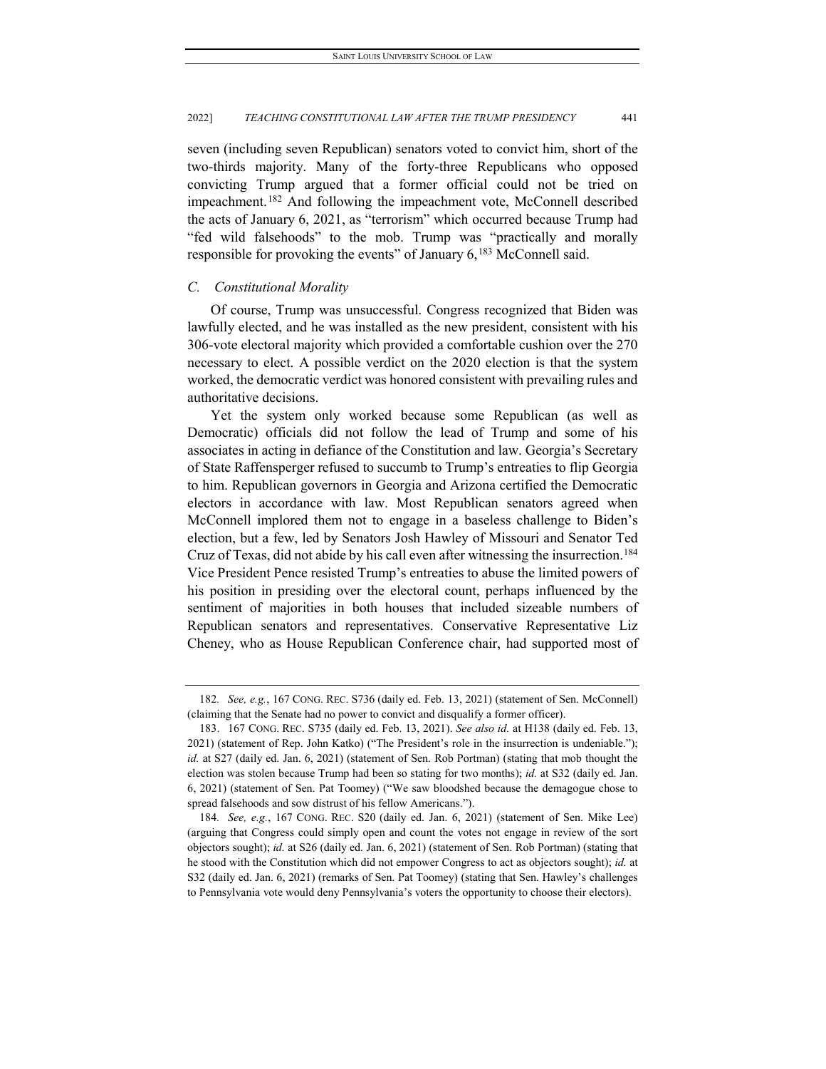seven (including seven Republican) senators voted to convict him, short of the two-thirds majority. Many of the forty-three Republicans who opposed convicting Trump argued that a former official could not be tried on impeachment.[182] And following the impeachment vote, McConnell described the acts of January 6, 2021, as "terrorism" which occurred because Trump had "fed wild falsehoods" to the mob. Trump was "practically and morally responsible for provoking the events" of January 6,[183] McConnell said.

### *C. Constitutional Morality*

Of course, Trump was unsuccessful. Congress recognized that Biden was lawfully elected, and he was installed as the new president, consistent with his 306-vote electoral majority which provided a comfortable cushion over the 270 necessary to elect. A possible verdict on the 2020 election is that the system worked, the democratic verdict was honored consistent with prevailing rules and authoritative decisions.

Yet the system only worked because some Republican (as well as Democratic) officials did not follow the lead of Trump and some of his associates in acting in defiance of the Constitution and law. Georgia's Secretary of State Raffensperger refused to succumb to Trump's entreaties to flip Georgia to him. Republican governors in Georgia and Arizona certified the Democratic electors in accordance with law. Most Republican senators agreed when McConnell implored them not to engage in a baseless challenge to Biden's election, but a few, led by Senators Josh Hawley of Missouri and Senator Ted Cruz of Texas, did not abide by his call even after witnessing the insurrection.[184] Vice President Pence resisted Trump's entreaties to abuse the limited powers of his position in presiding over the electoral count, perhaps influenced by the sentiment of majorities in both houses that included sizeable numbers of Republican senators and representatives. Conservative Representative Liz Cheney, who as House Republican Conference chair, had supported most of

---

182. *See, e.g.*, 167 CONG. REC. S736 (daily ed. Feb. 13, 2021) (statement of Sen. McConnell) (claiming that the Senate had no power to convict and disqualify a former officer).

183. 167 CONG. REC. S735 (daily ed. Feb. 13, 2021). *See also id.* at H138 (daily ed. Feb. 13, 2021) (statement of Rep. John Katko) ("The President's role in the insurrection is undeniable."); *id.* at S27 (daily ed. Jan. 6, 2021) (statement of Sen. Rob Portman) (stating that mob thought the election was stolen because Trump had been so stating for two months); *id.* at S32 (daily ed. Jan. 6, 2021) (statement of Sen. Pat Toomey) ("We saw bloodshed because the demagogue chose to spread falsehoods and sow distrust of his fellow Americans.").

184. *See, e.g.*, 167 CONG. REC. S20 (daily ed. Jan. 6, 2021) (statement of Sen. Mike Lee) (arguing that Congress could simply open and count the votes not engage in review of the sort objectors sought); *id.* at S26 (daily ed. Jan. 6, 2021) (statement of Sen. Rob Portman) (stating that he stood with the Constitution which did not empower Congress to act as objectors sought); *id.* at S32 (daily ed. Jan. 6, 2021) (remarks of Sen. Pat Toomey) (stating that Sen. Hawley's challenges to Pennsylvania vote would deny Pennsylvania's voters the opportunity to choose their electors).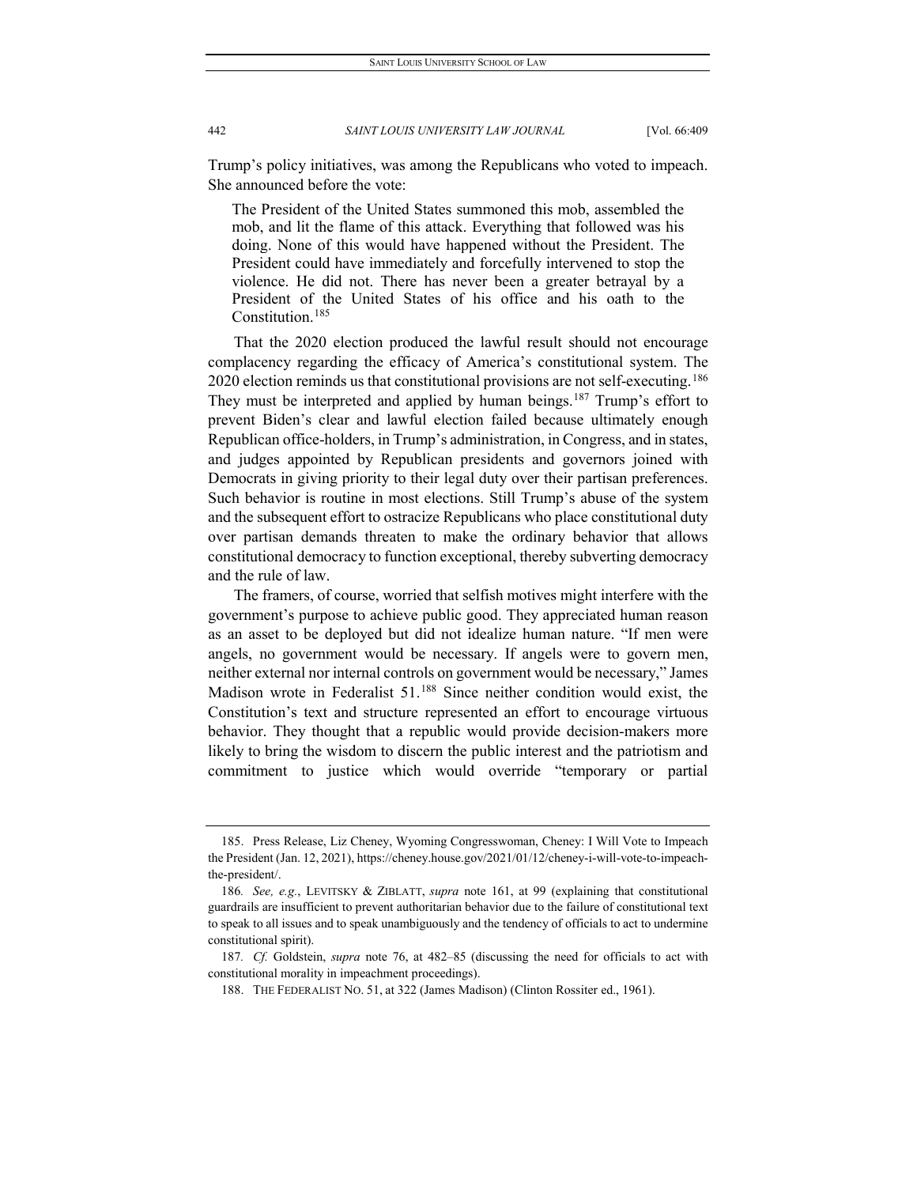Trump's policy initiatives, was among the Republicans who voted to impeach. She announced before the vote:

> The President of the United States summoned this mob, assembled the mob, and lit the flame of this attack. Everything that followed was his doing. None of this would have happened without the President. The President could have immediately and forcefully intervened to stop the violence. He did not. There has never been a greater betrayal by a President of the United States of his office and his oath to the Constitution.[185]

That the 2020 election produced the lawful result should not encourage complacency regarding the efficacy of America's constitutional system. The 2020 election reminds us that constitutional provisions are not self-executing.[186] They must be interpreted and applied by human beings.[187] Trump's effort to prevent Biden's clear and lawful election failed because ultimately enough Republican office-holders, in Trump's administration, in Congress, and in states, and judges appointed by Republican presidents and governors joined with Democrats in giving priority to their legal duty over their partisan preferences. Such behavior is routine in most elections. Still Trump's abuse of the system and the subsequent effort to ostracize Republicans who place constitutional duty over partisan demands threaten to make the ordinary behavior that allows constitutional democracy to function exceptional, thereby subverting democracy and the rule of law.

The framers, of course, worried that selfish motives might interfere with the government's purpose to achieve public good. They appreciated human reason as an asset to be deployed but did not idealize human nature. "If men were angels, no government would be necessary. If angels were to govern men, neither external nor internal controls on government would be necessary," James Madison wrote in Federalist 51.[188] Since neither condition would exist, the Constitution's text and structure represented an effort to encourage virtuous behavior. They thought that a republic would provide decision-makers more likely to bring the wisdom to discern the public interest and the patriotism and commitment to justice which would override "temporary or partial

---

185. Press Release, Liz Cheney, Wyoming Congresswoman, Cheney: I Will Vote to Impeach the President (Jan. 12, 2021), https://cheney.house.gov/2021/01/12/cheney-i-will-vote-to-impeach-the-president/.

186. *See, e.g.*, LEVITSKY & ZIBLATT, *supra* note 161, at 99 (explaining that constitutional guardrails are insufficient to prevent authoritarian behavior due to the failure of constitutional text to speak to all issues and to speak unambiguously and the tendency of officials to act to undermine constitutional spirit).

187. *Cf.* Goldstein, *supra* note 76, at 482–85 (discussing the need for officials to act with constitutional morality in impeachment proceedings).

188. THE FEDERALIST NO. 51, at 322 (James Madison) (Clinton Rossiter ed., 1961).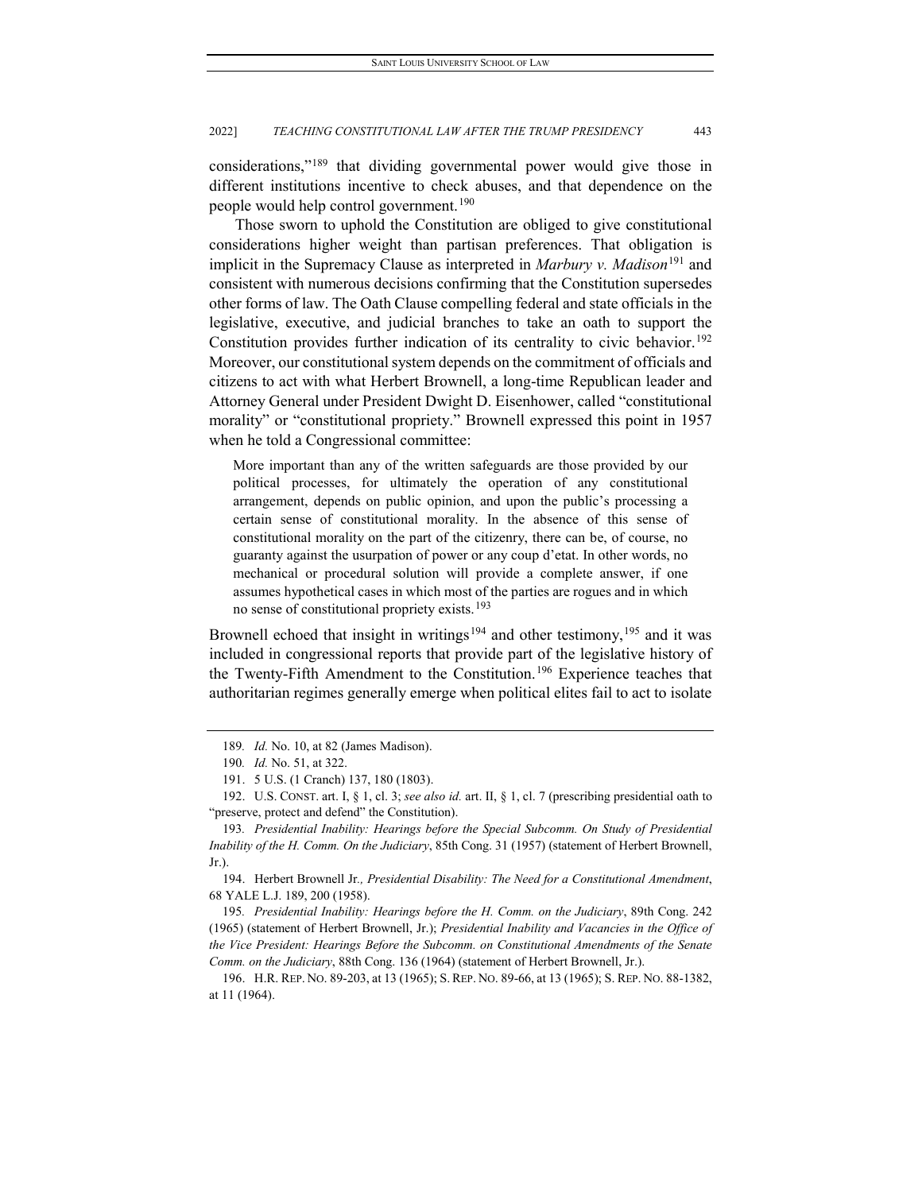considerations,"[189] that dividing governmental power would give those in different institutions incentive to check abuses, and that dependence on the people would help control government.[190]

Those sworn to uphold the Constitution are obliged to give constitutional considerations higher weight than partisan preferences. That obligation is implicit in the Supremacy Clause as interpreted in *Marbury v. Madison*[191] and consistent with numerous decisions confirming that the Constitution supersedes other forms of law. The Oath Clause compelling federal and state officials in the legislative, executive, and judicial branches to take an oath to support the Constitution provides further indication of its centrality to civic behavior.[192] Moreover, our constitutional system depends on the commitment of officials and citizens to act with what Herbert Brownell, a long-time Republican leader and Attorney General under President Dwight D. Eisenhower, called "constitutional morality" or "constitutional propriety." Brownell expressed this point in 1957 when he told a Congressional committee:

> More important than any of the written safeguards are those provided by our political processes, for ultimately the operation of any constitutional arrangement, depends on public opinion, and upon the public's processing a certain sense of constitutional morality. In the absence of this sense of constitutional morality on the part of the citizenry, there can be, of course, no guaranty against the usurpation of power or any coup d'etat. In other words, no mechanical or procedural solution will provide a complete answer, if one assumes hypothetical cases in which most of the parties are rogues and in which no sense of constitutional propriety exists.[193]

Brownell echoed that insight in writings[194] and other testimony,[195] and it was included in congressional reports that provide part of the legislative history of the Twenty-Fifth Amendment to the Constitution.[196] Experience teaches that authoritarian regimes generally emerge when political elites fail to act to isolate

---

189. *Id.* No. 10, at 82 (James Madison).

190. *Id.* No. 51, at 322.

191. 5 U.S. (1 Cranch) 137, 180 (1803).

192. U.S. CONST. art. I, § 1, cl. 3; *see also id.* art. II, § 1, cl. 7 (prescribing presidential oath to "preserve, protect and defend" the Constitution).

193. *Presidential Inability: Hearings before the Special Subcomm. On Study of Presidential Inability of the H. Comm. On the Judiciary*, 85th Cong. 31 (1957) (statement of Herbert Brownell, Jr.).

194. Herbert Brownell Jr*., Presidential Disability: The Need for a Constitutional Amendment*, 68 YALE L.J. 189, 200 (1958).

195. *Presidential Inability: Hearings before the H. Comm. on the Judiciary*, 89th Cong. 242 (1965) (statement of Herbert Brownell, Jr.); *Presidential Inability and Vacancies in the Office of the Vice President: Hearings Before the Subcomm. on Constitutional Amendments of the Senate Comm. on the Judiciary*, 88th Cong. 136 (1964) (statement of Herbert Brownell, Jr.).

196. H.R. REP. NO. 89-203, at 13 (1965); S. REP. NO. 89-66, at 13 (1965); S. REP. NO. 88-1382, at 11 (1964).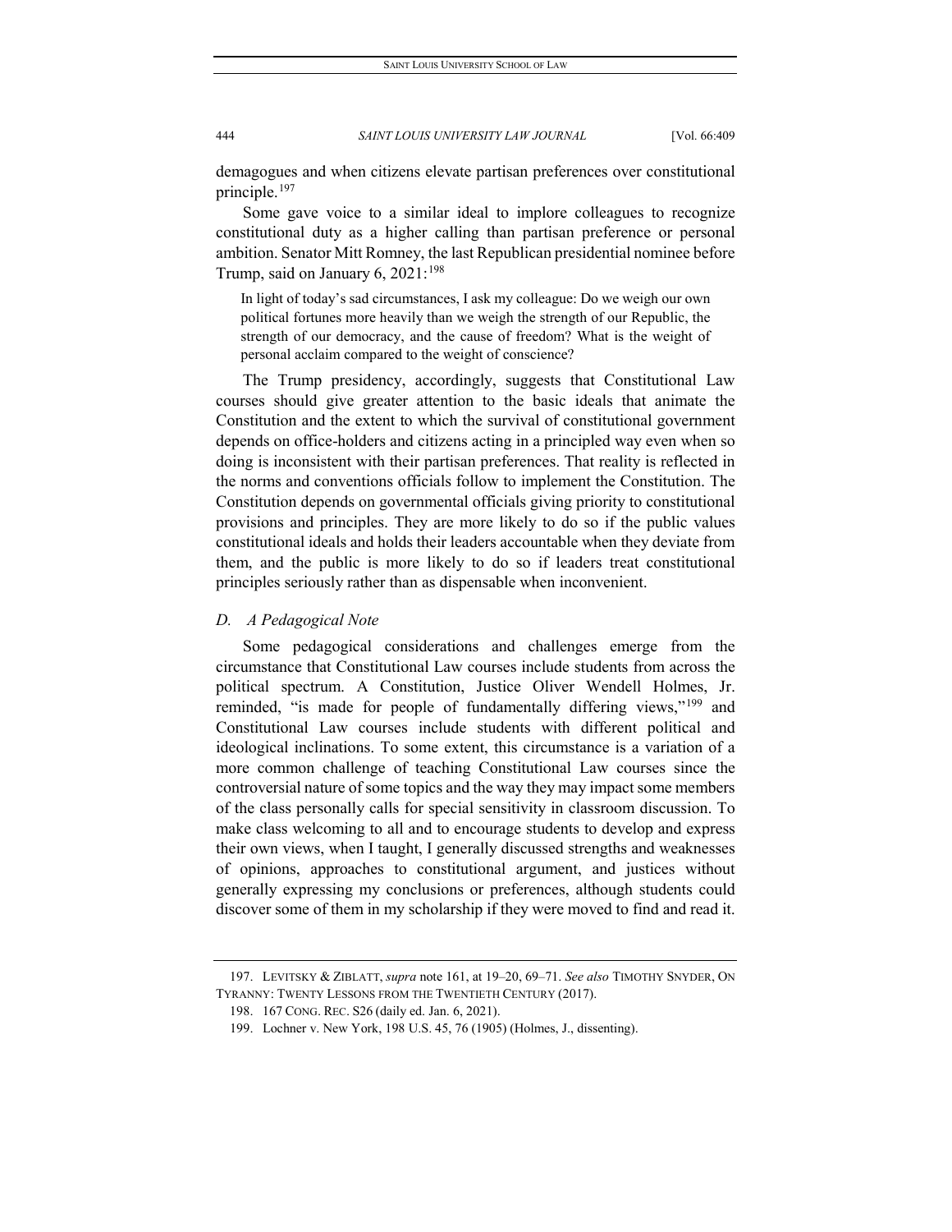demagogues and when citizens elevate partisan preferences over constitutional principle.[197]

Some gave voice to a similar ideal to implore colleagues to recognize constitutional duty as a higher calling than partisan preference or personal ambition. Senator Mitt Romney, the last Republican presidential nominee before Trump, said on January 6, 2021:[198]

> In light of today's sad circumstances, I ask my colleague: Do we weigh our own political fortunes more heavily than we weigh the strength of our Republic, the strength of our democracy, and the cause of freedom? What is the weight of personal acclaim compared to the weight of conscience?

The Trump presidency, accordingly, suggests that Constitutional Law courses should give greater attention to the basic ideals that animate the Constitution and the extent to which the survival of constitutional government depends on office-holders and citizens acting in a principled way even when so doing is inconsistent with their partisan preferences. That reality is reflected in the norms and conventions officials follow to implement the Constitution. The Constitution depends on governmental officials giving priority to constitutional provisions and principles. They are more likely to do so if the public values constitutional ideals and holds their leaders accountable when they deviate from them, and the public is more likely to do so if leaders treat constitutional principles seriously rather than as dispensable when inconvenient.

### *D. A Pedagogical Note*

Some pedagogical considerations and challenges emerge from the circumstance that Constitutional Law courses include students from across the political spectrum. A Constitution, Justice Oliver Wendell Holmes, Jr. reminded, "is made for people of fundamentally differing views,"[199] and Constitutional Law courses include students with different political and ideological inclinations. To some extent, this circumstance is a variation of a more common challenge of teaching Constitutional Law courses since the controversial nature of some topics and the way they may impact some members of the class personally calls for special sensitivity in classroom discussion. To make class welcoming to all and to encourage students to develop and express their own views, when I taught, I generally discussed strengths and weaknesses of opinions, approaches to constitutional argument, and justices without generally expressing my conclusions or preferences, although students could discover some of them in my scholarship if they were moved to find and read it.

---

197. LEVITSKY & ZIBLATT, *supra* note 161, at 19–20, 69–71. *See also* TIMOTHY SNYDER, ON TYRANNY: TWENTY LESSONS FROM THE TWENTIETH CENTURY (2017).

198. 167 CONG. REC. S26 (daily ed. Jan. 6, 2021).

199. Lochner v. New York, 198 U.S. 45, 76 (1905) (Holmes, J., dissenting).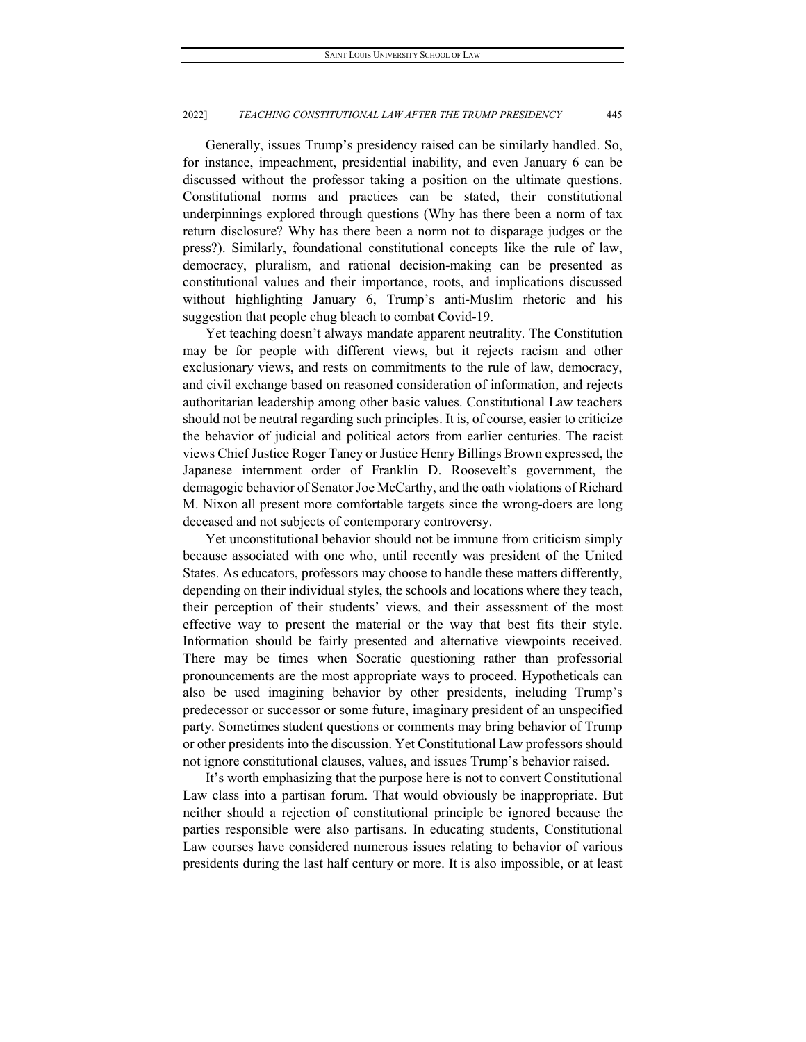Generally, issues Trump's presidency raised can be similarly handled. So, for instance, impeachment, presidential inability, and even January 6 can be discussed without the professor taking a position on the ultimate questions. Constitutional norms and practices can be stated, their constitutional underpinnings explored through questions (Why has there been a norm of tax return disclosure? Why has there been a norm not to disparage judges or the press?). Similarly, foundational constitutional concepts like the rule of law, democracy, pluralism, and rational decision-making can be presented as constitutional values and their importance, roots, and implications discussed without highlighting January 6, Trump's anti-Muslim rhetoric and his suggestion that people chug bleach to combat Covid-19.

Yet teaching doesn't always mandate apparent neutrality. The Constitution may be for people with different views, but it rejects racism and other exclusionary views, and rests on commitments to the rule of law, democracy, and civil exchange based on reasoned consideration of information, and rejects authoritarian leadership among other basic values. Constitutional Law teachers should not be neutral regarding such principles. It is, of course, easier to criticize the behavior of judicial and political actors from earlier centuries. The racist views Chief Justice Roger Taney or Justice Henry Billings Brown expressed, the Japanese internment order of Franklin D. Roosevelt's government, the demagogic behavior of Senator Joe McCarthy, and the oath violations of Richard M. Nixon all present more comfortable targets since the wrong-doers are long deceased and not subjects of contemporary controversy.

Yet unconstitutional behavior should not be immune from criticism simply because associated with one who, until recently was president of the United States. As educators, professors may choose to handle these matters differently, depending on their individual styles, the schools and locations where they teach, their perception of their students' views, and their assessment of the most effective way to present the material or the way that best fits their style. Information should be fairly presented and alternative viewpoints received. There may be times when Socratic questioning rather than professorial pronouncements are the most appropriate ways to proceed. Hypotheticals can also be used imagining behavior by other presidents, including Trump's predecessor or successor or some future, imaginary president of an unspecified party. Sometimes student questions or comments may bring behavior of Trump or other presidents into the discussion. Yet Constitutional Law professors should not ignore constitutional clauses, values, and issues Trump's behavior raised.

It's worth emphasizing that the purpose here is not to convert Constitutional Law class into a partisan forum. That would obviously be inappropriate. But neither should a rejection of constitutional principle be ignored because the parties responsible were also partisans. In educating students, Constitutional Law courses have considered numerous issues relating to behavior of various presidents during the last half century or more. It is also impossible, or at least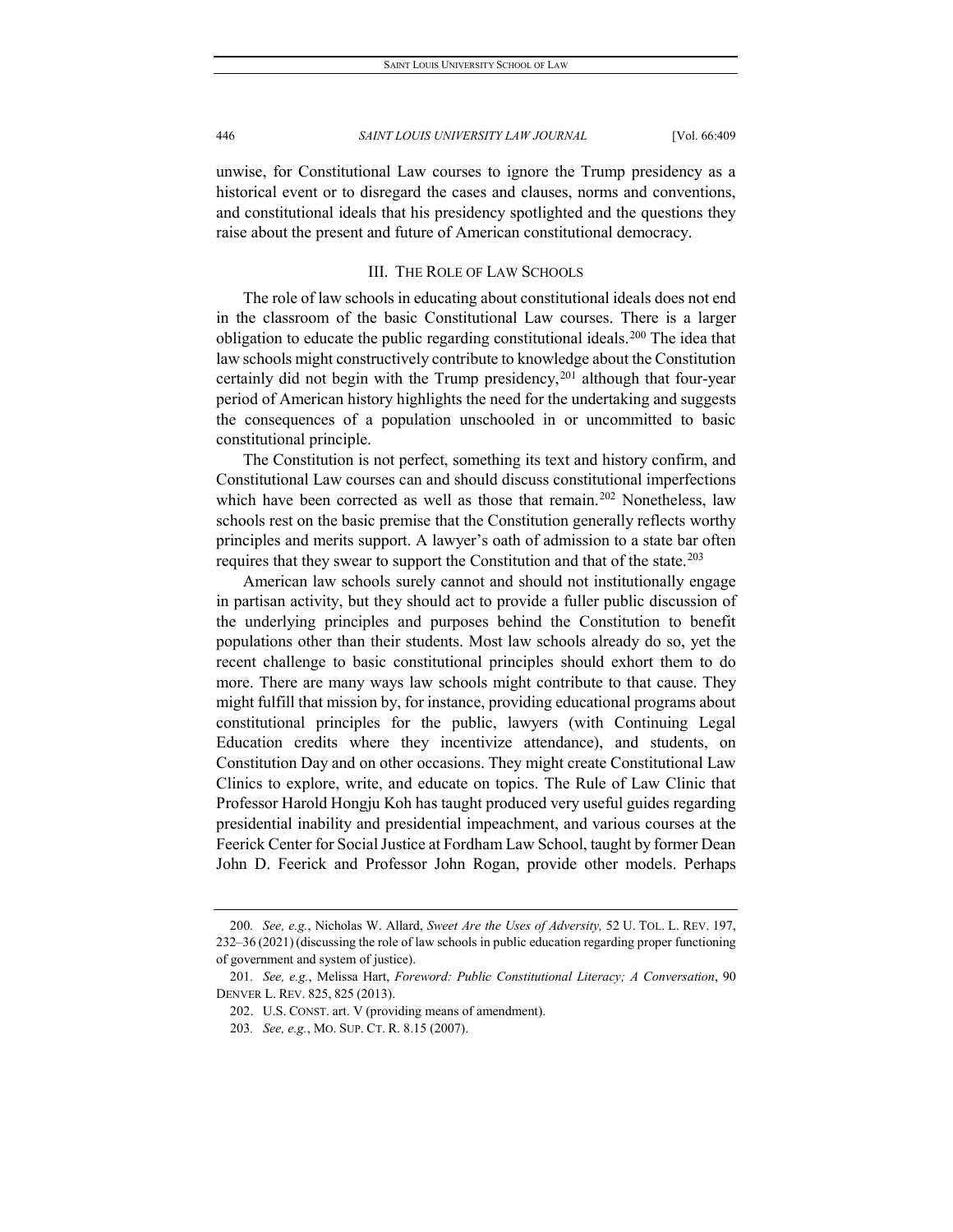unwise, for Constitutional Law courses to ignore the Trump presidency as a historical event or to disregard the cases and clauses, norms and conventions, and constitutional ideals that his presidency spotlighted and the questions they raise about the present and future of American constitutional democracy.

## III. THE ROLE OF LAW SCHOOLS

The role of law schools in educating about constitutional ideals does not end in the classroom of the basic Constitutional Law courses. There is a larger obligation to educate the public regarding constitutional ideals.[200] The idea that law schools might constructively contribute to knowledge about the Constitution certainly did not begin with the Trump presidency,[201] although that four-year period of American history highlights the need for the undertaking and suggests the consequences of a population unschooled in or uncommitted to basic constitutional principle.

The Constitution is not perfect, something its text and history confirm, and Constitutional Law courses can and should discuss constitutional imperfections which have been corrected as well as those that remain.[202] Nonetheless, law schools rest on the basic premise that the Constitution generally reflects worthy principles and merits support. A lawyer's oath of admission to a state bar often requires that they swear to support the Constitution and that of the state.[203]

American law schools surely cannot and should not institutionally engage in partisan activity, but they should act to provide a fuller public discussion of the underlying principles and purposes behind the Constitution to benefit populations other than their students. Most law schools already do so, yet the recent challenge to basic constitutional principles should exhort them to do more. There are many ways law schools might contribute to that cause. They might fulfill that mission by, for instance, providing educational programs about constitutional principles for the public, lawyers (with Continuing Legal Education credits where they incentivize attendance), and students, on Constitution Day and on other occasions. They might create Constitutional Law Clinics to explore, write, and educate on topics. The Rule of Law Clinic that Professor Harold Hongju Koh has taught produced very useful guides regarding presidential inability and presidential impeachment, and various courses at the Feerick Center for Social Justice at Fordham Law School, taught by former Dean John D. Feerick and Professor John Rogan, provide other models. Perhaps

---

200. *See, e.g.*, Nicholas W. Allard, *Sweet Are the Uses of Adversity,* 52 U. TOL. L. REV. 197, 232–36 (2021) (discussing the role of law schools in public education regarding proper functioning of government and system of justice).

201. *See, e.g.*, Melissa Hart, *Foreword: Public Constitutional Literacy; A Conversation*, 90 DENVER L. REV. 825, 825 (2013).

202. U.S. CONST. art. V (providing means of amendment).

203. *See, e.g.*, MO. SUP. CT. R. 8.15 (2007).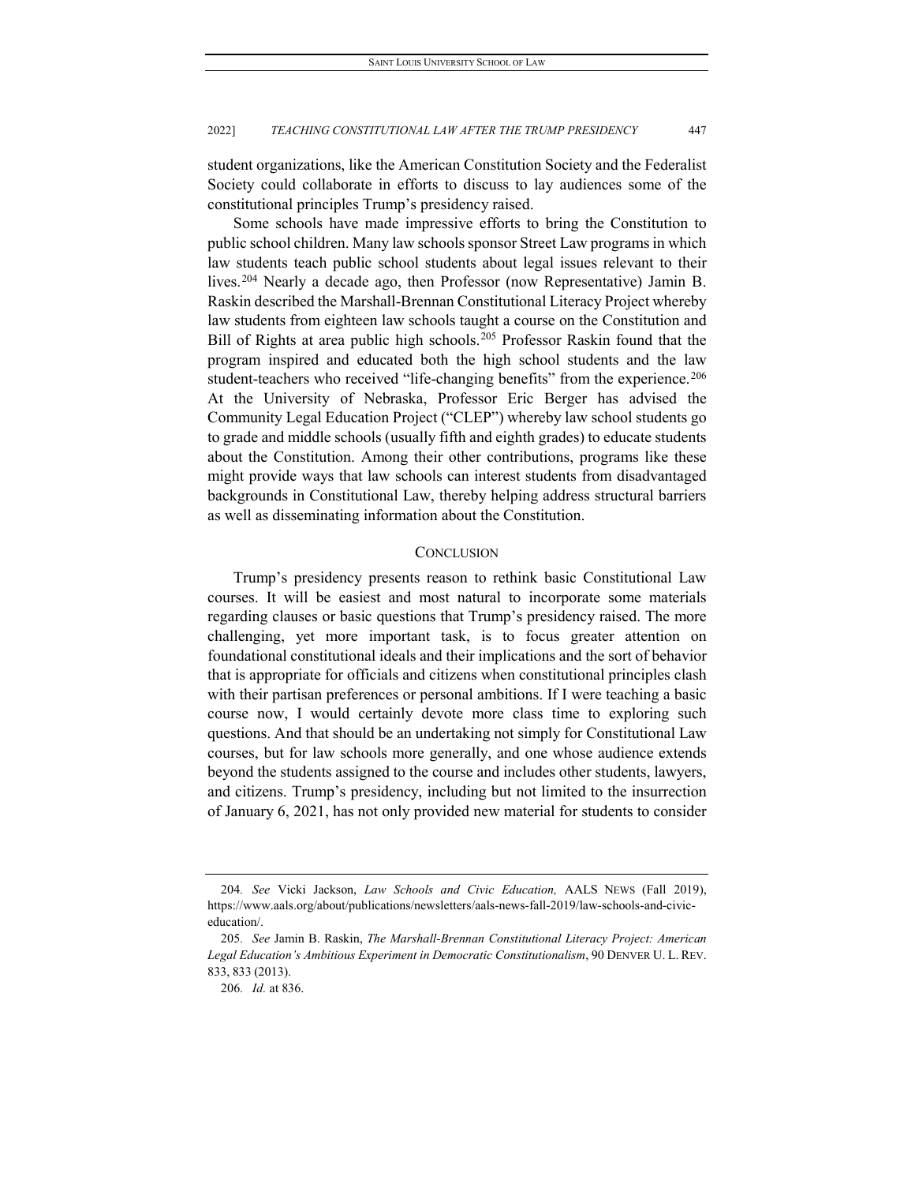student organizations, like the American Constitution Society and the Federalist Society could collaborate in efforts to discuss to lay audiences some of the constitutional principles Trump's presidency raised.

Some schools have made impressive efforts to bring the Constitution to public school children. Many law schools sponsor Street Law programs in which law students teach public school students about legal issues relevant to their lives.[204] Nearly a decade ago, then Professor (now Representative) Jamin B. Raskin described the Marshall-Brennan Constitutional Literacy Project whereby law students from eighteen law schools taught a course on the Constitution and Bill of Rights at area public high schools.[205] Professor Raskin found that the program inspired and educated both the high school students and the law student-teachers who received "life-changing benefits" from the experience.[206] At the University of Nebraska, Professor Eric Berger has advised the Community Legal Education Project ("CLEP") whereby law school students go to grade and middle schools (usually fifth and eighth grades) to educate students about the Constitution. Among their other contributions, programs like these might provide ways that law schools can interest students from disadvantaged backgrounds in Constitutional Law, thereby helping address structural barriers as well as disseminating information about the Constitution.

## CONCLUSION

Trump's presidency presents reason to rethink basic Constitutional Law courses. It will be easiest and most natural to incorporate some materials regarding clauses or basic questions that Trump's presidency raised. The more challenging, yet more important task, is to focus greater attention on foundational constitutional ideals and their implications and the sort of behavior that is appropriate for officials and citizens when constitutional principles clash with their partisan preferences or personal ambitions. If I were teaching a basic course now, I would certainly devote more class time to exploring such questions. And that should be an undertaking not simply for Constitutional Law courses, but for law schools more generally, and one whose audience extends beyond the students assigned to the course and includes other students, lawyers, and citizens. Trump's presidency, including but not limited to the insurrection of January 6, 2021, has not only provided new material for students to consider

---

204. *See* Vicki Jackson, *Law Schools and Civic Education,* AALS NEWS (Fall 2019), https://www.aals.org/about/publications/newsletters/aals-news-fall-2019/law-schools-and-civic-education/.

205. *See* Jamin B. Raskin, *The Marshall-Brennan Constitutional Literacy Project: American Legal Education's Ambitious Experiment in Democratic Constitutionalism*, 90 DENVER U. L. REV. 833, 833 (2013).

206. *Id.* at 836.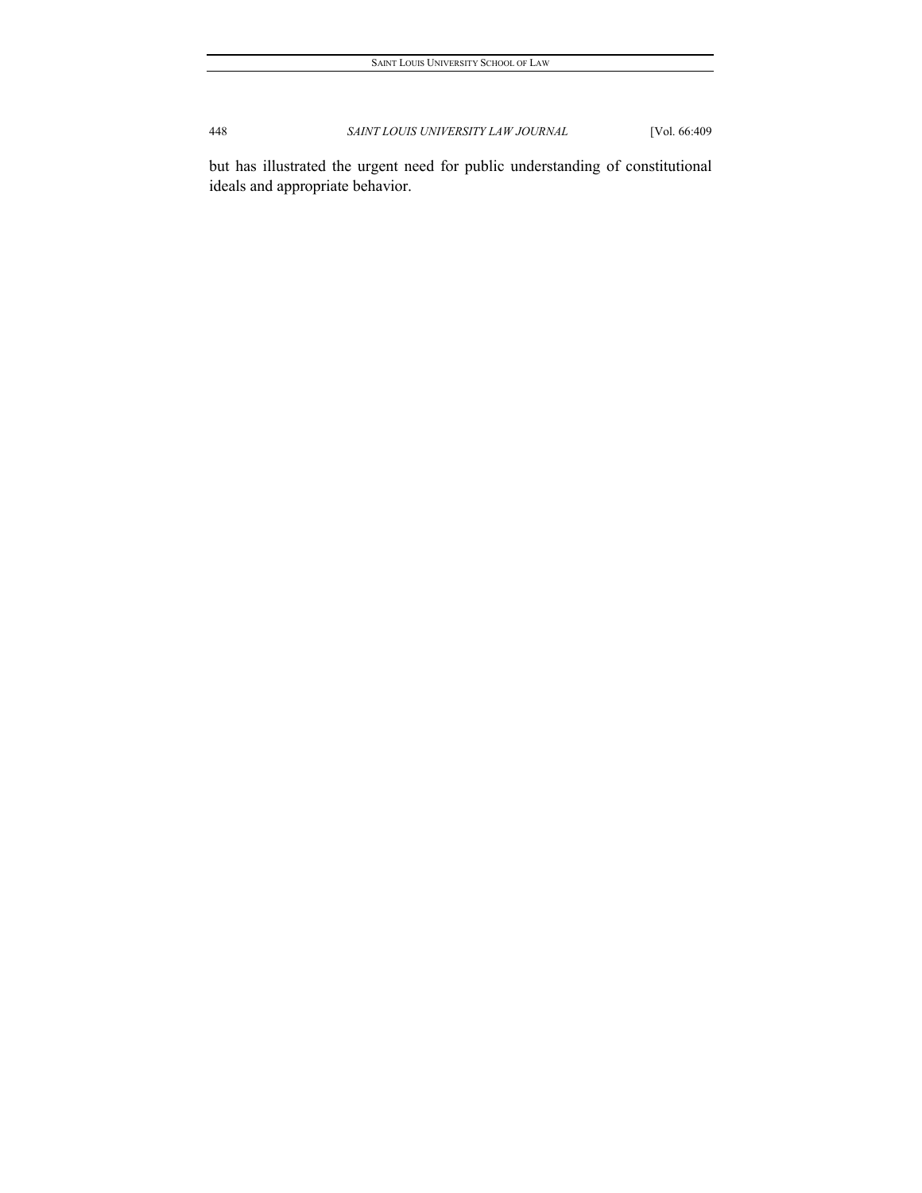but has illustrated the urgent need for public understanding of constitutional ideals and appropriate behavior.